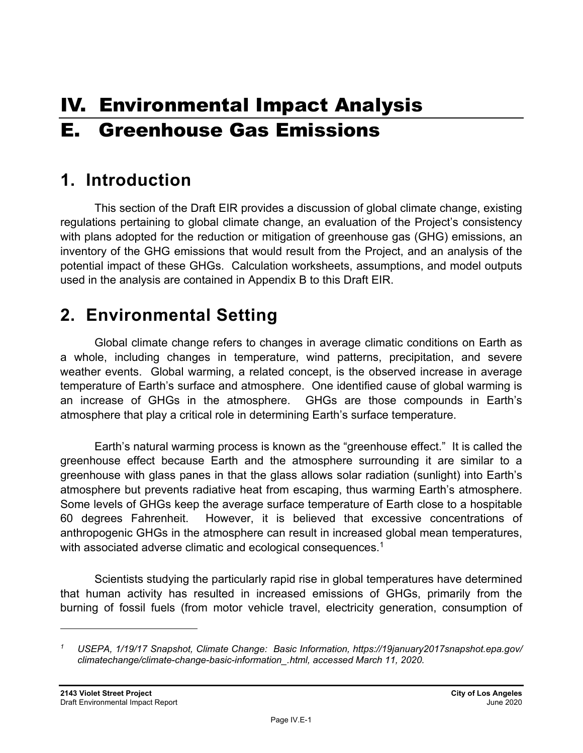# IV. Environmental Impact Analysis

# E. Greenhouse Gas Emissions

## 1. Introduction

This section of the Draft EIR provides a discussion of global climate change, existing regulations pertaining to global climate change, an evaluation of the Project's consistency with plans adopted for the reduction or mitigation of greenhouse gas (GHG) emissions, an inventory of the GHG emissions that would result from the Project, and an analysis of the potential impact of these GHGs. Calculation worksheets, assumptions, and model outputs used in the analysis are contained in Appendix B to this Draft EIR.

## 2. Environmental Setting

Global climate change refers to changes in average climatic conditions on Earth as a whole, including changes in temperature, wind patterns, precipitation, and severe weather events. Global warming, a related concept, is the observed increase in average temperature of Earth's surface and atmosphere. One identified cause of global warming is an increase of GHGs in the atmosphere. GHGs are those compounds in Earth's atmosphere that play a critical role in determining Earth's surface temperature.

Earth's natural warming process is known as the "greenhouse effect." It is called the greenhouse effect because Earth and the atmosphere surrounding it are similar to a greenhouse with glass panes in that the glass allows solar radiation (sunlight) into Earth's atmosphere but prevents radiative heat from escaping, thus warming Earth's atmosphere. Some levels of GHGs keep the average surface temperature of Earth close to a hospitable 60 degrees Fahrenheit. However, it is believed that excessive concentrations of anthropogenic GHGs in the atmosphere can result in increased global mean temperatures, with associated adverse climatic and ecological consequences.[1]

Scientists studying the particularly rapid rise in global temperatures have determined that human activity has resulted in increased emissions of GHGs, primarily from the burning of fossil fuels (from motor vehicle travel, electricity generation, consumption of

---

[1] *USEPA, 1/19/17 Snapshot, Climate Change: Basic Information, https://19january2017snapshot.epa.gov/climatechange/climate-change-basic-information_.html, accessed March 11, 2020.*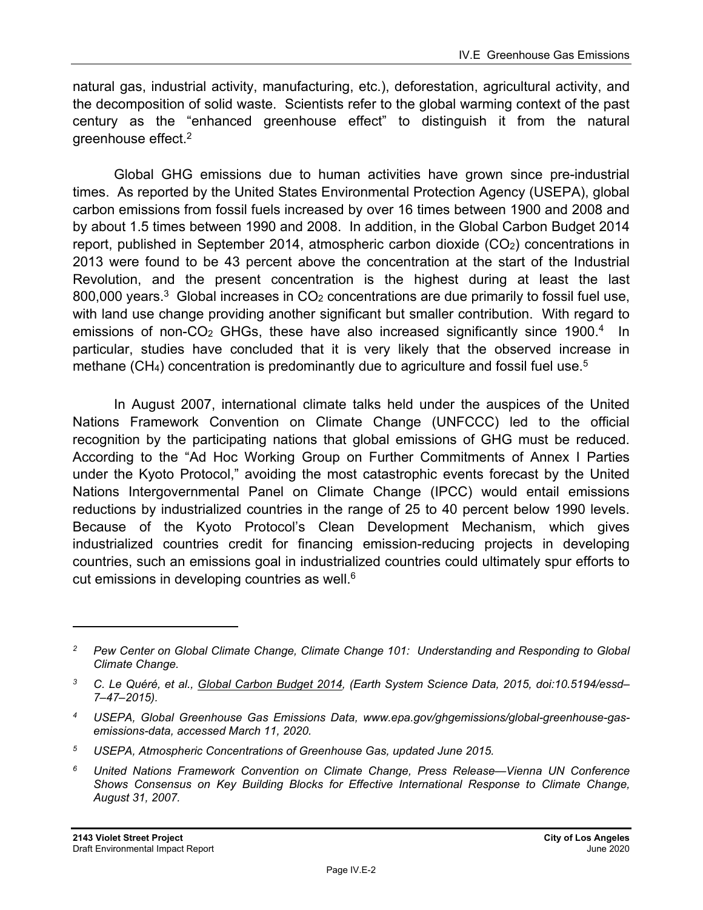natural gas, industrial activity, manufacturing, etc.), deforestation, agricultural activity, and the decomposition of solid waste. Scientists refer to the global warming context of the past century as the "enhanced greenhouse effect" to distinguish it from the natural greenhouse effect.[2]

Global GHG emissions due to human activities have grown since pre-industrial times. As reported by the United States Environmental Protection Agency (USEPA), global carbon emissions from fossil fuels increased by over 16 times between 1900 and 2008 and by about 1.5 times between 1990 and 2008. In addition, in the Global Carbon Budget 2014 report, published in September 2014, atmospheric carbon dioxide ($CO_2$) concentrations in 2013 were found to be 43 percent above the concentration at the start of the Industrial Revolution, and the present concentration is the highest during at least the last 800,000 years.[3] Global increases in $CO_2$ concentrations are due primarily to fossil fuel use, with land use change providing another significant but smaller contribution. With regard to emissions of non-$CO_2$ GHGs, these have also increased significantly since 1900.[4] In particular, studies have concluded that it is very likely that the observed increase in methane ($CH_4$) concentration is predominantly due to agriculture and fossil fuel use.[5]

In August 2007, international climate talks held under the auspices of the United Nations Framework Convention on Climate Change (UNFCCC) led to the official recognition by the participating nations that global emissions of GHG must be reduced. According to the "Ad Hoc Working Group on Further Commitments of Annex I Parties under the Kyoto Protocol," avoiding the most catastrophic events forecast by the United Nations Intergovernmental Panel on Climate Change (IPCC) would entail emissions reductions by industrialized countries in the range of 25 to 40 percent below 1990 levels. Because of the Kyoto Protocol's Clean Development Mechanism, which gives industrialized countries credit for financing emission-reducing projects in developing countries, such an emissions goal in industrialized countries could ultimately spur efforts to cut emissions in developing countries as well.[6]

---

[2] *Pew Center on Global Climate Change, Climate Change 101: Understanding and Responding to Global Climate Change.*

[3] *C. Le Quéré, et al., Global Carbon Budget 2014, (Earth System Science Data, 2015, doi:10.5194/essd–7–47–2015).*

[4] *USEPA, Global Greenhouse Gas Emissions Data, www.epa.gov/ghgemissions/global-greenhouse-gas-emissions-data, accessed March 11, 2020.*

[5] *USEPA, Atmospheric Concentrations of Greenhouse Gas, updated June 2015.*

[6] *United Nations Framework Convention on Climate Change, Press Release—Vienna UN Conference Shows Consensus on Key Building Blocks for Effective International Response to Climate Change, August 31, 2007.*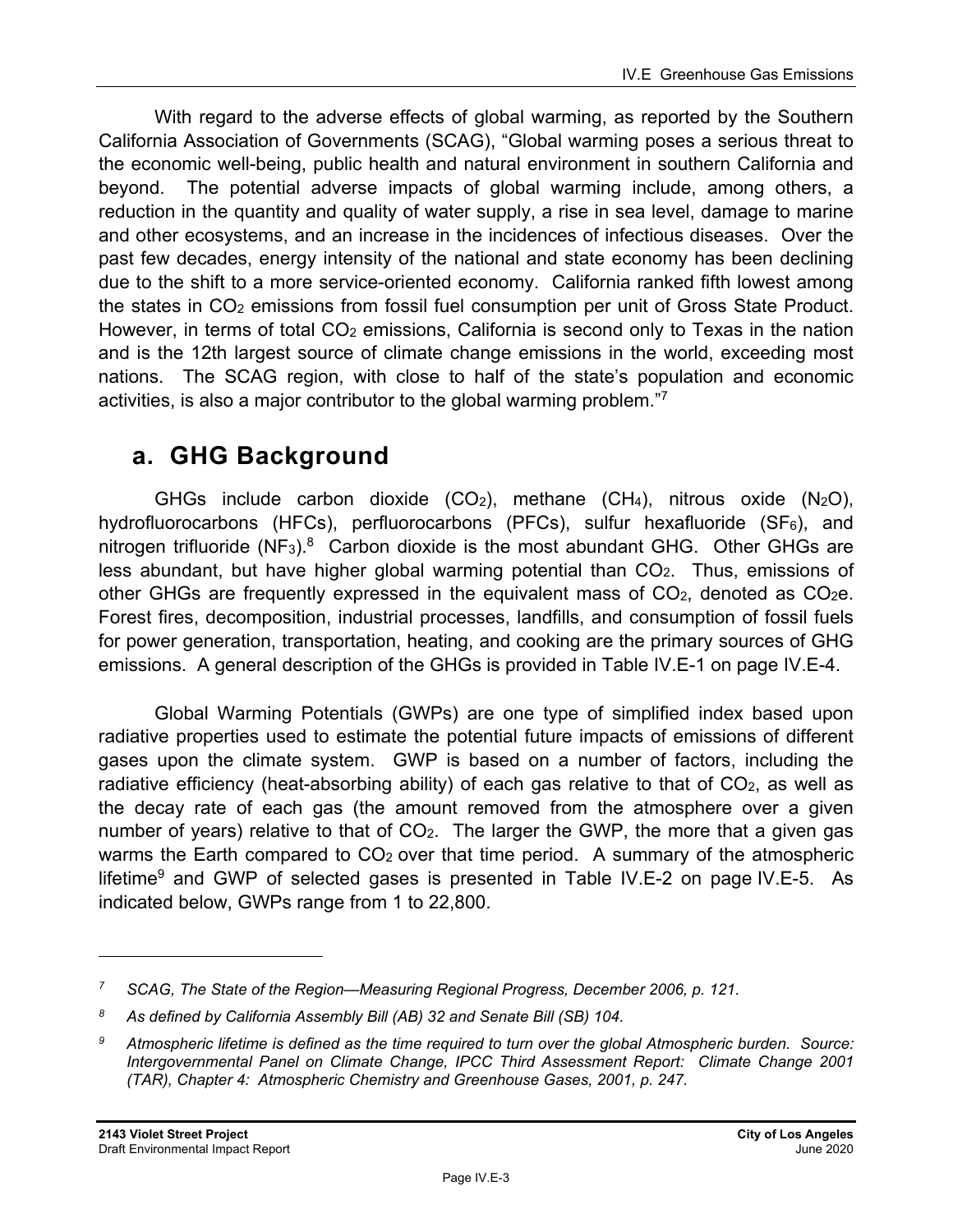With regard to the adverse effects of global warming, as reported by the Southern California Association of Governments (SCAG), "Global warming poses a serious threat to the economic well-being, public health and natural environment in southern California and beyond. The potential adverse impacts of global warming include, among others, a reduction in the quantity and quality of water supply, a rise in sea level, damage to marine and other ecosystems, and an increase in the incidences of infectious diseases. Over the past few decades, energy intensity of the national and state economy has been declining due to the shift to a more service-oriented economy. California ranked fifth lowest among the states in $CO_2$ emissions from fossil fuel consumption per unit of Gross State Product. However, in terms of total $CO_2$ emissions, California is second only to Texas in the nation and is the 12th largest source of climate change emissions in the world, exceeding most nations. The SCAG region, with close to half of the state's population and economic activities, is also a major contributor to the global warming problem."[7]

## a. GHG Background

GHGs include carbon dioxide ($CO_2$), methane ($CH_4$), nitrous oxide ($N_2O$), hydrofluorocarbons (HFCs), perfluorocarbons (PFCs), sulfur hexafluoride ($SF_6$), and nitrogen trifluoride ($NF_3$).[8] Carbon dioxide is the most abundant GHG. Other GHGs are less abundant, but have higher global warming potential than $CO_2$. Thus, emissions of other GHGs are frequently expressed in the equivalent mass of $CO_2$, denoted as $CO_2e$. Forest fires, decomposition, industrial processes, landfills, and consumption of fossil fuels for power generation, transportation, heating, and cooking are the primary sources of GHG emissions. A general description of the GHGs is provided in Table IV.E-1 on page IV.E-4.

Global Warming Potentials (GWPs) are one type of simplified index based upon radiative properties used to estimate the potential future impacts of emissions of different gases upon the climate system. GWP is based on a number of factors, including the radiative efficiency (heat-absorbing ability) of each gas relative to that of $CO_2$, as well as the decay rate of each gas (the amount removed from the atmosphere over a given number of years) relative to that of $CO_2$. The larger the GWP, the more that a given gas warms the Earth compared to $CO_2$ over that time period. A summary of the atmospheric lifetime[9] and GWP of selected gases is presented in Table IV.E-2 on page IV.E-5. As indicated below, GWPs range from 1 to 22,800.

---

[7] *SCAG, The State of the Region—Measuring Regional Progress, December 2006, p. 121.*

[8] *As defined by California Assembly Bill (AB) 32 and Senate Bill (SB) 104.*

[9] *Atmospheric lifetime is defined as the time required to turn over the global Atmospheric burden. Source: Intergovernmental Panel on Climate Change, IPCC Third Assessment Report: Climate Change 2001 (TAR), Chapter 4: Atmospheric Chemistry and Greenhouse Gases, 2001, p. 247.*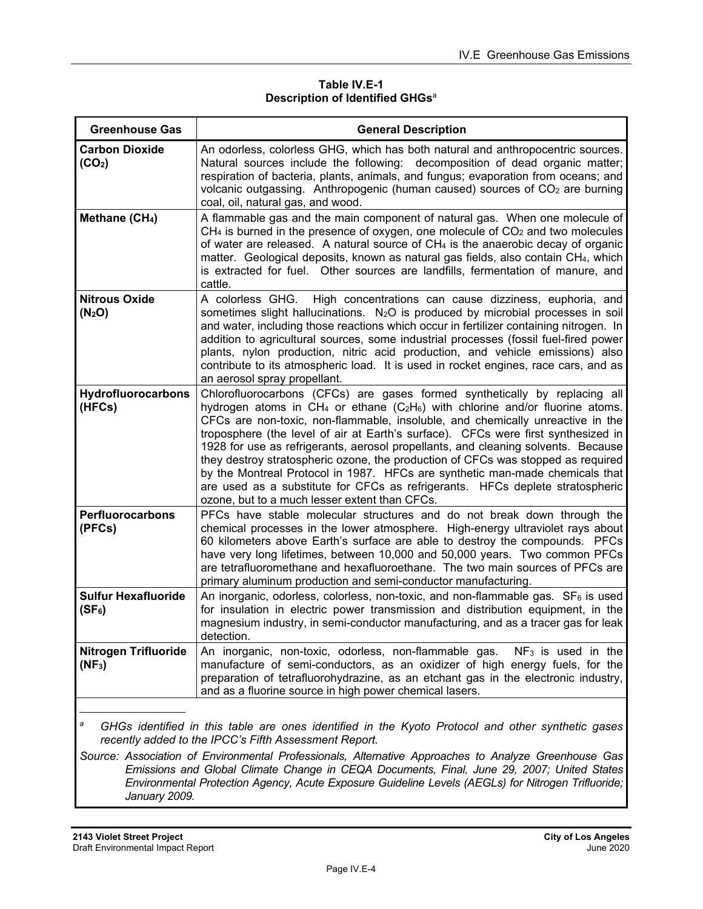**Table IV.E-1**
**Description of Identified GHGs**[a]

| Greenhouse Gas | General Description |
|---|---|
| **Carbon Dioxide ($CO_2$)** | An odorless, colorless GHG, which has both natural and anthropocentric sources. Natural sources include the following: decomposition of dead organic matter; respiration of bacteria, plants, animals, and fungus; evaporation from oceans; and volcanic outgassing. Anthropogenic (human caused) sources of $CO_2$ are burning coal, oil, natural gas, and wood. |
| **Methane ($CH_4$)** | A flammable gas and the main component of natural gas. When one molecule of $CH_4$ is burned in the presence of oxygen, one molecule of $CO_2$ and two molecules of water are released. A natural source of $CH_4$ is the anaerobic decay of organic matter. Geological deposits, known as natural gas fields, also contain $CH_4$, which is extracted for fuel. Other sources are landfills, fermentation of manure, and cattle. |
| **Nitrous Oxide ($N_2O$)** | A colorless GHG. High concentrations can cause dizziness, euphoria, and sometimes slight hallucinations. $N_2O$ is produced by microbial processes in soil and water, including those reactions which occur in fertilizer containing nitrogen. In addition to agricultural sources, some industrial processes (fossil fuel-fired power plants, nylon production, nitric acid production, and vehicle emissions) also contribute to its atmospheric load. It is used in rocket engines, race cars, and as an aerosol spray propellant. |
| **Hydrofluorocarbons (HFCs)** | Chlorofluorocarbons (CFCs) are gases formed synthetically by replacing all hydrogen atoms in $CH_4$ or ethane ($C_2H_6$) with chlorine and/or fluorine atoms. CFCs are non-toxic, non-flammable, insoluble, and chemically unreactive in the troposphere (the level of air at Earth's surface). CFCs were first synthesized in 1928 for use as refrigerants, aerosol propellants, and cleaning solvents. Because they destroy stratospheric ozone, the production of CFCs was stopped as required by the Montreal Protocol in 1987. HFCs are synthetic man-made chemicals that are used as a substitute for CFCs as refrigerants. HFCs deplete stratospheric ozone, but to a much lesser extent than CFCs. |
| **Perfluorocarbons (PFCs)** | PFCs have stable molecular structures and do not break down through the chemical processes in the lower atmosphere. High-energy ultraviolet rays about 60 kilometers above Earth's surface are able to destroy the compounds. PFCs have very long lifetimes, between 10,000 and 50,000 years. Two common PFCs are tetrafluoromethane and hexafluoroethane. The two main sources of PFCs are primary aluminum production and semi-conductor manufacturing. |
| **Sulfur Hexafluoride ($SF_6$)** | An inorganic, odorless, colorless, non-toxic, and non-flammable gas. $SF_6$ is used for insulation in electric power transmission and distribution equipment, in the magnesium industry, in semi-conductor manufacturing, and as a tracer gas for leak detection. |
| **Nitrogen Trifluoride ($NF_3$)** | An inorganic, non-toxic, odorless, non-flammable gas. $NF_3$ is used in the manufacture of semi-conductors, as an oxidizer of high energy fuels, for the preparation of tetrafluorohydrazine, as an etchant gas in the electronic industry, and as a fluorine source in high power chemical lasers. |

[a] *GHGs identified in this table are ones identified in the Kyoto Protocol and other synthetic gases recently added to the IPCC's Fifth Assessment Report.*

*Source: Association of Environmental Professionals, Alternative Approaches to Analyze Greenhouse Gas Emissions and Global Climate Change in CEQA Documents, Final, June 29, 2007; United States Environmental Protection Agency, Acute Exposure Guideline Levels (AEGLs) for Nitrogen Trifluoride; January 2009.*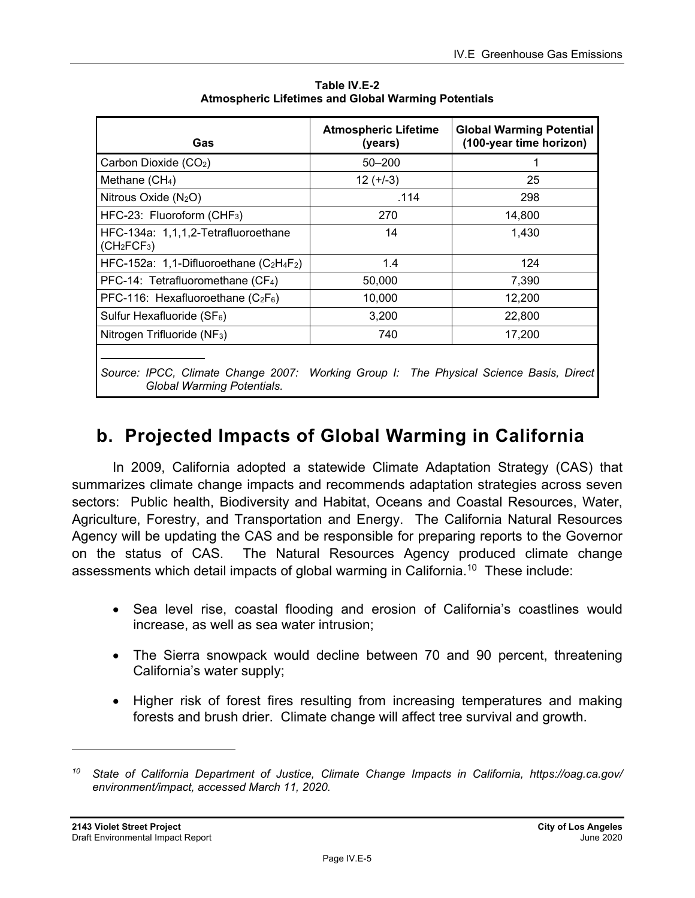**Table IV.E-2**
**Atmospheric Lifetimes and Global Warming Potentials**

| Gas | Atmospheric Lifetime (years) | Global Warming Potential (100-year time horizon) |
|---|---|---|
| Carbon Dioxide ($CO_2$) | 50–200 | 1 |
| Methane ($CH_4$) | 12 (+/-3) | 25 |
| Nitrous Oxide ($N_2O$) | .114 | 298 |
| HFC-23: Fluoroform ($CHF_3$) | 270 | 14,800 |
| HFC-134a: 1,1,1,2-Tetrafluoroethane ($CH_2FCF_3$) | 14 | 1,430 |
| HFC-152a: 1,1-Difluoroethane ($C_2H_4F_2$) | 1.4 | 124 |
| PFC-14: Tetrafluoromethane ($CF_4$) | 50,000 | 7,390 |
| PFC-116: Hexafluoroethane ($C_2F_6$) | 10,000 | 12,200 |
| Sulfur Hexafluoride ($SF_6$) | 3,200 | 22,800 |
| Nitrogen Trifluoride ($NF_3$) | 740 | 17,200 |

*Source: IPCC, Climate Change 2007: Working Group I: The Physical Science Basis, Direct Global Warming Potentials.*

## b. Projected Impacts of Global Warming in California

In 2009, California adopted a statewide Climate Adaptation Strategy (CAS) that summarizes climate change impacts and recommends adaptation strategies across seven sectors: Public health, Biodiversity and Habitat, Oceans and Coastal Resources, Water, Agriculture, Forestry, and Transportation and Energy. The California Natural Resources Agency will be updating the CAS and be responsible for preparing reports to the Governor on the status of CAS. The Natural Resources Agency produced climate change assessments which detail impacts of global warming in California.[10] These include:

- Sea level rise, coastal flooding and erosion of California's coastlines would increase, as well as sea water intrusion;
- The Sierra snowpack would decline between 70 and 90 percent, threatening California's water supply;
- Higher risk of forest fires resulting from increasing temperatures and making forests and brush drier. Climate change will affect tree survival and growth.

---

[10] *State of California Department of Justice, Climate Change Impacts in California, https://oag.ca.gov/environment/impact, accessed March 11, 2020.*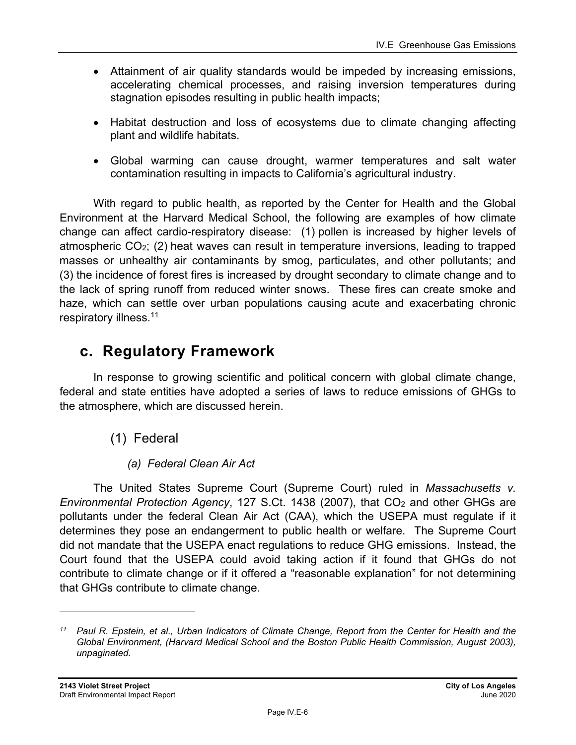- Attainment of air quality standards would be impeded by increasing emissions, accelerating chemical processes, and raising inversion temperatures during stagnation episodes resulting in public health impacts;
- Habitat destruction and loss of ecosystems due to climate changing affecting plant and wildlife habitats.
- Global warming can cause drought, warmer temperatures and salt water contamination resulting in impacts to California's agricultural industry.

With regard to public health, as reported by the Center for Health and the Global Environment at the Harvard Medical School, the following are examples of how climate change can affect cardio-respiratory disease: (1) pollen is increased by higher levels of atmospheric $CO_2$; (2) heat waves can result in temperature inversions, leading to trapped masses or unhealthy air contaminants by smog, particulates, and other pollutants; and (3) the incidence of forest fires is increased by drought secondary to climate change and to the lack of spring runoff from reduced winter snows. These fires can create smoke and haze, which can settle over urban populations causing acute and exacerbating chronic respiratory illness.[11]

## c. Regulatory Framework

In response to growing scientific and political concern with global climate change, federal and state entities have adopted a series of laws to reduce emissions of GHGs to the atmosphere, which are discussed herein.

### (1) Federal

#### *(a) Federal Clean Air Act*

The United States Supreme Court (Supreme Court) ruled in *Massachusetts v. Environmental Protection Agency*, 127 S.Ct. 1438 (2007), that $CO_2$ and other GHGs are pollutants under the federal Clean Air Act (CAA), which the USEPA must regulate if it determines they pose an endangerment to public health or welfare. The Supreme Court did not mandate that the USEPA enact regulations to reduce GHG emissions. Instead, the Court found that the USEPA could avoid taking action if it found that GHGs do not contribute to climate change or if it offered a "reasonable explanation" for not determining that GHGs contribute to climate change.

---

[11] *Paul R. Epstein, et al., Urban Indicators of Climate Change, Report from the Center for Health and the Global Environment, (Harvard Medical School and the Boston Public Health Commission, August 2003), unpaginated.*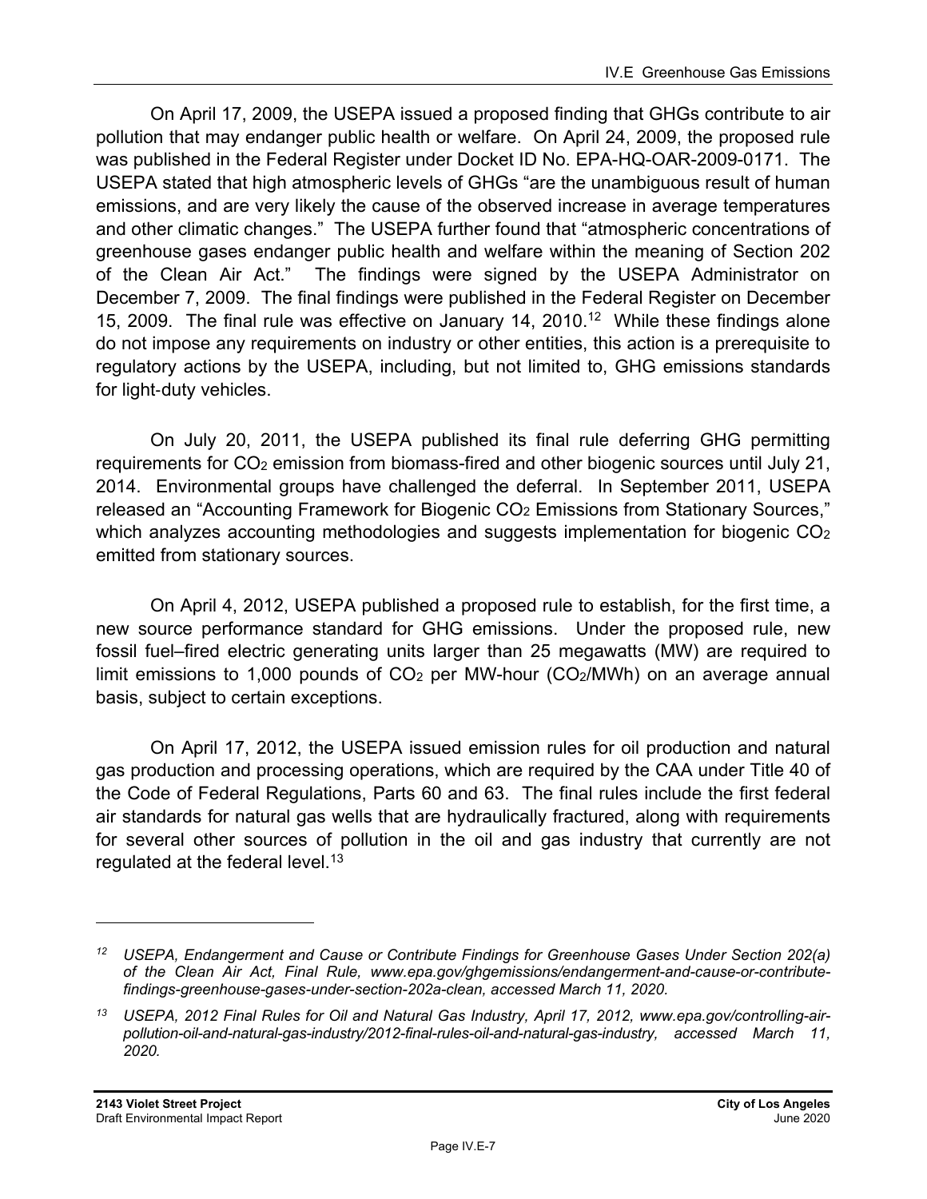On April 17, 2009, the USEPA issued a proposed finding that GHGs contribute to air pollution that may endanger public health or welfare. On April 24, 2009, the proposed rule was published in the Federal Register under Docket ID No. EPA-HQ-OAR-2009-0171. The USEPA stated that high atmospheric levels of GHGs "are the unambiguous result of human emissions, and are very likely the cause of the observed increase in average temperatures and other climatic changes." The USEPA further found that "atmospheric concentrations of greenhouse gases endanger public health and welfare within the meaning of Section 202 of the Clean Air Act." The findings were signed by the USEPA Administrator on December 7, 2009. The final findings were published in the Federal Register on December 15, 2009. The final rule was effective on January 14, 2010.[12] While these findings alone do not impose any requirements on industry or other entities, this action is a prerequisite to regulatory actions by the USEPA, including, but not limited to, GHG emissions standards for light-duty vehicles.

On July 20, 2011, the USEPA published its final rule deferring GHG permitting requirements for $CO_2$ emission from biomass-fired and other biogenic sources until July 21, 2014. Environmental groups have challenged the deferral. In September 2011, USEPA released an "Accounting Framework for Biogenic $CO_2$ Emissions from Stationary Sources," which analyzes accounting methodologies and suggests implementation for biogenic $CO_2$ emitted from stationary sources.

On April 4, 2012, USEPA published a proposed rule to establish, for the first time, a new source performance standard for GHG emissions. Under the proposed rule, new fossil fuel–fired electric generating units larger than 25 megawatts (MW) are required to limit emissions to 1,000 pounds of $CO_2$ per MW-hour ($CO_2$/MWh) on an average annual basis, subject to certain exceptions.

On April 17, 2012, the USEPA issued emission rules for oil production and natural gas production and processing operations, which are required by the CAA under Title 40 of the Code of Federal Regulations, Parts 60 and 63. The final rules include the first federal air standards for natural gas wells that are hydraulically fractured, along with requirements for several other sources of pollution in the oil and gas industry that currently are not regulated at the federal level.[13]

---

*[12] USEPA, Endangerment and Cause or Contribute Findings for Greenhouse Gases Under Section 202(a) of the Clean Air Act, Final Rule, www.epa.gov/ghgemissions/endangerment-and-cause-or-contribute-findings-greenhouse-gases-under-section-202a-clean, accessed March 11, 2020.*

*[13] USEPA, 2012 Final Rules for Oil and Natural Gas Industry, April 17, 2012, www.epa.gov/controlling-air-pollution-oil-and-natural-gas-industry/2012-final-rules-oil-and-natural-gas-industry, accessed March 11, 2020.*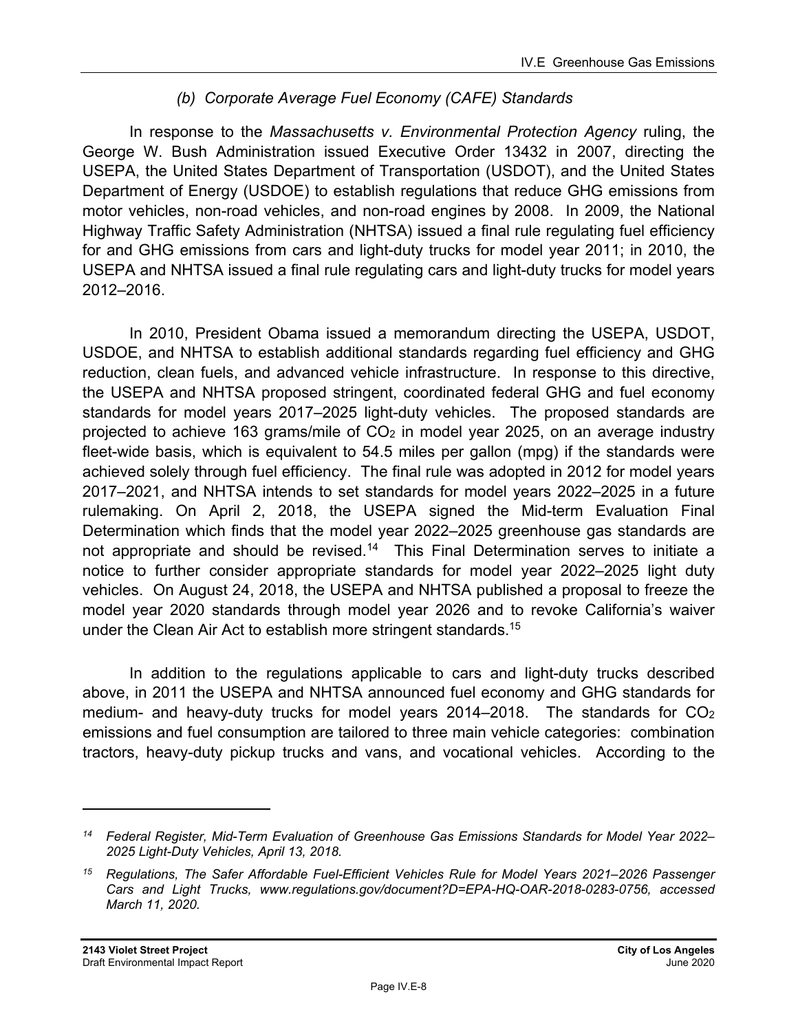#### *(b) Corporate Average Fuel Economy (CAFE) Standards*

In response to the *Massachusetts v. Environmental Protection Agency* ruling, the George W. Bush Administration issued Executive Order 13432 in 2007, directing the USEPA, the United States Department of Transportation (USDOT), and the United States Department of Energy (USDOE) to establish regulations that reduce GHG emissions from motor vehicles, non-road vehicles, and non-road engines by 2008. In 2009, the National Highway Traffic Safety Administration (NHTSA) issued a final rule regulating fuel efficiency for and GHG emissions from cars and light-duty trucks for model year 2011; in 2010, the USEPA and NHTSA issued a final rule regulating cars and light-duty trucks for model years 2012–2016.

In 2010, President Obama issued a memorandum directing the USEPA, USDOT, USDOE, and NHTSA to establish additional standards regarding fuel efficiency and GHG reduction, clean fuels, and advanced vehicle infrastructure. In response to this directive, the USEPA and NHTSA proposed stringent, coordinated federal GHG and fuel economy standards for model years 2017–2025 light-duty vehicles. The proposed standards are projected to achieve 163 grams/mile of $CO_2$ in model year 2025, on an average industry fleet-wide basis, which is equivalent to 54.5 miles per gallon (mpg) if the standards were achieved solely through fuel efficiency. The final rule was adopted in 2012 for model years 2017–2021, and NHTSA intends to set standards for model years 2022–2025 in a future rulemaking. On April 2, 2018, the USEPA signed the Mid-term Evaluation Final Determination which finds that the model year 2022–2025 greenhouse gas standards are not appropriate and should be revised.[14] This Final Determination serves to initiate a notice to further consider appropriate standards for model year 2022–2025 light duty vehicles. On August 24, 2018, the USEPA and NHTSA published a proposal to freeze the model year 2020 standards through model year 2026 and to revoke California's waiver under the Clean Air Act to establish more stringent standards.[15]

In addition to the regulations applicable to cars and light-duty trucks described above, in 2011 the USEPA and NHTSA announced fuel economy and GHG standards for medium- and heavy-duty trucks for model years 2014–2018. The standards for $CO_2$ emissions and fuel consumption are tailored to three main vehicle categories: combination tractors, heavy-duty pickup trucks and vans, and vocational vehicles. According to the

---

[14] *Federal Register, Mid-Term Evaluation of Greenhouse Gas Emissions Standards for Model Year 2022–2025 Light-Duty Vehicles, April 13, 2018.*

[15] *Regulations, The Safer Affordable Fuel-Efficient Vehicles Rule for Model Years 2021–2026 Passenger Cars and Light Trucks, www.regulations.gov/document?D=EPA-HQ-OAR-2018-0283-0756, accessed March 11, 2020.*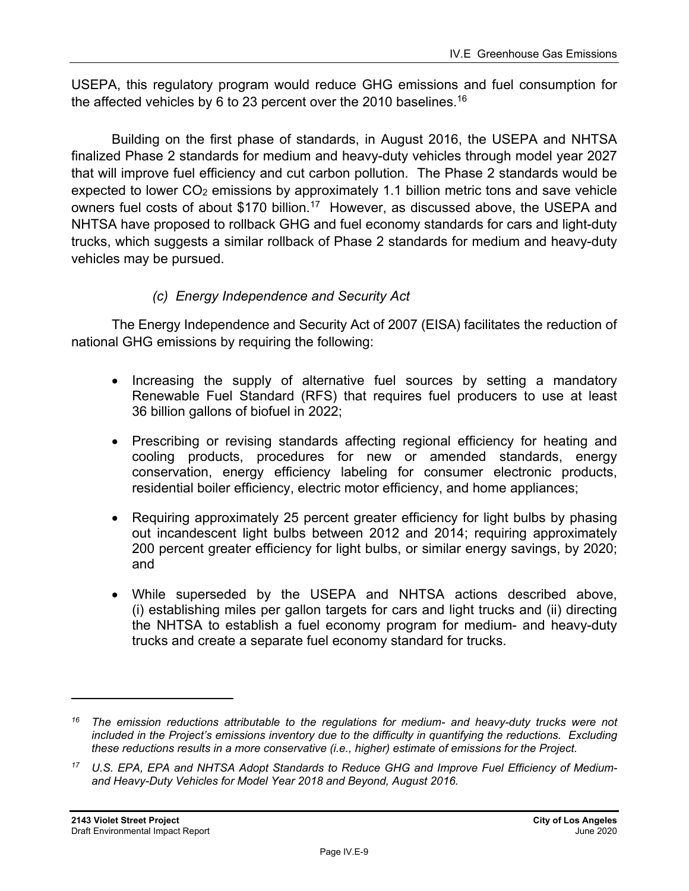USEPA, this regulatory program would reduce GHG emissions and fuel consumption for the affected vehicles by 6 to 23 percent over the 2010 baselines.[16]

Building on the first phase of standards, in August 2016, the USEPA and NHTSA finalized Phase 2 standards for medium and heavy-duty vehicles through model year 2027 that will improve fuel efficiency and cut carbon pollution. The Phase 2 standards would be expected to lower $CO_2$ emissions by approximately 1.1 billion metric tons and save vehicle owners fuel costs of about $170 billion.[17] However, as discussed above, the USEPA and NHTSA have proposed to rollback GHG and fuel economy standards for cars and light-duty trucks, which suggests a similar rollback of Phase 2 standards for medium and heavy-duty vehicles may be pursued.

#### *(c) Energy Independence and Security Act*

The Energy Independence and Security Act of 2007 (EISA) facilitates the reduction of national GHG emissions by requiring the following:

- Increasing the supply of alternative fuel sources by setting a mandatory Renewable Fuel Standard (RFS) that requires fuel producers to use at least 36 billion gallons of biofuel in 2022;
- Prescribing or revising standards affecting regional efficiency for heating and cooling products, procedures for new or amended standards, energy conservation, energy efficiency labeling for consumer electronic products, residential boiler efficiency, electric motor efficiency, and home appliances;
- Requiring approximately 25 percent greater efficiency for light bulbs by phasing out incandescent light bulbs between 2012 and 2014; requiring approximately 200 percent greater efficiency for light bulbs, or similar energy savings, by 2020; and
- While superseded by the USEPA and NHTSA actions described above, (i) establishing miles per gallon targets for cars and light trucks and (ii) directing the NHTSA to establish a fuel economy program for medium- and heavy-duty trucks and create a separate fuel economy standard for trucks.

---

[16] *The emission reductions attributable to the regulations for medium- and heavy-duty trucks were not included in the Project's emissions inventory due to the difficulty in quantifying the reductions. Excluding these reductions results in a more conservative (i.e., higher) estimate of emissions for the Project.*

[17] *U.S. EPA, EPA and NHTSA Adopt Standards to Reduce GHG and Improve Fuel Efficiency of Medium- and Heavy-Duty Vehicles for Model Year 2018 and Beyond, August 2016.*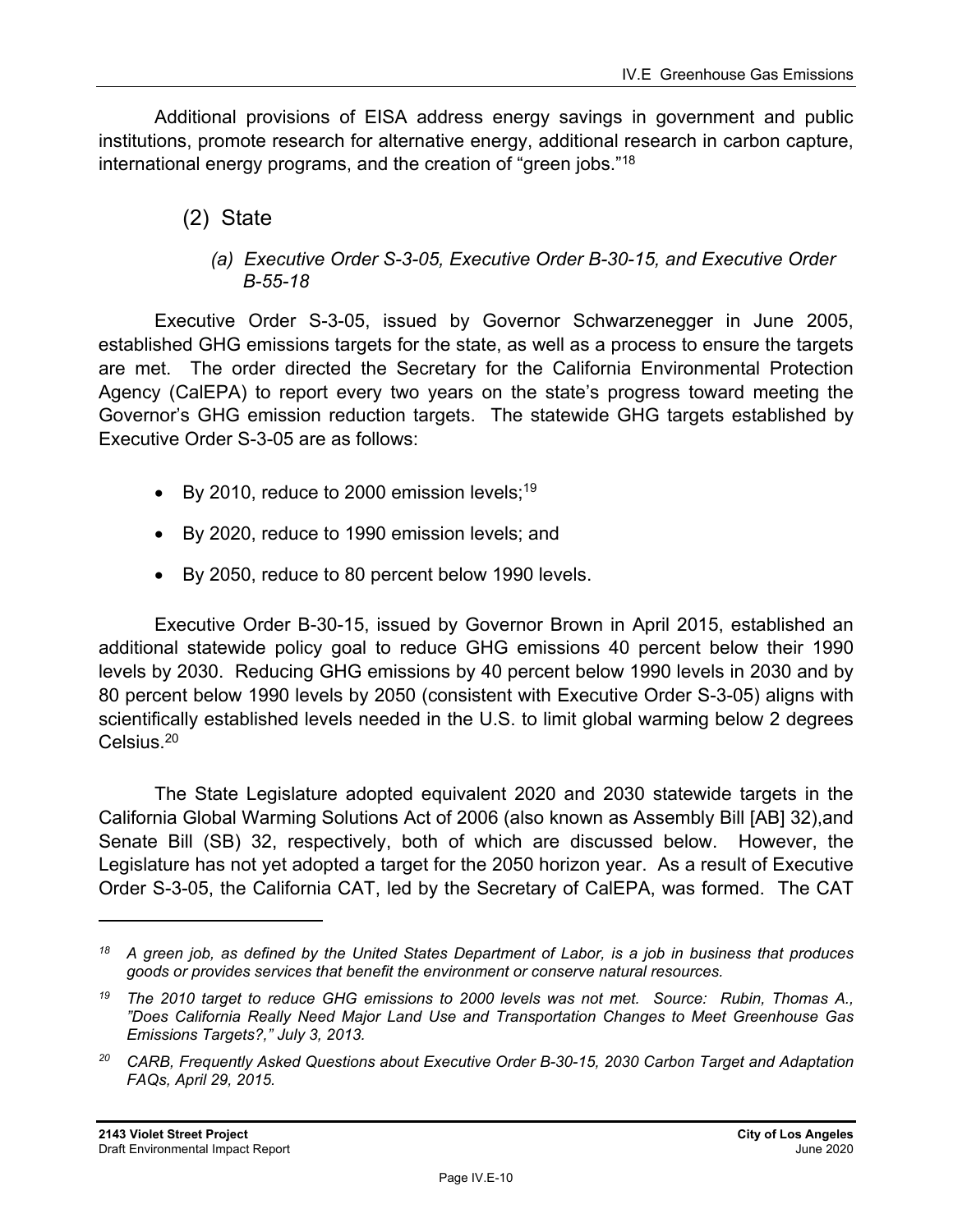Additional provisions of EISA address energy savings in government and public institutions, promote research for alternative energy, additional research in carbon capture, international energy programs, and the creation of "green jobs."[18]

### (2) State

#### *(a) Executive Order S-3-05, Executive Order B-30-15, and Executive Order B-55-18*

Executive Order S-3-05, issued by Governor Schwarzenegger in June 2005, established GHG emissions targets for the state, as well as a process to ensure the targets are met. The order directed the Secretary for the California Environmental Protection Agency (CalEPA) to report every two years on the state's progress toward meeting the Governor's GHG emission reduction targets. The statewide GHG targets established by Executive Order S-3-05 are as follows:

- By 2010, reduce to 2000 emission levels;[19]
- By 2020, reduce to 1990 emission levels; and
- By 2050, reduce to 80 percent below 1990 levels.

Executive Order B-30-15, issued by Governor Brown in April 2015, established an additional statewide policy goal to reduce GHG emissions 40 percent below their 1990 levels by 2030. Reducing GHG emissions by 40 percent below 1990 levels in 2030 and by 80 percent below 1990 levels by 2050 (consistent with Executive Order S-3-05) aligns with scientifically established levels needed in the U.S. to limit global warming below 2 degrees Celsius.[20]

The State Legislature adopted equivalent 2020 and 2030 statewide targets in the California Global Warming Solutions Act of 2006 (also known as Assembly Bill [AB] 32),and Senate Bill (SB) 32, respectively, both of which are discussed below. However, the Legislature has not yet adopted a target for the 2050 horizon year. As a result of Executive Order S-3-05, the California CAT, led by the Secretary of CalEPA, was formed. The CAT

---

*[18] A green job, as defined by the United States Department of Labor, is a job in business that produces goods or provides services that benefit the environment or conserve natural resources.*

*[19] The 2010 target to reduce GHG emissions to 2000 levels was not met. Source: Rubin, Thomas A., "Does California Really Need Major Land Use and Transportation Changes to Meet Greenhouse Gas Emissions Targets?," July 3, 2013.*

*[20] CARB, Frequently Asked Questions about Executive Order B-30-15, 2030 Carbon Target and Adaptation FAQs, April 29, 2015.*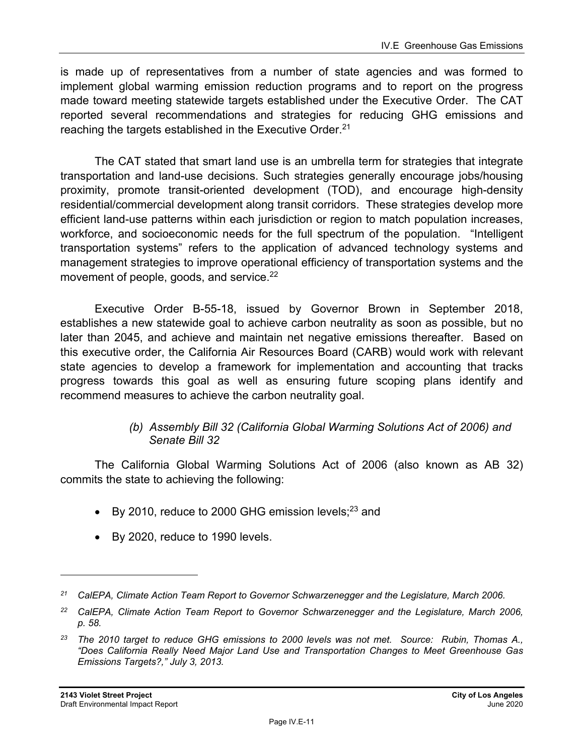is made up of representatives from a number of state agencies and was formed to implement global warming emission reduction programs and to report on the progress made toward meeting statewide targets established under the Executive Order. The CAT reported several recommendations and strategies for reducing GHG emissions and reaching the targets established in the Executive Order.[21]

The CAT stated that smart land use is an umbrella term for strategies that integrate transportation and land-use decisions. Such strategies generally encourage jobs/housing proximity, promote transit-oriented development (TOD), and encourage high-density residential/commercial development along transit corridors. These strategies develop more efficient land-use patterns within each jurisdiction or region to match population increases, workforce, and socioeconomic needs for the full spectrum of the population. "Intelligent transportation systems" refers to the application of advanced technology systems and management strategies to improve operational efficiency of transportation systems and the movement of people, goods, and service.[22]

Executive Order B-55-18, issued by Governor Brown in September 2018, establishes a new statewide goal to achieve carbon neutrality as soon as possible, but no later than 2045, and achieve and maintain net negative emissions thereafter. Based on this executive order, the California Air Resources Board (CARB) would work with relevant state agencies to develop a framework for implementation and accounting that tracks progress towards this goal as well as ensuring future scoping plans identify and recommend measures to achieve the carbon neutrality goal.

*(b) Assembly Bill 32 (California Global Warming Solutions Act of 2006) and Senate Bill 32*

The California Global Warming Solutions Act of 2006 (also known as AB 32) commits the state to achieving the following:

- By 2010, reduce to 2000 GHG emission levels;[23] and
- By 2020, reduce to 1990 levels.

---

[21] *CalEPA, Climate Action Team Report to Governor Schwarzenegger and the Legislature, March 2006.*

[22] *CalEPA, Climate Action Team Report to Governor Schwarzenegger and the Legislature, March 2006, p. 58.*

[23] *The 2010 target to reduce GHG emissions to 2000 levels was not met. Source: Rubin, Thomas A., "Does California Really Need Major Land Use and Transportation Changes to Meet Greenhouse Gas Emissions Targets?," July 3, 2013.*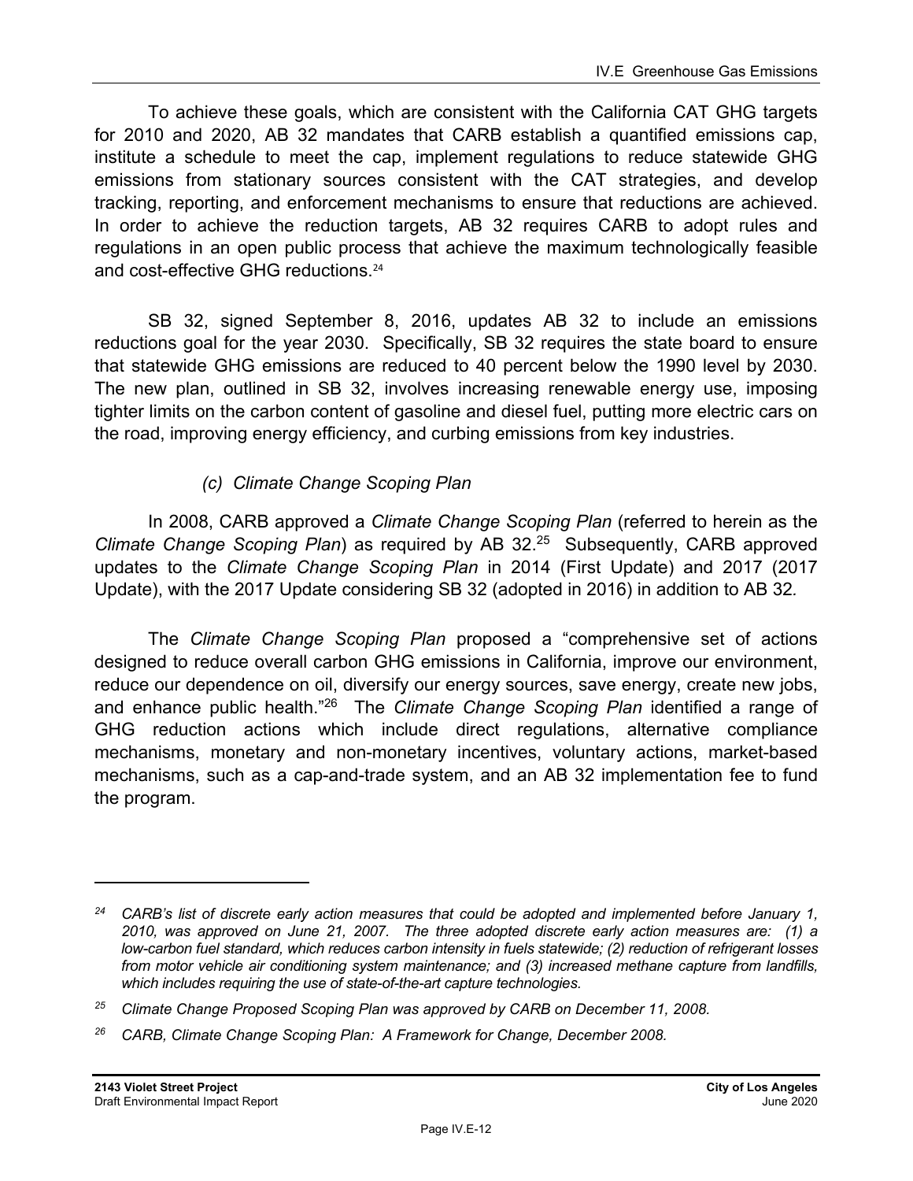To achieve these goals, which are consistent with the California CAT GHG targets for 2010 and 2020, AB 32 mandates that CARB establish a quantified emissions cap, institute a schedule to meet the cap, implement regulations to reduce statewide GHG emissions from stationary sources consistent with the CAT strategies, and develop tracking, reporting, and enforcement mechanisms to ensure that reductions are achieved. In order to achieve the reduction targets, AB 32 requires CARB to adopt rules and regulations in an open public process that achieve the maximum technologically feasible and cost-effective GHG reductions.[24]

SB 32, signed September 8, 2016, updates AB 32 to include an emissions reductions goal for the year 2030. Specifically, SB 32 requires the state board to ensure that statewide GHG emissions are reduced to 40 percent below the 1990 level by 2030. The new plan, outlined in SB 32, involves increasing renewable energy use, imposing tighter limits on the carbon content of gasoline and diesel fuel, putting more electric cars on the road, improving energy efficiency, and curbing emissions from key industries.

#### *(c) Climate Change Scoping Plan*

In 2008, CARB approved a *Climate Change Scoping Plan* (referred to herein as the *Climate Change Scoping Plan*) as required by AB 32.[25] Subsequently, CARB approved updates to the *Climate Change Scoping Plan* in 2014 (First Update) and 2017 (2017 Update), with the 2017 Update considering SB 32 (adopted in 2016) in addition to AB 32.

The *Climate Change Scoping Plan* proposed a "comprehensive set of actions designed to reduce overall carbon GHG emissions in California, improve our environment, reduce our dependence on oil, diversify our energy sources, save energy, create new jobs, and enhance public health."[26] The *Climate Change Scoping Plan* identified a range of GHG reduction actions which include direct regulations, alternative compliance mechanisms, monetary and non-monetary incentives, voluntary actions, market-based mechanisms, such as a cap-and-trade system, and an AB 32 implementation fee to fund the program.

---

*[24] CARB's list of discrete early action measures that could be adopted and implemented before January 1, 2010, was approved on June 21, 2007. The three adopted discrete early action measures are: (1) a low-carbon fuel standard, which reduces carbon intensity in fuels statewide; (2) reduction of refrigerant losses from motor vehicle air conditioning system maintenance; and (3) increased methane capture from landfills, which includes requiring the use of state-of-the-art capture technologies.*

*[25] Climate Change Proposed Scoping Plan was approved by CARB on December 11, 2008.*

*[26] CARB, Climate Change Scoping Plan: A Framework for Change, December 2008.*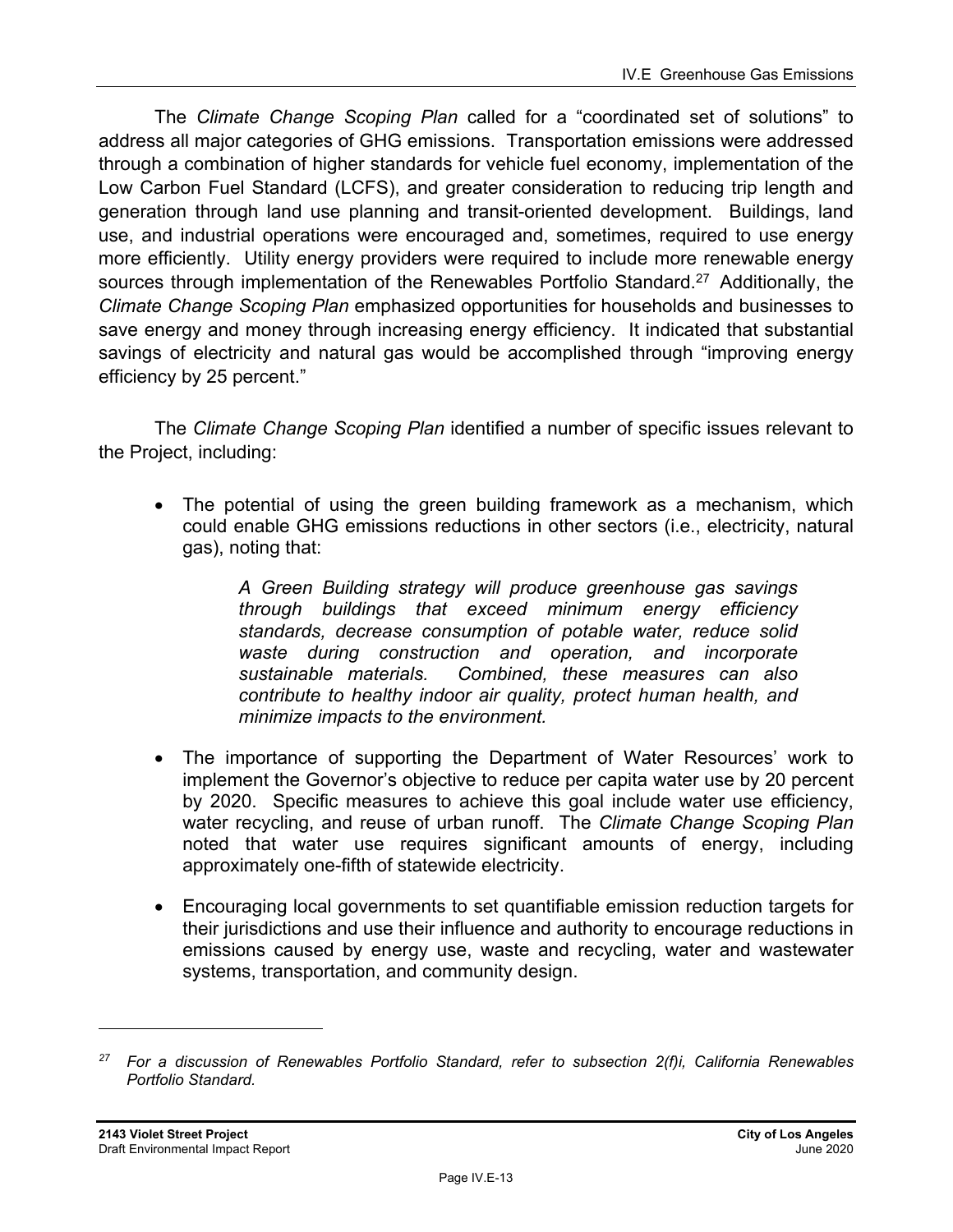The *Climate Change Scoping Plan* called for a "coordinated set of solutions" to address all major categories of GHG emissions. Transportation emissions were addressed through a combination of higher standards for vehicle fuel economy, implementation of the Low Carbon Fuel Standard (LCFS), and greater consideration to reducing trip length and generation through land use planning and transit-oriented development. Buildings, land use, and industrial operations were encouraged and, sometimes, required to use energy more efficiently. Utility energy providers were required to include more renewable energy sources through implementation of the Renewables Portfolio Standard.[27] Additionally, the *Climate Change Scoping Plan* emphasized opportunities for households and businesses to save energy and money through increasing energy efficiency. It indicated that substantial savings of electricity and natural gas would be accomplished through "improving energy efficiency by 25 percent."

The *Climate Change Scoping Plan* identified a number of specific issues relevant to the Project, including:

- The potential of using the green building framework as a mechanism, which could enable GHG emissions reductions in other sectors (i.e., electricity, natural gas), noting that:

  > *A Green Building strategy will produce greenhouse gas savings through buildings that exceed minimum energy efficiency standards, decrease consumption of potable water, reduce solid waste during construction and operation, and incorporate sustainable materials. Combined, these measures can also contribute to healthy indoor air quality, protect human health, and minimize impacts to the environment.*

- The importance of supporting the Department of Water Resources' work to implement the Governor's objective to reduce per capita water use by 20 percent by 2020. Specific measures to achieve this goal include water use efficiency, water recycling, and reuse of urban runoff. The *Climate Change Scoping Plan* noted that water use requires significant amounts of energy, including approximately one-fifth of statewide electricity.

- Encouraging local governments to set quantifiable emission reduction targets for their jurisdictions and use their influence and authority to encourage reductions in emissions caused by energy use, waste and recycling, water and wastewater systems, transportation, and community design.

---

[27] *For a discussion of Renewables Portfolio Standard, refer to subsection 2(f)i, California Renewables Portfolio Standard.*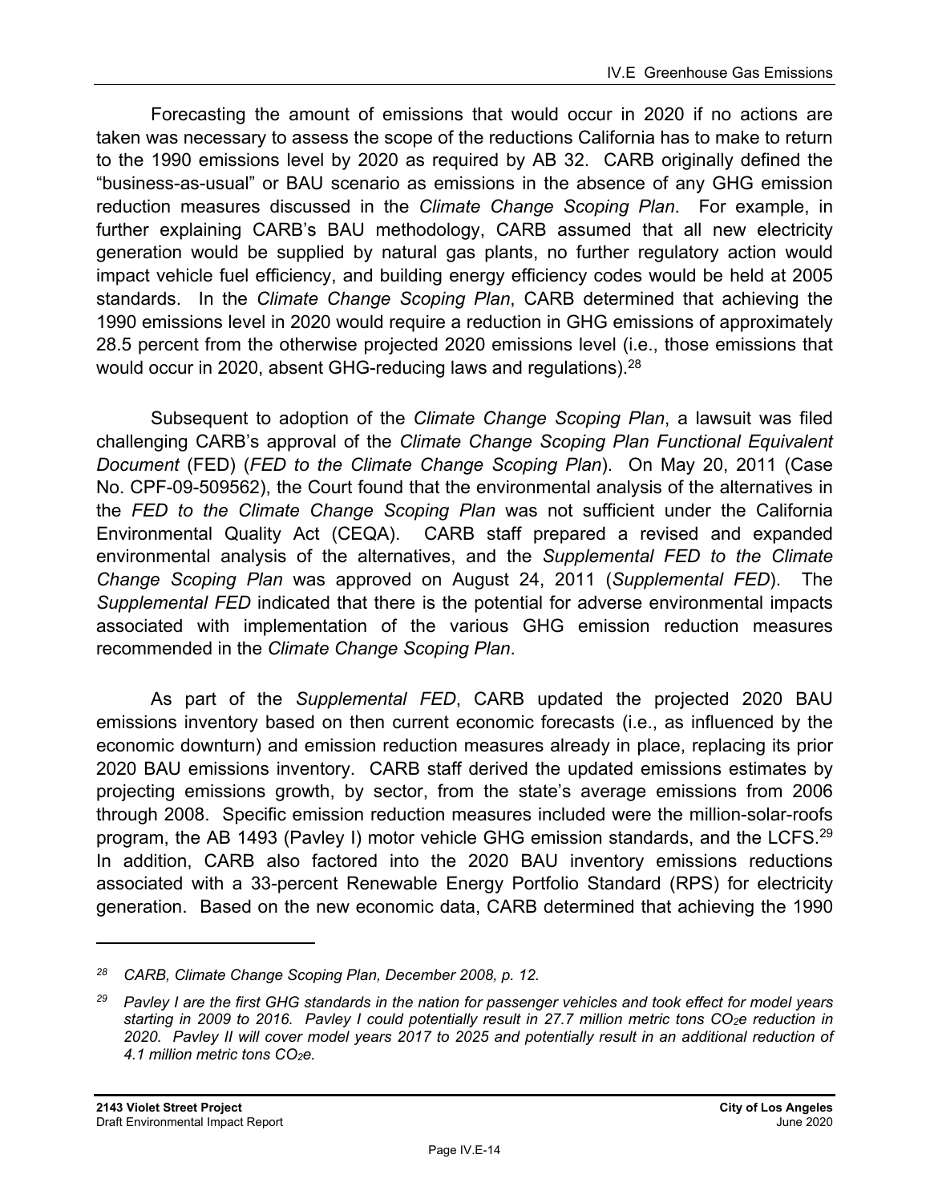Forecasting the amount of emissions that would occur in 2020 if no actions are taken was necessary to assess the scope of the reductions California has to make to return to the 1990 emissions level by 2020 as required by AB 32. CARB originally defined the "business-as-usual" or BAU scenario as emissions in the absence of any GHG emission reduction measures discussed in the *Climate Change Scoping Plan*. For example, in further explaining CARB's BAU methodology, CARB assumed that all new electricity generation would be supplied by natural gas plants, no further regulatory action would impact vehicle fuel efficiency, and building energy efficiency codes would be held at 2005 standards. In the *Climate Change Scoping Plan*, CARB determined that achieving the 1990 emissions level in 2020 would require a reduction in GHG emissions of approximately 28.5 percent from the otherwise projected 2020 emissions level (i.e., those emissions that would occur in 2020, absent GHG-reducing laws and regulations).[28]

Subsequent to adoption of the *Climate Change Scoping Plan*, a lawsuit was filed challenging CARB's approval of the *Climate Change Scoping Plan Functional Equivalent Document* (FED) (*FED to the Climate Change Scoping Plan*). On May 20, 2011 (Case No. CPF-09-509562), the Court found that the environmental analysis of the alternatives in the *FED to the Climate Change Scoping Plan* was not sufficient under the California Environmental Quality Act (CEQA). CARB staff prepared a revised and expanded environmental analysis of the alternatives, and the *Supplemental FED to the Climate Change Scoping Plan* was approved on August 24, 2011 (*Supplemental FED*). The *Supplemental FED* indicated that there is the potential for adverse environmental impacts associated with implementation of the various GHG emission reduction measures recommended in the *Climate Change Scoping Plan*.

As part of the *Supplemental FED*, CARB updated the projected 2020 BAU emissions inventory based on then current economic forecasts (i.e., as influenced by the economic downturn) and emission reduction measures already in place, replacing its prior 2020 BAU emissions inventory. CARB staff derived the updated emissions estimates by projecting emissions growth, by sector, from the state's average emissions from 2006 through 2008. Specific emission reduction measures included were the million-solar-roofs program, the AB 1493 (Pavley I) motor vehicle GHG emission standards, and the LCFS.[29] In addition, CARB also factored into the 2020 BAU inventory emissions reductions associated with a 33-percent Renewable Energy Portfolio Standard (RPS) for electricity generation. Based on the new economic data, CARB determined that achieving the 1990

---

[28] *CARB, Climate Change Scoping Plan, December 2008, p. 12.*

[29] *Pavley I are the first GHG standards in the nation for passenger vehicles and took effect for model years starting in 2009 to 2016. Pavley I could potentially result in 27.7 million metric tons $CO_2e$ reduction in 2020. Pavley II will cover model years 2017 to 2025 and potentially result in an additional reduction of 4.1 million metric tons $CO_2e$.*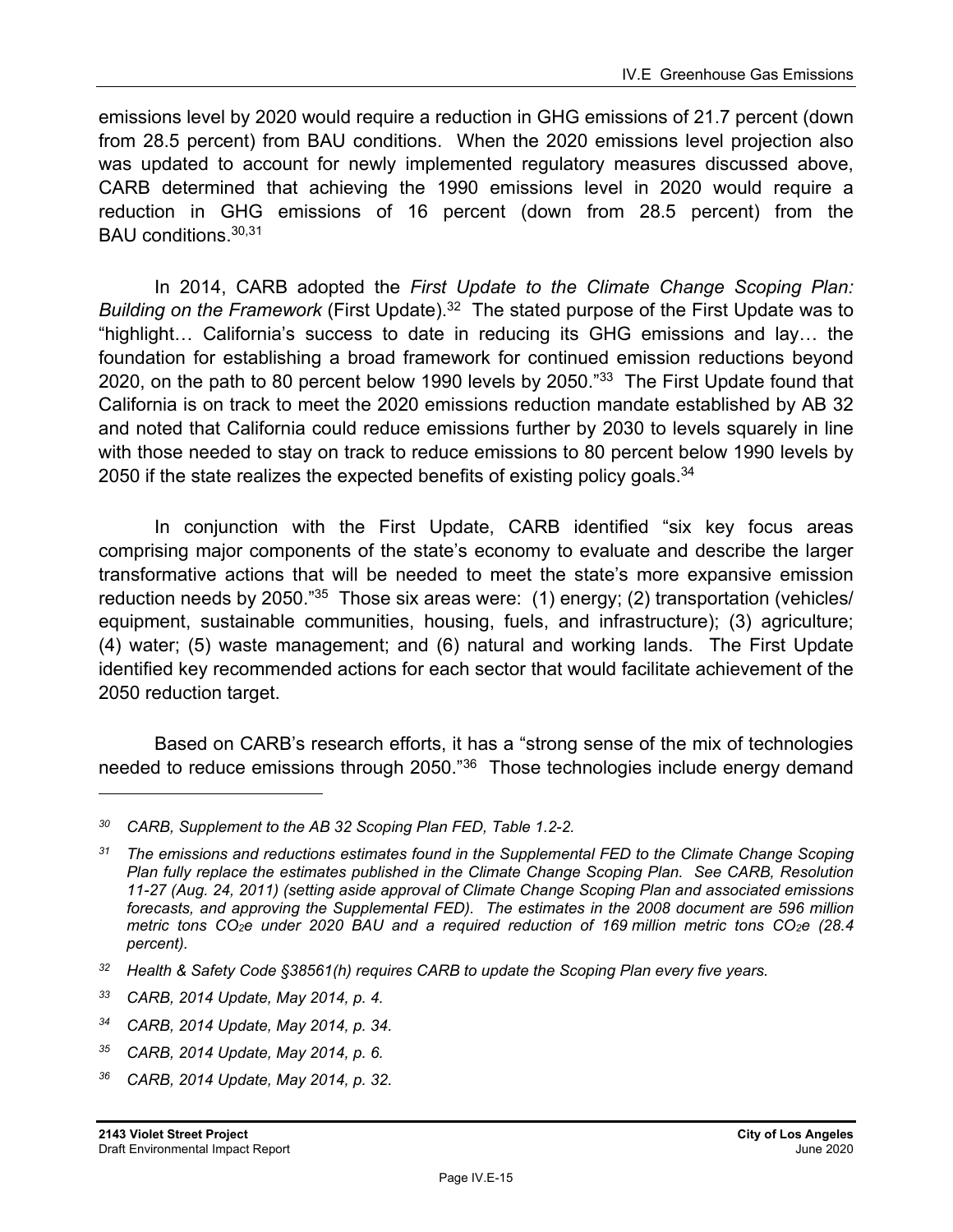emissions level by 2020 would require a reduction in GHG emissions of 21.7 percent (down from 28.5 percent) from BAU conditions. When the 2020 emissions level projection also was updated to account for newly implemented regulatory measures discussed above, CARB determined that achieving the 1990 emissions level in 2020 would require a reduction in GHG emissions of 16 percent (down from 28.5 percent) from the BAU conditions.[30,31]

In 2014, CARB adopted the *First Update to the Climate Change Scoping Plan: Building on the Framework* (First Update).[32] The stated purpose of the First Update was to "highlight… California's success to date in reducing its GHG emissions and lay… the foundation for establishing a broad framework for continued emission reductions beyond 2020, on the path to 80 percent below 1990 levels by 2050."[33] The First Update found that California is on track to meet the 2020 emissions reduction mandate established by AB 32 and noted that California could reduce emissions further by 2030 to levels squarely in line with those needed to stay on track to reduce emissions to 80 percent below 1990 levels by 2050 if the state realizes the expected benefits of existing policy goals.[34]

In conjunction with the First Update, CARB identified "six key focus areas comprising major components of the state's economy to evaluate and describe the larger transformative actions that will be needed to meet the state's more expansive emission reduction needs by 2050."[35] Those six areas were: (1) energy; (2) transportation (vehicles/ equipment, sustainable communities, housing, fuels, and infrastructure); (3) agriculture; (4) water; (5) waste management; and (6) natural and working lands. The First Update identified key recommended actions for each sector that would facilitate achievement of the 2050 reduction target.

Based on CARB's research efforts, it has a "strong sense of the mix of technologies needed to reduce emissions through 2050."[36] Those technologies include energy demand

---

*[30] CARB, Supplement to the AB 32 Scoping Plan FED, Table 1.2-2.*

*[31] The emissions and reductions estimates found in the Supplemental FED to the Climate Change Scoping Plan fully replace the estimates published in the Climate Change Scoping Plan. See CARB, Resolution 11-27 (Aug. 24, 2011) (setting aside approval of Climate Change Scoping Plan and associated emissions forecasts, and approving the Supplemental FED). The estimates in the 2008 document are 596 million metric tons $CO_2e$ under 2020 BAU and a required reduction of 169 million metric tons $CO_2e$ (28.4 percent).*

*[32] Health & Safety Code §38561(h) requires CARB to update the Scoping Plan every five years.*

*[33] CARB, 2014 Update, May 2014, p. 4.*

*[34] CARB, 2014 Update, May 2014, p. 34.*

*[35] CARB, 2014 Update, May 2014, p. 6.*

*[36] CARB, 2014 Update, May 2014, p. 32.*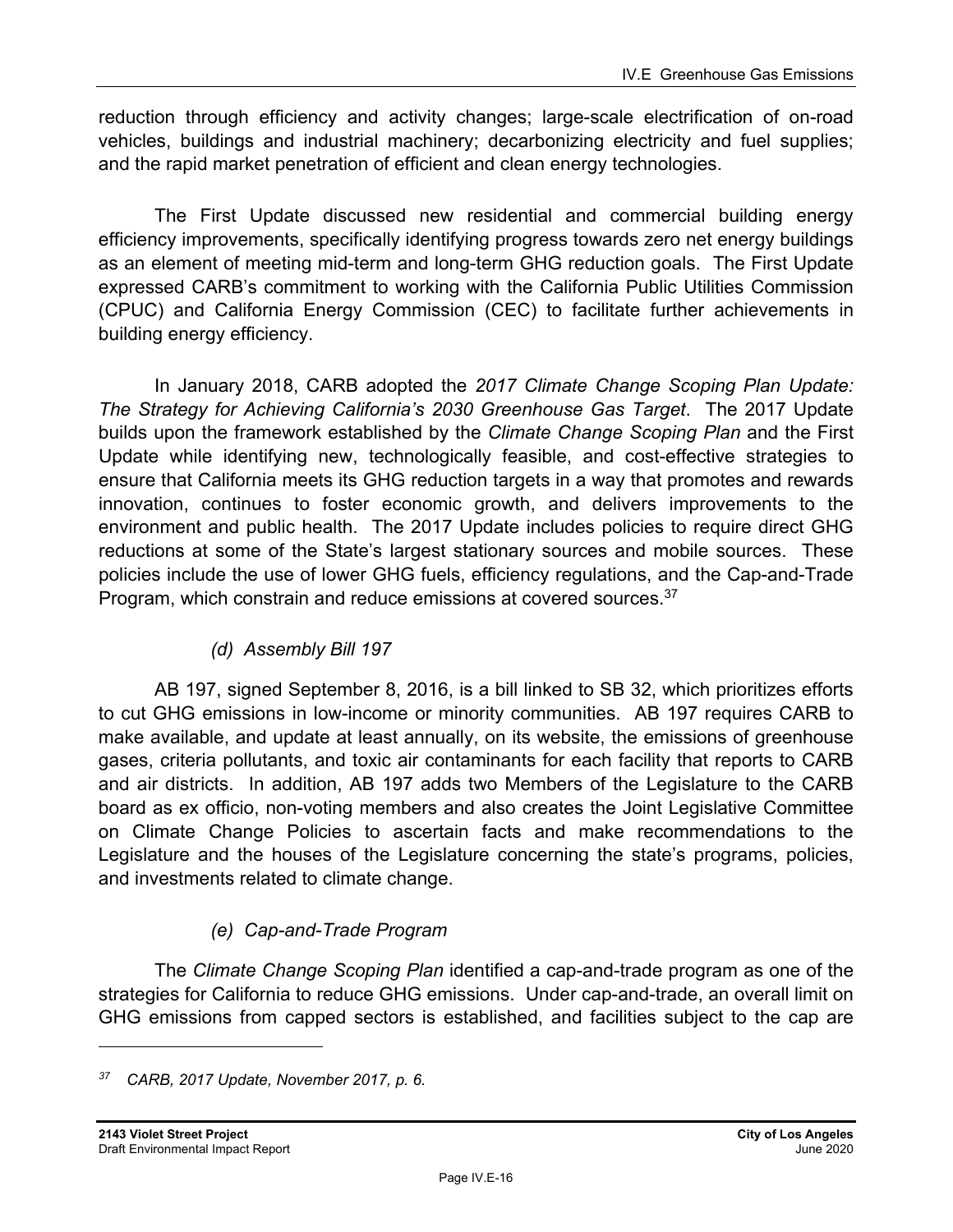reduction through efficiency and activity changes; large-scale electrification of on-road vehicles, buildings and industrial machinery; decarbonizing electricity and fuel supplies; and the rapid market penetration of efficient and clean energy technologies.

The First Update discussed new residential and commercial building energy efficiency improvements, specifically identifying progress towards zero net energy buildings as an element of meeting mid-term and long-term GHG reduction goals. The First Update expressed CARB's commitment to working with the California Public Utilities Commission (CPUC) and California Energy Commission (CEC) to facilitate further achievements in building energy efficiency.

In January 2018, CARB adopted the *2017 Climate Change Scoping Plan Update: The Strategy for Achieving California's 2030 Greenhouse Gas Target*. The 2017 Update builds upon the framework established by the *Climate Change Scoping Plan* and the First Update while identifying new, technologically feasible, and cost-effective strategies to ensure that California meets its GHG reduction targets in a way that promotes and rewards innovation, continues to foster economic growth, and delivers improvements to the environment and public health. The 2017 Update includes policies to require direct GHG reductions at some of the State's largest stationary sources and mobile sources. These policies include the use of lower GHG fuels, efficiency regulations, and the Cap-and-Trade Program, which constrain and reduce emissions at covered sources.[37]

*(d) Assembly Bill 197*

AB 197, signed September 8, 2016, is a bill linked to SB 32, which prioritizes efforts to cut GHG emissions in low-income or minority communities. AB 197 requires CARB to make available, and update at least annually, on its website, the emissions of greenhouse gases, criteria pollutants, and toxic air contaminants for each facility that reports to CARB and air districts. In addition, AB 197 adds two Members of the Legislature to the CARB board as ex officio, non-voting members and also creates the Joint Legislative Committee on Climate Change Policies to ascertain facts and make recommendations to the Legislature and the houses of the Legislature concerning the state's programs, policies, and investments related to climate change.

*(e) Cap-and-Trade Program*

The *Climate Change Scoping Plan* identified a cap-and-trade program as one of the strategies for California to reduce GHG emissions. Under cap-and-trade, an overall limit on GHG emissions from capped sectors is established, and facilities subject to the cap are

---

[37] *CARB, 2017 Update, November 2017, p. 6.*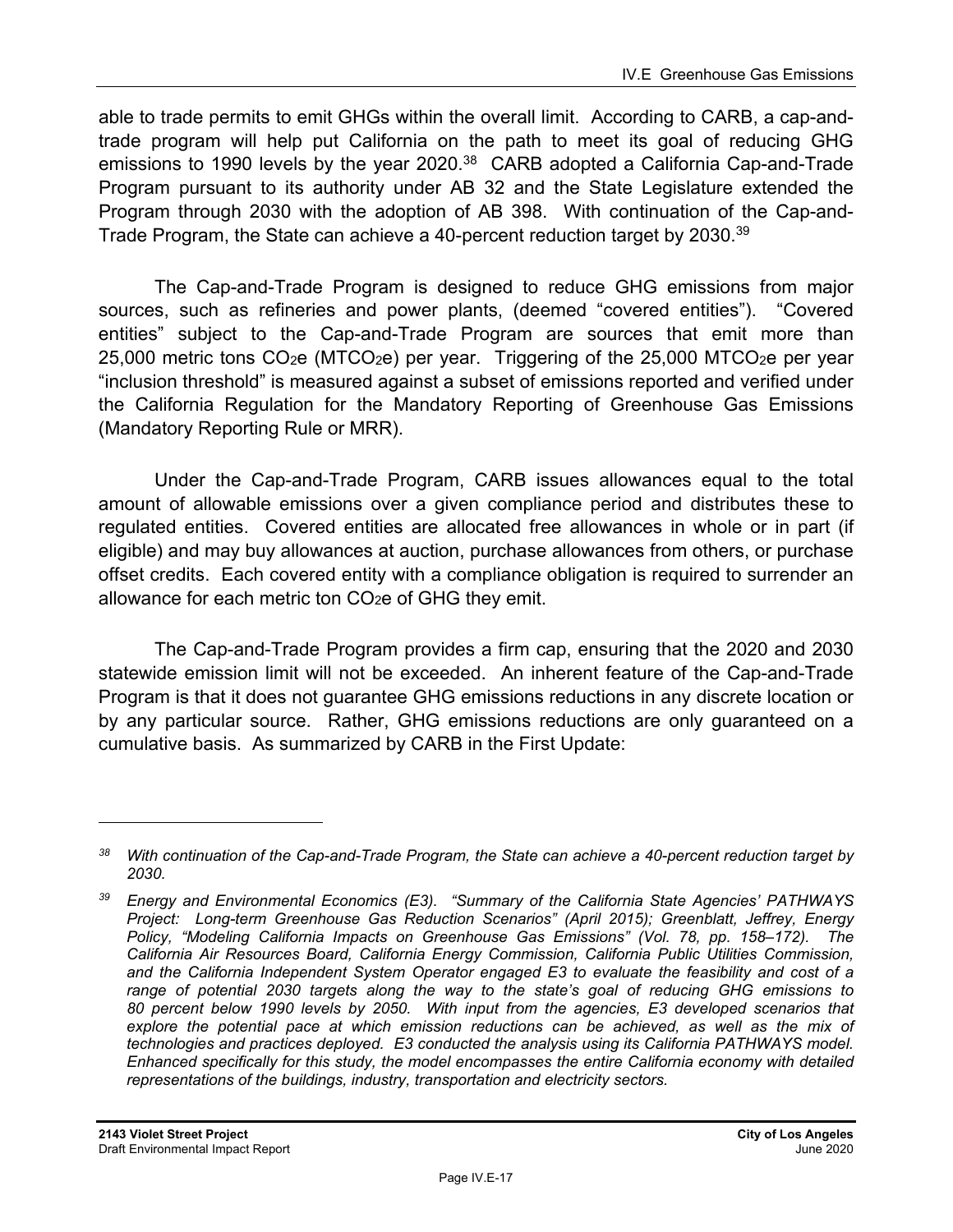able to trade permits to emit GHGs within the overall limit. According to CARB, a cap-and-trade program will help put California on the path to meet its goal of reducing GHG emissions to 1990 levels by the year 2020.[38] CARB adopted a California Cap-and-Trade Program pursuant to its authority under AB 32 and the State Legislature extended the Program through 2030 with the adoption of AB 398. With continuation of the Cap-and-Trade Program, the State can achieve a 40-percent reduction target by 2030.[39]

The Cap-and-Trade Program is designed to reduce GHG emissions from major sources, such as refineries and power plants, (deemed "covered entities"). "Covered entities" subject to the Cap-and-Trade Program are sources that emit more than 25,000 metric tons $CO_2e$ ($MTCO_2e$) per year. Triggering of the 25,000 $MTCO_2e$ per year "inclusion threshold" is measured against a subset of emissions reported and verified under the California Regulation for the Mandatory Reporting of Greenhouse Gas Emissions (Mandatory Reporting Rule or MRR).

Under the Cap-and-Trade Program, CARB issues allowances equal to the total amount of allowable emissions over a given compliance period and distributes these to regulated entities. Covered entities are allocated free allowances in whole or in part (if eligible) and may buy allowances at auction, purchase allowances from others, or purchase offset credits. Each covered entity with a compliance obligation is required to surrender an allowance for each metric ton $CO_2e$ of GHG they emit.

The Cap-and-Trade Program provides a firm cap, ensuring that the 2020 and 2030 statewide emission limit will not be exceeded. An inherent feature of the Cap-and-Trade Program is that it does not guarantee GHG emissions reductions in any discrete location or by any particular source. Rather, GHG emissions reductions are only guaranteed on a cumulative basis. As summarized by CARB in the First Update:

---

[38] *With continuation of the Cap-and-Trade Program, the State can achieve a 40-percent reduction target by 2030.*

[39] *Energy and Environmental Economics (E3). "Summary of the California State Agencies' PATHWAYS Project: Long-term Greenhouse Gas Reduction Scenarios" (April 2015); Greenblatt, Jeffrey, Energy Policy, "Modeling California Impacts on Greenhouse Gas Emissions" (Vol. 78, pp. 158–172). The California Air Resources Board, California Energy Commission, California Public Utilities Commission, and the California Independent System Operator engaged E3 to evaluate the feasibility and cost of a range of potential 2030 targets along the way to the state's goal of reducing GHG emissions to 80 percent below 1990 levels by 2050. With input from the agencies, E3 developed scenarios that explore the potential pace at which emission reductions can be achieved, as well as the mix of technologies and practices deployed. E3 conducted the analysis using its California PATHWAYS model. Enhanced specifically for this study, the model encompasses the entire California economy with detailed representations of the buildings, industry, transportation and electricity sectors.*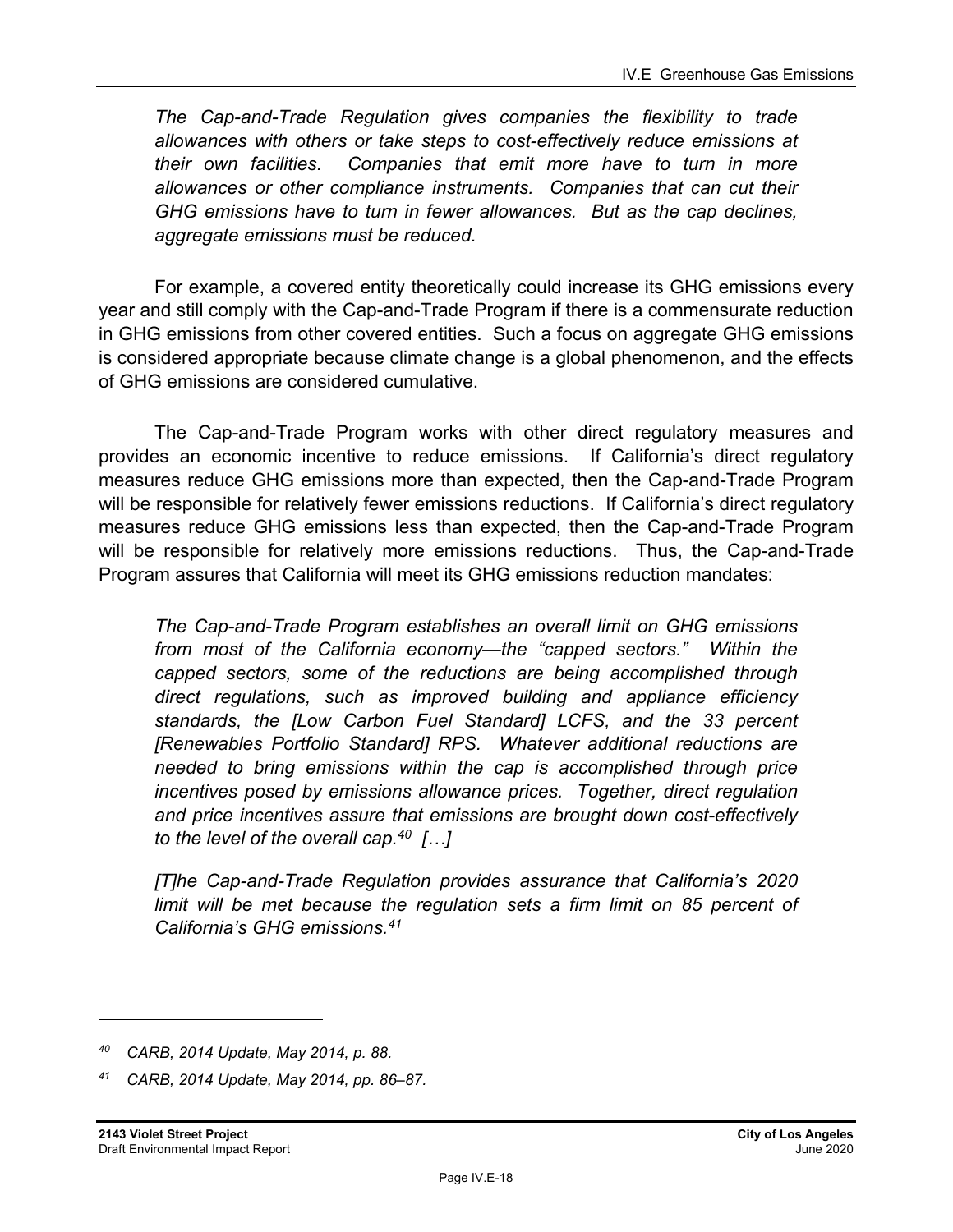*The Cap-and-Trade Regulation gives companies the flexibility to trade allowances with others or take steps to cost-effectively reduce emissions at their own facilities. Companies that emit more have to turn in more allowances or other compliance instruments. Companies that can cut their GHG emissions have to turn in fewer allowances. But as the cap declines, aggregate emissions must be reduced.*

For example, a covered entity theoretically could increase its GHG emissions every year and still comply with the Cap-and-Trade Program if there is a commensurate reduction in GHG emissions from other covered entities. Such a focus on aggregate GHG emissions is considered appropriate because climate change is a global phenomenon, and the effects of GHG emissions are considered cumulative.

The Cap-and-Trade Program works with other direct regulatory measures and provides an economic incentive to reduce emissions. If California's direct regulatory measures reduce GHG emissions more than expected, then the Cap-and-Trade Program will be responsible for relatively fewer emissions reductions. If California's direct regulatory measures reduce GHG emissions less than expected, then the Cap-and-Trade Program will be responsible for relatively more emissions reductions. Thus, the Cap-and-Trade Program assures that California will meet its GHG emissions reduction mandates:

*The Cap-and-Trade Program establishes an overall limit on GHG emissions from most of the California economy—the "capped sectors." Within the capped sectors, some of the reductions are being accomplished through direct regulations, such as improved building and appliance efficiency standards, the [Low Carbon Fuel Standard] LCFS, and the 33 percent [Renewables Portfolio Standard] RPS. Whatever additional reductions are needed to bring emissions within the cap is accomplished through price incentives posed by emissions allowance prices. Together, direct regulation and price incentives assure that emissions are brought down cost-effectively to the level of the overall cap.[40] […]*

*[T]he Cap-and-Trade Regulation provides assurance that California's 2020 limit will be met because the regulation sets a firm limit on 85 percent of California's GHG emissions.[41]*

---

[40] *CARB, 2014 Update, May 2014, p. 88.*

[41] *CARB, 2014 Update, May 2014, pp. 86–87.*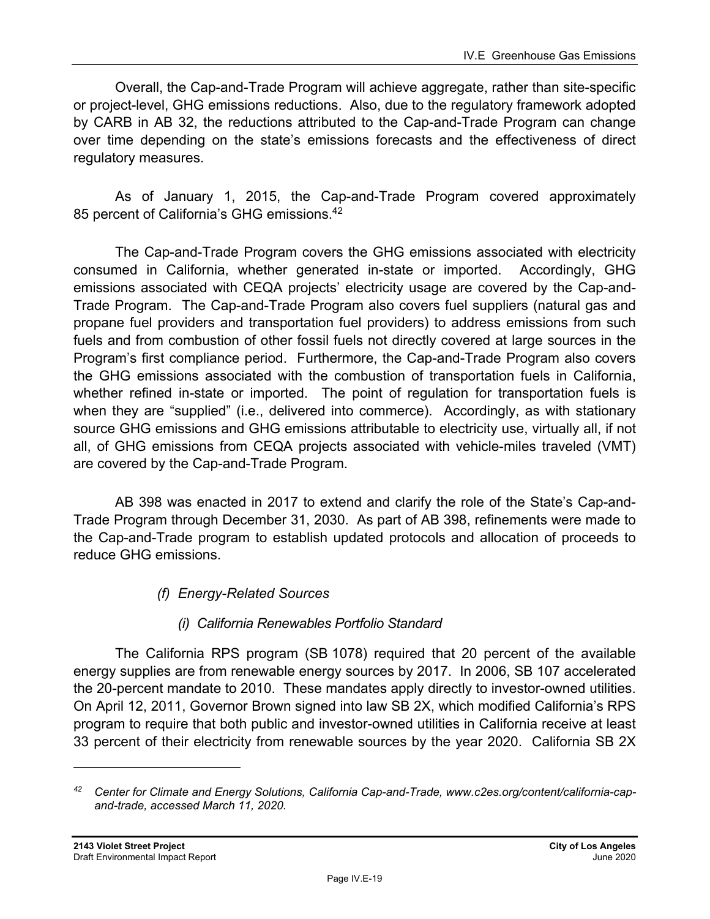Overall, the Cap-and-Trade Program will achieve aggregate, rather than site-specific or project-level, GHG emissions reductions. Also, due to the regulatory framework adopted by CARB in AB 32, the reductions attributed to the Cap-and-Trade Program can change over time depending on the state's emissions forecasts and the effectiveness of direct regulatory measures.

As of January 1, 2015, the Cap-and-Trade Program covered approximately 85 percent of California's GHG emissions.[42]

The Cap-and-Trade Program covers the GHG emissions associated with electricity consumed in California, whether generated in-state or imported. Accordingly, GHG emissions associated with CEQA projects' electricity usage are covered by the Cap-and-Trade Program. The Cap-and-Trade Program also covers fuel suppliers (natural gas and propane fuel providers and transportation fuel providers) to address emissions from such fuels and from combustion of other fossil fuels not directly covered at large sources in the Program's first compliance period. Furthermore, the Cap-and-Trade Program also covers the GHG emissions associated with the combustion of transportation fuels in California, whether refined in-state or imported. The point of regulation for transportation fuels is when they are "supplied" (i.e., delivered into commerce). Accordingly, as with stationary source GHG emissions and GHG emissions attributable to electricity use, virtually all, if not all, of GHG emissions from CEQA projects associated with vehicle-miles traveled (VMT) are covered by the Cap-and-Trade Program.

AB 398 was enacted in 2017 to extend and clarify the role of the State's Cap-and-Trade Program through December 31, 2030. As part of AB 398, refinements were made to the Cap-and-Trade program to establish updated protocols and allocation of proceeds to reduce GHG emissions.

*(f) Energy-Related Sources*

*(i) California Renewables Portfolio Standard*

The California RPS program (SB 1078) required that 20 percent of the available energy supplies are from renewable energy sources by 2017. In 2006, SB 107 accelerated the 20-percent mandate to 2010. These mandates apply directly to investor-owned utilities. On April 12, 2011, Governor Brown signed into law SB 2X, which modified California's RPS program to require that both public and investor-owned utilities in California receive at least 33 percent of their electricity from renewable sources by the year 2020. California SB 2X

---

[42] *Center for Climate and Energy Solutions, California Cap-and-Trade, www.c2es.org/content/california-cap-and-trade, accessed March 11, 2020.*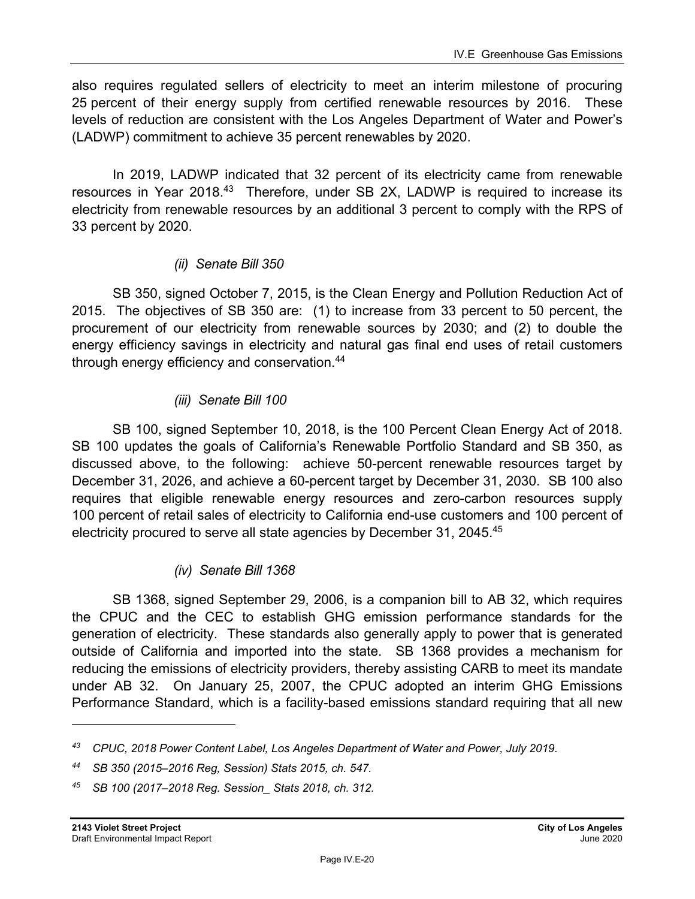also requires regulated sellers of electricity to meet an interim milestone of procuring 25 percent of their energy supply from certified renewable resources by 2016. These levels of reduction are consistent with the Los Angeles Department of Water and Power's (LADWP) commitment to achieve 35 percent renewables by 2020.

In 2019, LADWP indicated that 32 percent of its electricity came from renewable resources in Year 2018.[43] Therefore, under SB 2X, LADWP is required to increase its electricity from renewable resources by an additional 3 percent to comply with the RPS of 33 percent by 2020.

*(ii) Senate Bill 350*

SB 350, signed October 7, 2015, is the Clean Energy and Pollution Reduction Act of 2015. The objectives of SB 350 are: (1) to increase from 33 percent to 50 percent, the procurement of our electricity from renewable sources by 2030; and (2) to double the energy efficiency savings in electricity and natural gas final end uses of retail customers through energy efficiency and conservation.[44]

*(iii) Senate Bill 100*

SB 100, signed September 10, 2018, is the 100 Percent Clean Energy Act of 2018. SB 100 updates the goals of California's Renewable Portfolio Standard and SB 350, as discussed above, to the following: achieve 50-percent renewable resources target by December 31, 2026, and achieve a 60-percent target by December 31, 2030. SB 100 also requires that eligible renewable energy resources and zero-carbon resources supply 100 percent of retail sales of electricity to California end-use customers and 100 percent of electricity procured to serve all state agencies by December 31, 2045.[45]

*(iv) Senate Bill 1368*

SB 1368, signed September 29, 2006, is a companion bill to AB 32, which requires the CPUC and the CEC to establish GHG emission performance standards for the generation of electricity. These standards also generally apply to power that is generated outside of California and imported into the state. SB 1368 provides a mechanism for reducing the emissions of electricity providers, thereby assisting CARB to meet its mandate under AB 32. On January 25, 2007, the CPUC adopted an interim GHG Emissions Performance Standard, which is a facility-based emissions standard requiring that all new

---

*[43] CPUC, 2018 Power Content Label, Los Angeles Department of Water and Power, July 2019.*

*[44] SB 350 (2015–2016 Reg, Session) Stats 2015, ch. 547.*

*[45] SB 100 (2017–2018 Reg. Session_ Stats 2018, ch. 312.*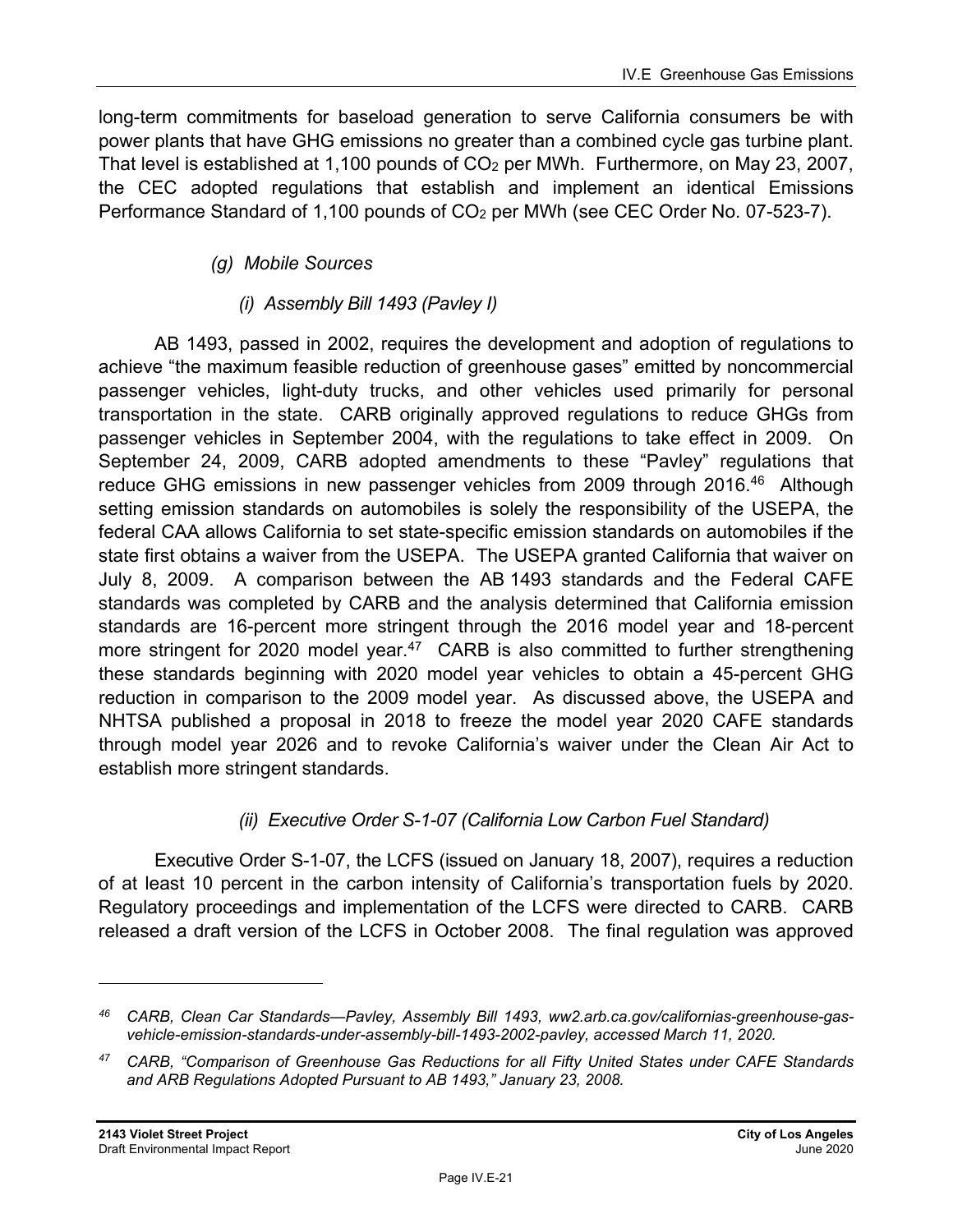long-term commitments for baseload generation to serve California consumers be with power plants that have GHG emissions no greater than a combined cycle gas turbine plant. That level is established at 1,100 pounds of $CO_2$ per MWh. Furthermore, on May 23, 2007, the CEC adopted regulations that establish and implement an identical Emissions Performance Standard of 1,100 pounds of $CO_2$ per MWh (see CEC Order No. 07-523-7).

#### *(g) Mobile Sources*

##### *(i) Assembly Bill 1493 (Pavley I)*

AB 1493, passed in 2002, requires the development and adoption of regulations to achieve "the maximum feasible reduction of greenhouse gases" emitted by noncommercial passenger vehicles, light-duty trucks, and other vehicles used primarily for personal transportation in the state. CARB originally approved regulations to reduce GHGs from passenger vehicles in September 2004, with the regulations to take effect in 2009. On September 24, 2009, CARB adopted amendments to these "Pavley" regulations that reduce GHG emissions in new passenger vehicles from 2009 through 2016.[46] Although setting emission standards on automobiles is solely the responsibility of the USEPA, the federal CAA allows California to set state-specific emission standards on automobiles if the state first obtains a waiver from the USEPA. The USEPA granted California that waiver on July 8, 2009. A comparison between the AB 1493 standards and the Federal CAFE standards was completed by CARB and the analysis determined that California emission standards are 16-percent more stringent through the 2016 model year and 18-percent more stringent for 2020 model year.[47] CARB is also committed to further strengthening these standards beginning with 2020 model year vehicles to obtain a 45-percent GHG reduction in comparison to the 2009 model year. As discussed above, the USEPA and NHTSA published a proposal in 2018 to freeze the model year 2020 CAFE standards through model year 2026 and to revoke California's waiver under the Clean Air Act to establish more stringent standards.

##### *(ii) Executive Order S-1-07 (California Low Carbon Fuel Standard)*

Executive Order S-1-07, the LCFS (issued on January 18, 2007), requires a reduction of at least 10 percent in the carbon intensity of California's transportation fuels by 2020. Regulatory proceedings and implementation of the LCFS were directed to CARB. CARB released a draft version of the LCFS in October 2008. The final regulation was approved

---

[46] *CARB, Clean Car Standards—Pavley, Assembly Bill 1493, ww2.arb.ca.gov/californias-greenhouse-gas-vehicle-emission-standards-under-assembly-bill-1493-2002-pavley, accessed March 11, 2020.*

[47] *CARB, "Comparison of Greenhouse Gas Reductions for all Fifty United States under CAFE Standards and ARB Regulations Adopted Pursuant to AB 1493," January 23, 2008.*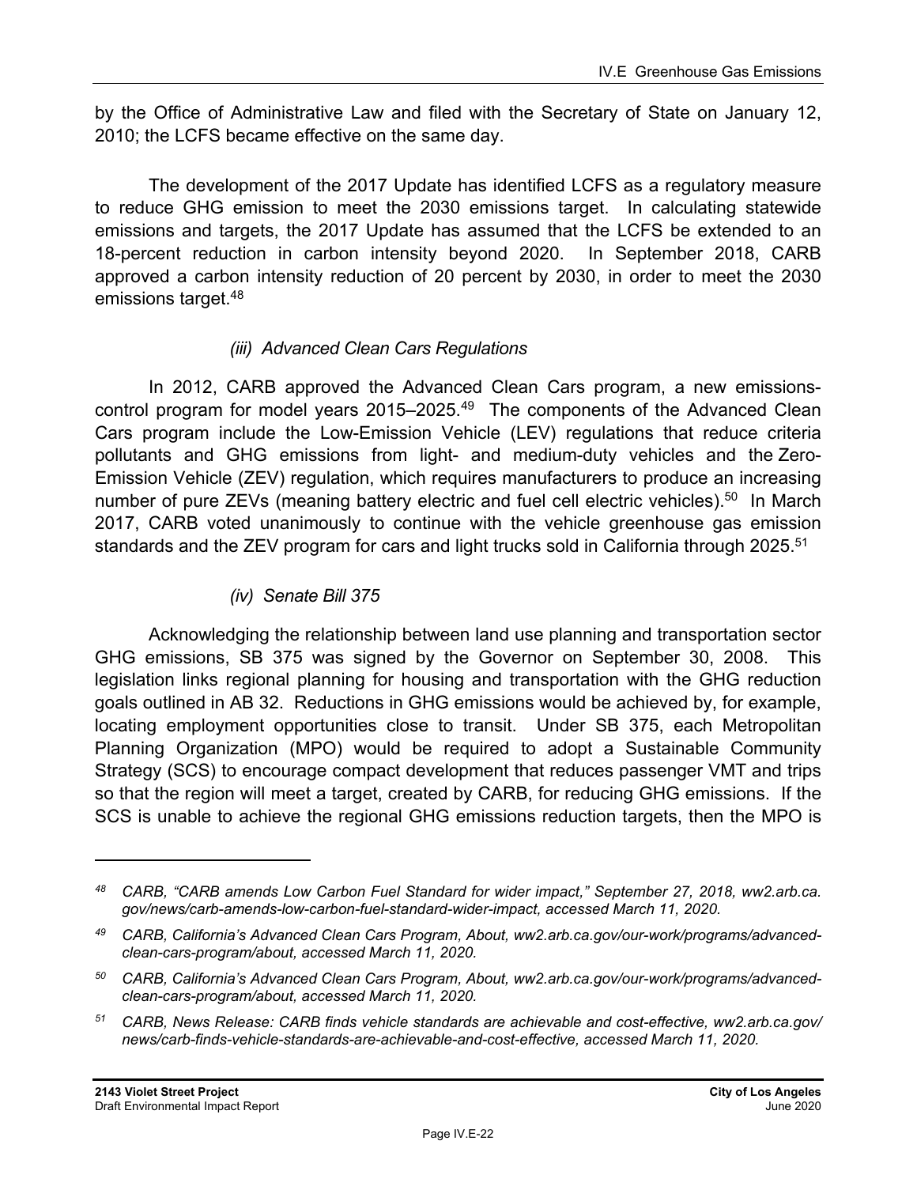by the Office of Administrative Law and filed with the Secretary of State on January 12, 2010; the LCFS became effective on the same day.

The development of the 2017 Update has identified LCFS as a regulatory measure to reduce GHG emission to meet the 2030 emissions target. In calculating statewide emissions and targets, the 2017 Update has assumed that the LCFS be extended to an 18-percent reduction in carbon intensity beyond 2020. In September 2018, CARB approved a carbon intensity reduction of 20 percent by 2030, in order to meet the 2030 emissions target.[48]

*(iii) Advanced Clean Cars Regulations*

In 2012, CARB approved the Advanced Clean Cars program, a new emissions-control program for model years 2015–2025.[49] The components of the Advanced Clean Cars program include the Low-Emission Vehicle (LEV) regulations that reduce criteria pollutants and GHG emissions from light- and medium-duty vehicles and the Zero-Emission Vehicle (ZEV) regulation, which requires manufacturers to produce an increasing number of pure ZEVs (meaning battery electric and fuel cell electric vehicles).[50] In March 2017, CARB voted unanimously to continue with the vehicle greenhouse gas emission standards and the ZEV program for cars and light trucks sold in California through 2025.[51]

*(iv) Senate Bill 375*

Acknowledging the relationship between land use planning and transportation sector GHG emissions, SB 375 was signed by the Governor on September 30, 2008. This legislation links regional planning for housing and transportation with the GHG reduction goals outlined in AB 32. Reductions in GHG emissions would be achieved by, for example, locating employment opportunities close to transit. Under SB 375, each Metropolitan Planning Organization (MPO) would be required to adopt a Sustainable Community Strategy (SCS) to encourage compact development that reduces passenger VMT and trips so that the region will meet a target, created by CARB, for reducing GHG emissions. If the SCS is unable to achieve the regional GHG emissions reduction targets, then the MPO is

---

[48] *CARB, "CARB amends Low Carbon Fuel Standard for wider impact," September 27, 2018, ww2.arb.ca.gov/news/carb-amends-low-carbon-fuel-standard-wider-impact, accessed March 11, 2020.*

[49] *CARB, California's Advanced Clean Cars Program, About, ww2.arb.ca.gov/our-work/programs/advanced-clean-cars-program/about, accessed March 11, 2020.*

[50] *CARB, California's Advanced Clean Cars Program, About, ww2.arb.ca.gov/our-work/programs/advanced-clean-cars-program/about, accessed March 11, 2020.*

[51] *CARB, News Release: CARB finds vehicle standards are achievable and cost-effective, ww2.arb.ca.gov/news/carb-finds-vehicle-standards-are-achievable-and-cost-effective, accessed March 11, 2020.*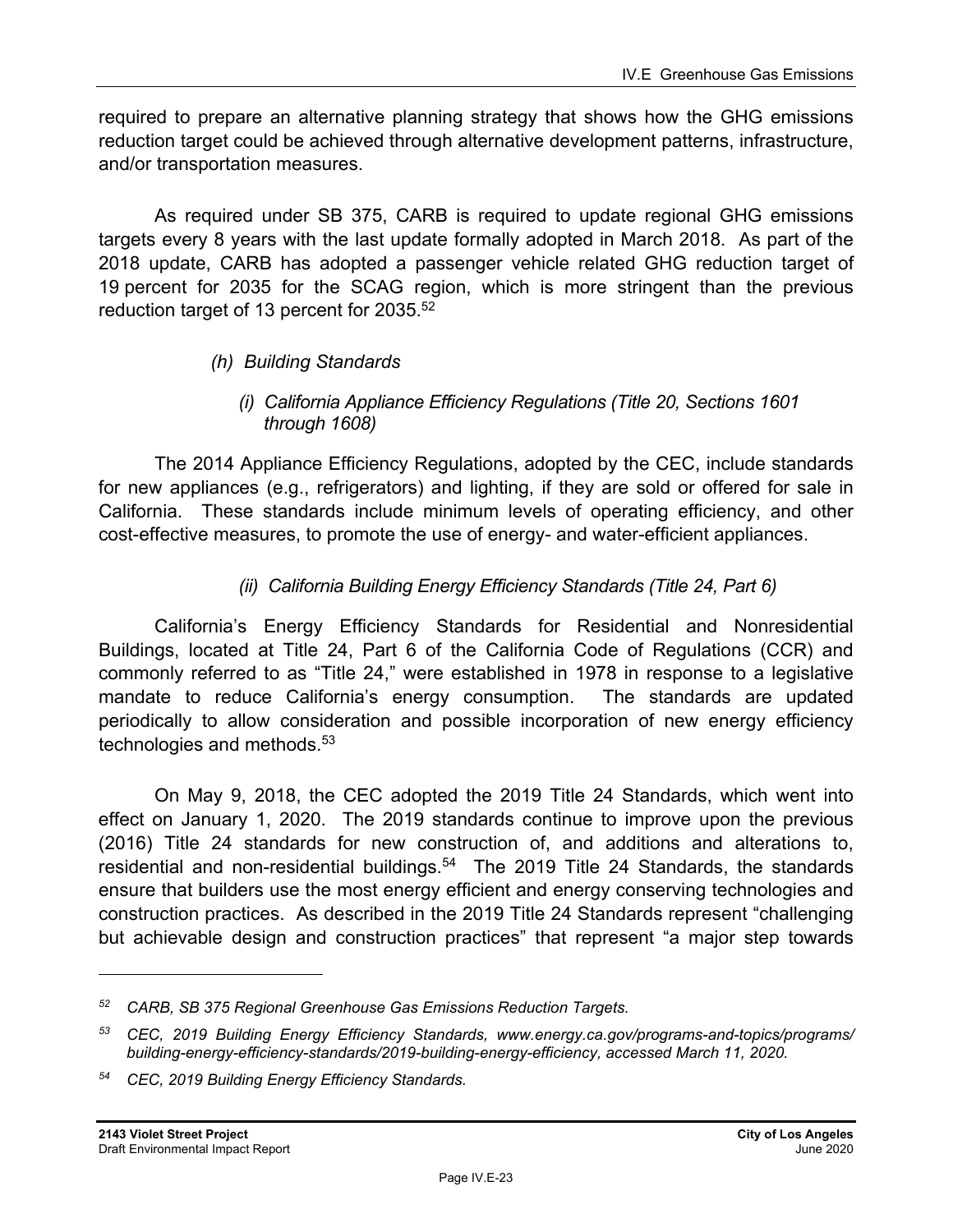required to prepare an alternative planning strategy that shows how the GHG emissions reduction target could be achieved through alternative development patterns, infrastructure, and/or transportation measures.

As required under SB 375, CARB is required to update regional GHG emissions targets every 8 years with the last update formally adopted in March 2018. As part of the 2018 update, CARB has adopted a passenger vehicle related GHG reduction target of 19 percent for 2035 for the SCAG region, which is more stringent than the previous reduction target of 13 percent for 2035.[52]

#### *(h) Building Standards*

##### *(i) California Appliance Efficiency Regulations (Title 20, Sections 1601 through 1608)*

The 2014 Appliance Efficiency Regulations, adopted by the CEC, include standards for new appliances (e.g., refrigerators) and lighting, if they are sold or offered for sale in California. These standards include minimum levels of operating efficiency, and other cost-effective measures, to promote the use of energy- and water-efficient appliances.

##### *(ii) California Building Energy Efficiency Standards (Title 24, Part 6)*

California's Energy Efficiency Standards for Residential and Nonresidential Buildings, located at Title 24, Part 6 of the California Code of Regulations (CCR) and commonly referred to as "Title 24," were established in 1978 in response to a legislative mandate to reduce California's energy consumption. The standards are updated periodically to allow consideration and possible incorporation of new energy efficiency technologies and methods.[53]

On May 9, 2018, the CEC adopted the 2019 Title 24 Standards, which went into effect on January 1, 2020. The 2019 standards continue to improve upon the previous (2016) Title 24 standards for new construction of, and additions and alterations to, residential and non-residential buildings.[54] The 2019 Title 24 Standards, the standards ensure that builders use the most energy efficient and energy conserving technologies and construction practices. As described in the 2019 Title 24 Standards represent "challenging but achievable design and construction practices" that represent "a major step towards

---

*[52] CARB, SB 375 Regional Greenhouse Gas Emissions Reduction Targets.*

*[53] CEC, 2019 Building Energy Efficiency Standards, www.energy.ca.gov/programs-and-topics/programs/building-energy-efficiency-standards/2019-building-energy-efficiency, accessed March 11, 2020.*

*[54] CEC, 2019 Building Energy Efficiency Standards.*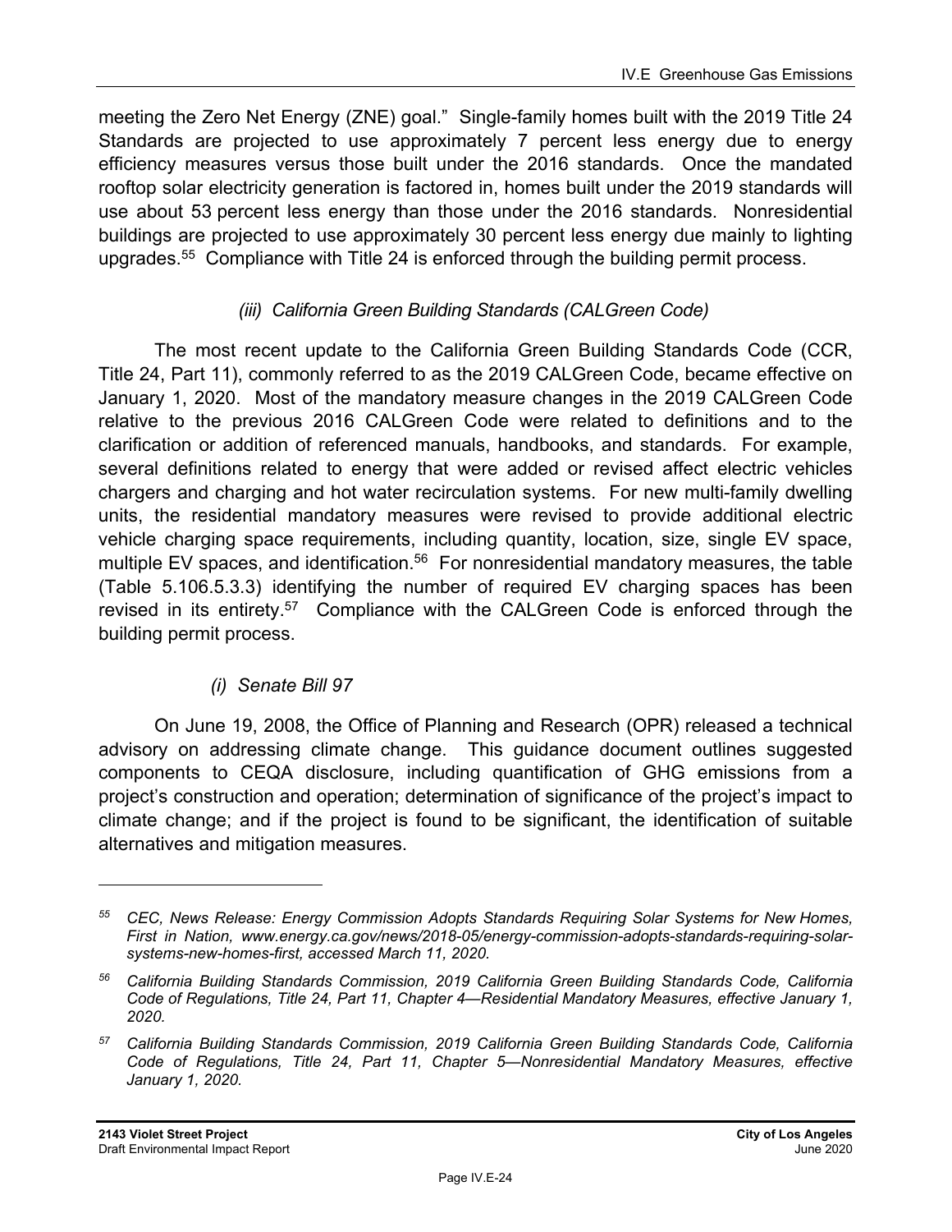meeting the Zero Net Energy (ZNE) goal." Single-family homes built with the 2019 Title 24 Standards are projected to use approximately 7 percent less energy due to energy efficiency measures versus those built under the 2016 standards. Once the mandated rooftop solar electricity generation is factored in, homes built under the 2019 standards will use about 53 percent less energy than those under the 2016 standards. Nonresidential buildings are projected to use approximately 30 percent less energy due mainly to lighting upgrades.[55] Compliance with Title 24 is enforced through the building permit process.

*(iii) California Green Building Standards (CALGreen Code)*

The most recent update to the California Green Building Standards Code (CCR, Title 24, Part 11), commonly referred to as the 2019 CALGreen Code, became effective on January 1, 2020. Most of the mandatory measure changes in the 2019 CALGreen Code relative to the previous 2016 CALGreen Code were related to definitions and to the clarification or addition of referenced manuals, handbooks, and standards. For example, several definitions related to energy that were added or revised affect electric vehicles chargers and charging and hot water recirculation systems. For new multi-family dwelling units, the residential mandatory measures were revised to provide additional electric vehicle charging space requirements, including quantity, location, size, single EV space, multiple EV spaces, and identification.[56] For nonresidential mandatory measures, the table (Table 5.106.5.3.3) identifying the number of required EV charging spaces has been revised in its entirety.[57] Compliance with the CALGreen Code is enforced through the building permit process.

*(i) Senate Bill 97*

On June 19, 2008, the Office of Planning and Research (OPR) released a technical advisory on addressing climate change. This guidance document outlines suggested components to CEQA disclosure, including quantification of GHG emissions from a project's construction and operation; determination of significance of the project's impact to climate change; and if the project is found to be significant, the identification of suitable alternatives and mitigation measures.

---

[55] *CEC, News Release: Energy Commission Adopts Standards Requiring Solar Systems for New Homes, First in Nation, www.energy.ca.gov/news/2018-05/energy-commission-adopts-standards-requiring-solar-systems-new-homes-first, accessed March 11, 2020.*

[56] *California Building Standards Commission, 2019 California Green Building Standards Code, California Code of Regulations, Title 24, Part 11, Chapter 4—Residential Mandatory Measures, effective January 1, 2020.*

[57] *California Building Standards Commission, 2019 California Green Building Standards Code, California Code of Regulations, Title 24, Part 11, Chapter 5—Nonresidential Mandatory Measures, effective January 1, 2020.*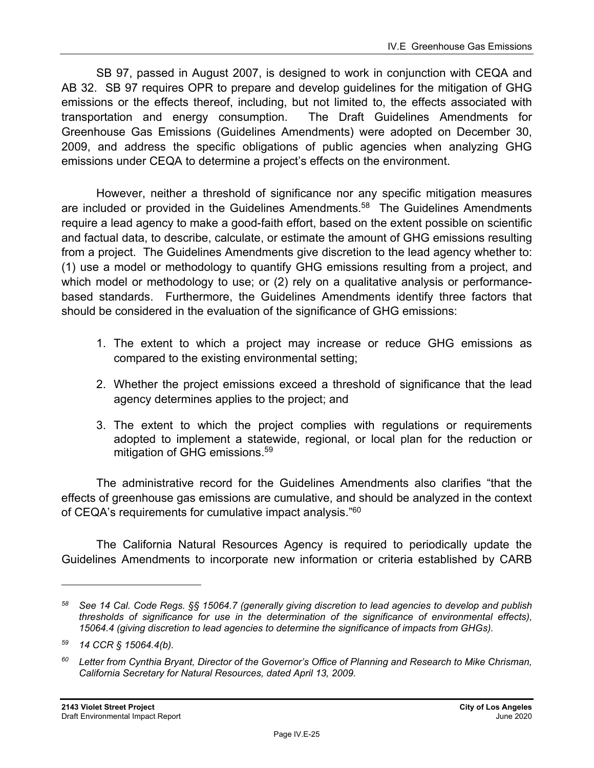SB 97, passed in August 2007, is designed to work in conjunction with CEQA and AB 32. SB 97 requires OPR to prepare and develop guidelines for the mitigation of GHG emissions or the effects thereof, including, but not limited to, the effects associated with transportation and energy consumption. The Draft Guidelines Amendments for Greenhouse Gas Emissions (Guidelines Amendments) were adopted on December 30, 2009, and address the specific obligations of public agencies when analyzing GHG emissions under CEQA to determine a project's effects on the environment.

However, neither a threshold of significance nor any specific mitigation measures are included or provided in the Guidelines Amendments.[58] The Guidelines Amendments require a lead agency to make a good-faith effort, based on the extent possible on scientific and factual data, to describe, calculate, or estimate the amount of GHG emissions resulting from a project. The Guidelines Amendments give discretion to the lead agency whether to: (1) use a model or methodology to quantify GHG emissions resulting from a project, and which model or methodology to use; or (2) rely on a qualitative analysis or performance-based standards. Furthermore, the Guidelines Amendments identify three factors that should be considered in the evaluation of the significance of GHG emissions:

1. The extent to which a project may increase or reduce GHG emissions as compared to the existing environmental setting;
2. Whether the project emissions exceed a threshold of significance that the lead agency determines applies to the project; and
3. The extent to which the project complies with regulations or requirements adopted to implement a statewide, regional, or local plan for the reduction or mitigation of GHG emissions.[59]

The administrative record for the Guidelines Amendments also clarifies "that the effects of greenhouse gas emissions are cumulative, and should be analyzed in the context of CEQA's requirements for cumulative impact analysis."[60]

The California Natural Resources Agency is required to periodically update the Guidelines Amendments to incorporate new information or criteria established by CARB

---

[58] *See 14 Cal. Code Regs. §§ 15064.7 (generally giving discretion to lead agencies to develop and publish thresholds of significance for use in the determination of the significance of environmental effects), 15064.4 (giving discretion to lead agencies to determine the significance of impacts from GHGs).*

[59] *14 CCR § 15064.4(b).*

[60] *Letter from Cynthia Bryant, Director of the Governor's Office of Planning and Research to Mike Chrisman, California Secretary for Natural Resources, dated April 13, 2009.*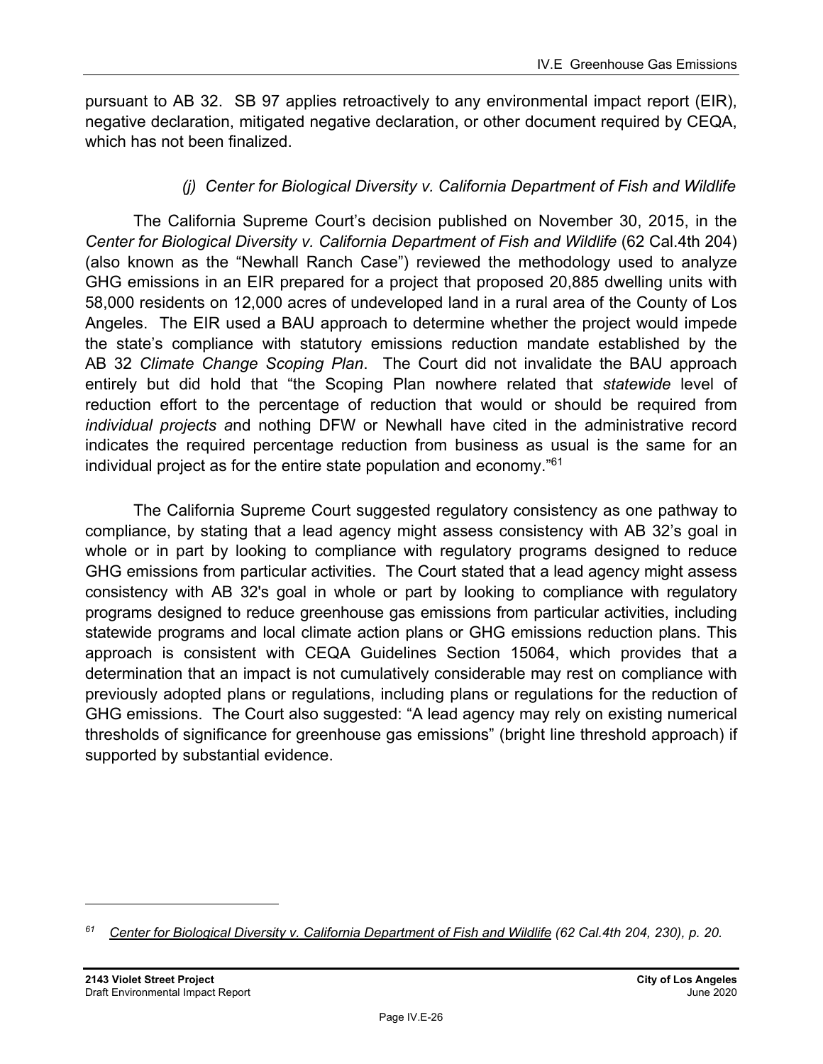pursuant to AB 32. SB 97 applies retroactively to any environmental impact report (EIR), negative declaration, mitigated negative declaration, or other document required by CEQA, which has not been finalized.

#### *(j) Center for Biological Diversity v. California Department of Fish and Wildlife*

The California Supreme Court's decision published on November 30, 2015, in the *Center for Biological Diversity v. California Department of Fish and Wildlife* (62 Cal.4th 204) (also known as the "Newhall Ranch Case") reviewed the methodology used to analyze GHG emissions in an EIR prepared for a project that proposed 20,885 dwelling units with 58,000 residents on 12,000 acres of undeveloped land in a rural area of the County of Los Angeles. The EIR used a BAU approach to determine whether the project would impede the state's compliance with statutory emissions reduction mandate established by the AB 32 *Climate Change Scoping Plan*. The Court did not invalidate the BAU approach entirely but did hold that "the Scoping Plan nowhere related that *statewide* level of reduction effort to the percentage of reduction that would or should be required from *individual projects a*nd nothing DFW or Newhall have cited in the administrative record indicates the required percentage reduction from business as usual is the same for an individual project as for the entire state population and economy."[61]

The California Supreme Court suggested regulatory consistency as one pathway to compliance, by stating that a lead agency might assess consistency with AB 32's goal in whole or in part by looking to compliance with regulatory programs designed to reduce GHG emissions from particular activities. The Court stated that a lead agency might assess consistency with AB 32's goal in whole or part by looking to compliance with regulatory programs designed to reduce greenhouse gas emissions from particular activities, including statewide programs and local climate action plans or GHG emissions reduction plans. This approach is consistent with CEQA Guidelines Section 15064, which provides that a determination that an impact is not cumulatively considerable may rest on compliance with previously adopted plans or regulations, including plans or regulations for the reduction of GHG emissions. The Court also suggested: "A lead agency may rely on existing numerical thresholds of significance for greenhouse gas emissions" (bright line threshold approach) if supported by substantial evidence.

---

[61] Center for Biological Diversity v. California Department of Fish and Wildlife *(62 Cal.4th 204, 230), p. 20.*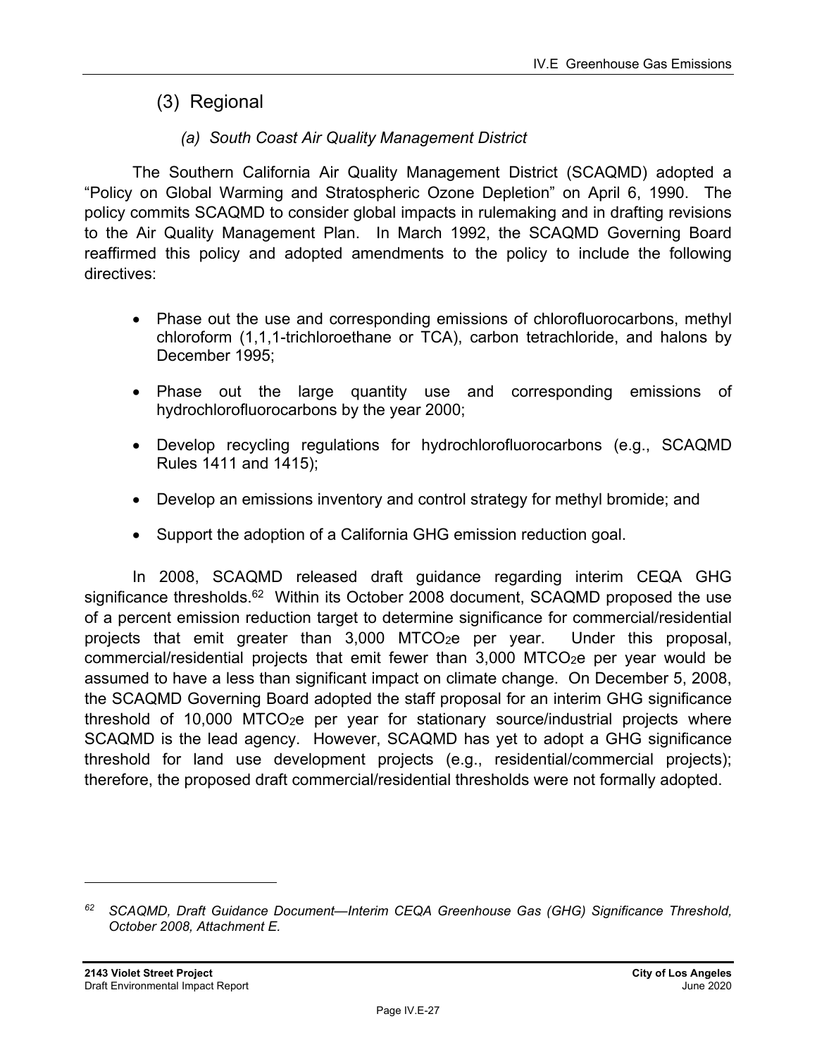### (3) Regional

#### *(a) South Coast Air Quality Management District*

The Southern California Air Quality Management District (SCAQMD) adopted a "Policy on Global Warming and Stratospheric Ozone Depletion" on April 6, 1990. The policy commits SCAQMD to consider global impacts in rulemaking and in drafting revisions to the Air Quality Management Plan. In March 1992, the SCAQMD Governing Board reaffirmed this policy and adopted amendments to the policy to include the following directives:

- Phase out the use and corresponding emissions of chlorofluorocarbons, methyl chloroform (1,1,1-trichloroethane or TCA), carbon tetrachloride, and halons by December 1995;
- Phase out the large quantity use and corresponding emissions of hydrochlorofluorocarbons by the year 2000;
- Develop recycling regulations for hydrochlorofluorocarbons (e.g., SCAQMD Rules 1411 and 1415);
- Develop an emissions inventory and control strategy for methyl bromide; and
- Support the adoption of a California GHG emission reduction goal.

In 2008, SCAQMD released draft guidance regarding interim CEQA GHG significance thresholds.[62] Within its October 2008 document, SCAQMD proposed the use of a percent emission reduction target to determine significance for commercial/residential projects that emit greater than 3,000 $MTCO_2e$ per year. Under this proposal, commercial/residential projects that emit fewer than 3,000 $MTCO_2e$ per year would be assumed to have a less than significant impact on climate change. On December 5, 2008, the SCAQMD Governing Board adopted the staff proposal for an interim GHG significance threshold of 10,000 $MTCO_2e$ per year for stationary source/industrial projects where SCAQMD is the lead agency. However, SCAQMD has yet to adopt a GHG significance threshold for land use development projects (e.g., residential/commercial projects); therefore, the proposed draft commercial/residential thresholds were not formally adopted.

---

[62] *SCAQMD, Draft Guidance Document—Interim CEQA Greenhouse Gas (GHG) Significance Threshold, October 2008, Attachment E.*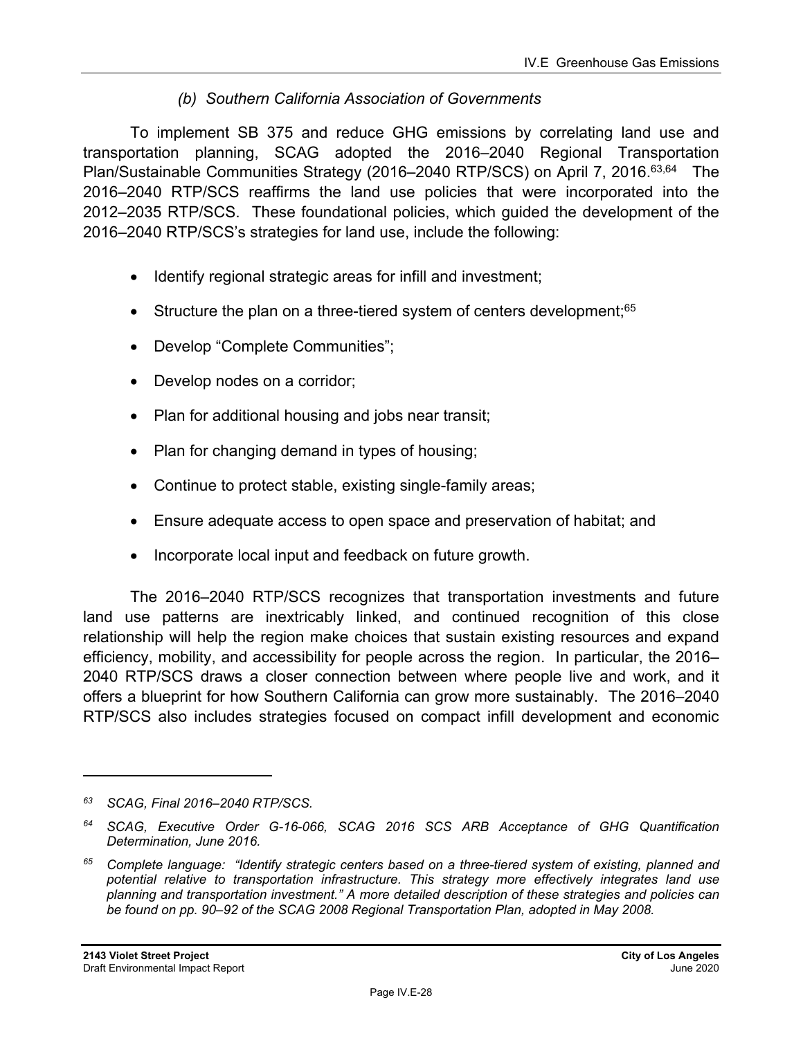### *(b) Southern California Association of Governments*

To implement SB 375 and reduce GHG emissions by correlating land use and transportation planning, SCAG adopted the 2016–2040 Regional Transportation Plan/Sustainable Communities Strategy (2016–2040 RTP/SCS) on April 7, 2016.[63,64] The 2016–2040 RTP/SCS reaffirms the land use policies that were incorporated into the 2012–2035 RTP/SCS. These foundational policies, which guided the development of the 2016–2040 RTP/SCS's strategies for land use, include the following:

- Identify regional strategic areas for infill and investment;
- Structure the plan on a three-tiered system of centers development;[65]
- Develop "Complete Communities";
- Develop nodes on a corridor;
- Plan for additional housing and jobs near transit;
- Plan for changing demand in types of housing;
- Continue to protect stable, existing single-family areas;
- Ensure adequate access to open space and preservation of habitat; and
- Incorporate local input and feedback on future growth.

The 2016–2040 RTP/SCS recognizes that transportation investments and future land use patterns are inextricably linked, and continued recognition of this close relationship will help the region make choices that sustain existing resources and expand efficiency, mobility, and accessibility for people across the region. In particular, the 2016–2040 RTP/SCS draws a closer connection between where people live and work, and it offers a blueprint for how Southern California can grow more sustainably. The 2016–2040 RTP/SCS also includes strategies focused on compact infill development and economic

---

*[63] SCAG, Final 2016–2040 RTP/SCS.*

*[64] SCAG, Executive Order G-16-066, SCAG 2016 SCS ARB Acceptance of GHG Quantification Determination, June 2016.*

*[65] Complete language: "Identify strategic centers based on a three-tiered system of existing, planned and potential relative to transportation infrastructure. This strategy more effectively integrates land use planning and transportation investment." A more detailed description of these strategies and policies can be found on pp. 90–92 of the SCAG 2008 Regional Transportation Plan, adopted in May 2008.*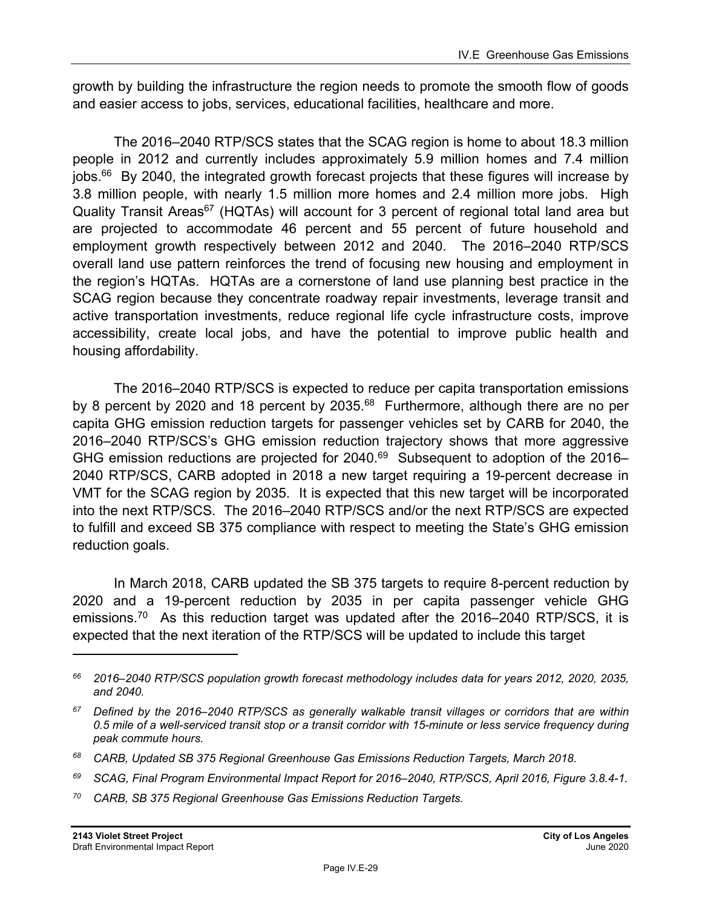growth by building the infrastructure the region needs to promote the smooth flow of goods and easier access to jobs, services, educational facilities, healthcare and more.

The 2016–2040 RTP/SCS states that the SCAG region is home to about 18.3 million people in 2012 and currently includes approximately 5.9 million homes and 7.4 million jobs.[66] By 2040, the integrated growth forecast projects that these figures will increase by 3.8 million people, with nearly 1.5 million more homes and 2.4 million more jobs. High Quality Transit Areas[67] (HQTAs) will account for 3 percent of regional total land area but are projected to accommodate 46 percent and 55 percent of future household and employment growth respectively between 2012 and 2040. The 2016–2040 RTP/SCS overall land use pattern reinforces the trend of focusing new housing and employment in the region's HQTAs. HQTAs are a cornerstone of land use planning best practice in the SCAG region because they concentrate roadway repair investments, leverage transit and active transportation investments, reduce regional life cycle infrastructure costs, improve accessibility, create local jobs, and have the potential to improve public health and housing affordability.

The 2016–2040 RTP/SCS is expected to reduce per capita transportation emissions by 8 percent by 2020 and 18 percent by 2035.[68] Furthermore, although there are no per capita GHG emission reduction targets for passenger vehicles set by CARB for 2040, the 2016–2040 RTP/SCS's GHG emission reduction trajectory shows that more aggressive GHG emission reductions are projected for 2040.[69] Subsequent to adoption of the 2016–2040 RTP/SCS, CARB adopted in 2018 a new target requiring a 19-percent decrease in VMT for the SCAG region by 2035. It is expected that this new target will be incorporated into the next RTP/SCS. The 2016–2040 RTP/SCS and/or the next RTP/SCS are expected to fulfill and exceed SB 375 compliance with respect to meeting the State's GHG emission reduction goals.

In March 2018, CARB updated the SB 375 targets to require 8-percent reduction by 2020 and a 19-percent reduction by 2035 in per capita passenger vehicle GHG emissions.[70] As this reduction target was updated after the 2016–2040 RTP/SCS, it is expected that the next iteration of the RTP/SCS will be updated to include this target

---

*[66] 2016–2040 RTP/SCS population growth forecast methodology includes data for years 2012, 2020, 2035, and 2040.*

*[67] Defined by the 2016–2040 RTP/SCS as generally walkable transit villages or corridors that are within 0.5 mile of a well-serviced transit stop or a transit corridor with 15-minute or less service frequency during peak commute hours.*

*[68] CARB, Updated SB 375 Regional Greenhouse Gas Emissions Reduction Targets, March 2018.*

*[69] SCAG, Final Program Environmental Impact Report for 2016–2040, RTP/SCS, April 2016, Figure 3.8.4-1.*

*[70] CARB, SB 375 Regional Greenhouse Gas Emissions Reduction Targets.*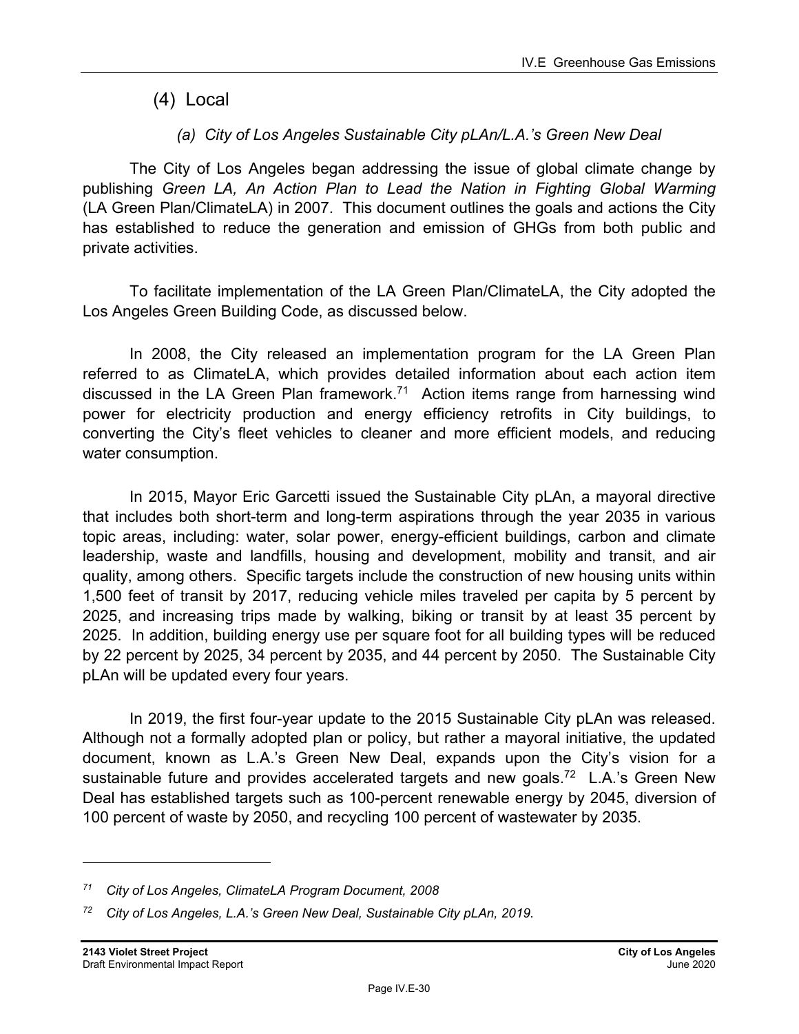### (4) Local

#### *(a) City of Los Angeles Sustainable City pLAn/L.A.'s Green New Deal*

The City of Los Angeles began addressing the issue of global climate change by publishing *Green LA, An Action Plan to Lead the Nation in Fighting Global Warming* (LA Green Plan/ClimateLA) in 2007. This document outlines the goals and actions the City has established to reduce the generation and emission of GHGs from both public and private activities.

To facilitate implementation of the LA Green Plan/ClimateLA, the City adopted the Los Angeles Green Building Code, as discussed below.

In 2008, the City released an implementation program for the LA Green Plan referred to as ClimateLA, which provides detailed information about each action item discussed in the LA Green Plan framework.[71] Action items range from harnessing wind power for electricity production and energy efficiency retrofits in City buildings, to converting the City's fleet vehicles to cleaner and more efficient models, and reducing water consumption.

In 2015, Mayor Eric Garcetti issued the Sustainable City pLAn, a mayoral directive that includes both short-term and long-term aspirations through the year 2035 in various topic areas, including: water, solar power, energy-efficient buildings, carbon and climate leadership, waste and landfills, housing and development, mobility and transit, and air quality, among others. Specific targets include the construction of new housing units within 1,500 feet of transit by 2017, reducing vehicle miles traveled per capita by 5 percent by 2025, and increasing trips made by walking, biking or transit by at least 35 percent by 2025. In addition, building energy use per square foot for all building types will be reduced by 22 percent by 2025, 34 percent by 2035, and 44 percent by 2050. The Sustainable City pLAn will be updated every four years.

In 2019, the first four-year update to the 2015 Sustainable City pLAn was released. Although not a formally adopted plan or policy, but rather a mayoral initiative, the updated document, known as L.A.'s Green New Deal, expands upon the City's vision for a sustainable future and provides accelerated targets and new goals.[72] L.A.'s Green New Deal has established targets such as 100-percent renewable energy by 2045, diversion of 100 percent of waste by 2050, and recycling 100 percent of wastewater by 2035.

---

[71] *City of Los Angeles, ClimateLA Program Document, 2008*

[72] *City of Los Angeles, L.A.'s Green New Deal, Sustainable City pLAn, 2019.*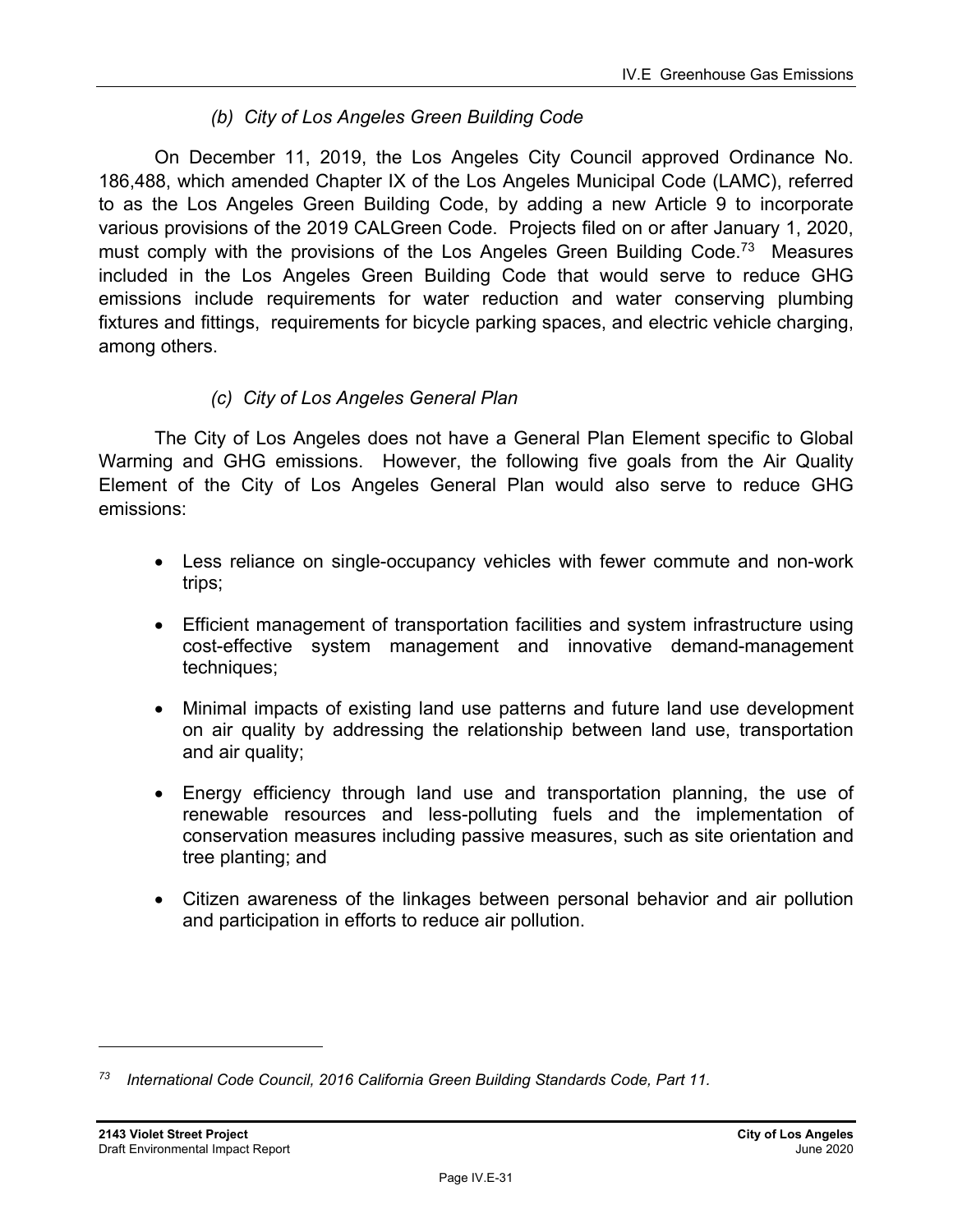*(b) City of Los Angeles Green Building Code*

On December 11, 2019, the Los Angeles City Council approved Ordinance No. 186,488, which amended Chapter IX of the Los Angeles Municipal Code (LAMC), referred to as the Los Angeles Green Building Code, by adding a new Article 9 to incorporate various provisions of the 2019 CALGreen Code. Projects filed on or after January 1, 2020, must comply with the provisions of the Los Angeles Green Building Code.[73] Measures included in the Los Angeles Green Building Code that would serve to reduce GHG emissions include requirements for water reduction and water conserving plumbing fixtures and fittings, requirements for bicycle parking spaces, and electric vehicle charging, among others.

*(c) City of Los Angeles General Plan*

The City of Los Angeles does not have a General Plan Element specific to Global Warming and GHG emissions. However, the following five goals from the Air Quality Element of the City of Los Angeles General Plan would also serve to reduce GHG emissions:

- Less reliance on single-occupancy vehicles with fewer commute and non-work trips;
- Efficient management of transportation facilities and system infrastructure using cost-effective system management and innovative demand-management techniques;
- Minimal impacts of existing land use patterns and future land use development on air quality by addressing the relationship between land use, transportation and air quality;
- Energy efficiency through land use and transportation planning, the use of renewable resources and less-polluting fuels and the implementation of conservation measures including passive measures, such as site orientation and tree planting; and
- Citizen awareness of the linkages between personal behavior and air pollution and participation in efforts to reduce air pollution.

---

[73] *International Code Council, 2016 California Green Building Standards Code, Part 11.*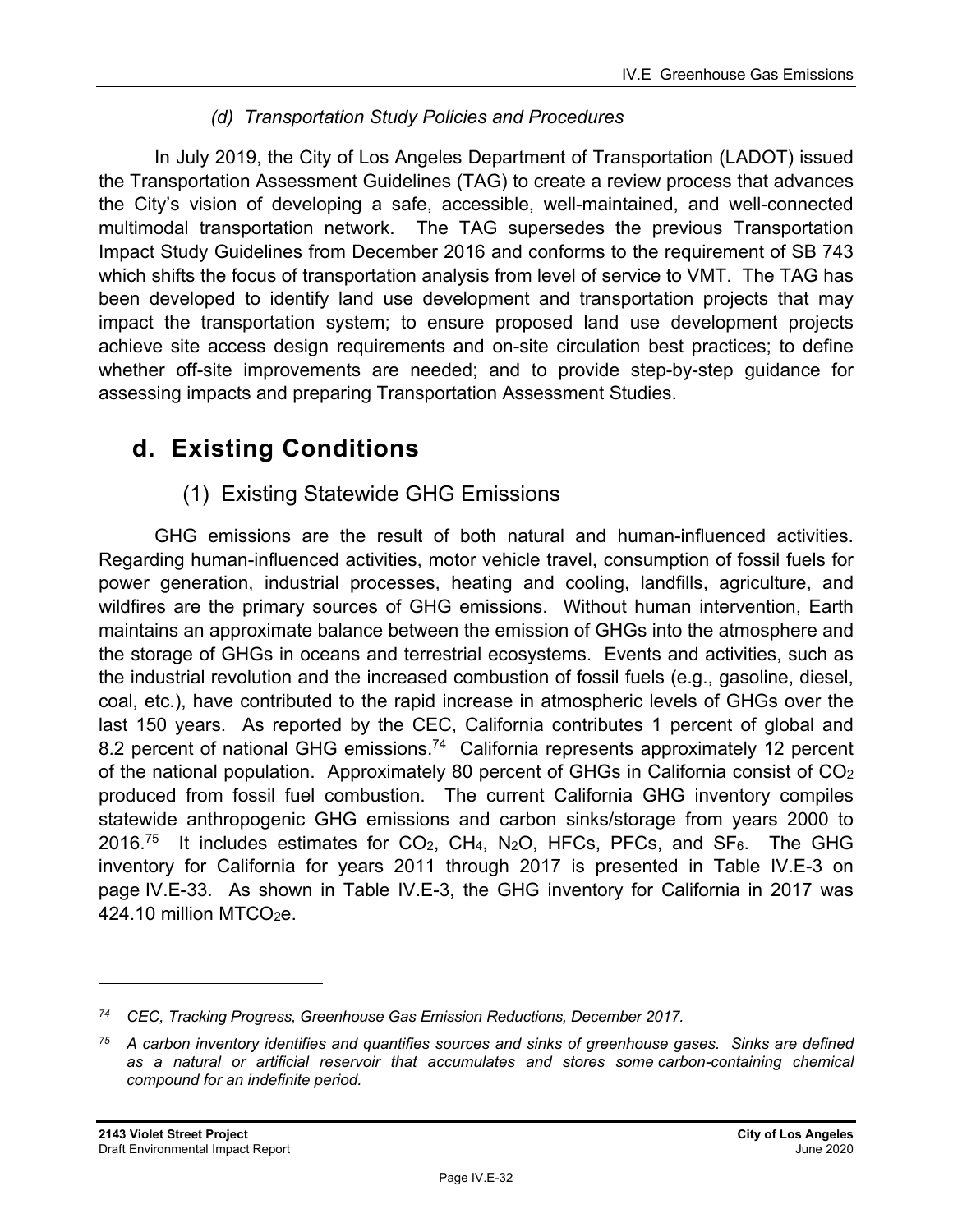*(d) Transportation Study Policies and Procedures*

In July 2019, the City of Los Angeles Department of Transportation (LADOT) issued the Transportation Assessment Guidelines (TAG) to create a review process that advances the City's vision of developing a safe, accessible, well-maintained, and well-connected multimodal transportation network. The TAG supersedes the previous Transportation Impact Study Guidelines from December 2016 and conforms to the requirement of SB 743 which shifts the focus of transportation analysis from level of service to VMT. The TAG has been developed to identify land use development and transportation projects that may impact the transportation system; to ensure proposed land use development projects achieve site access design requirements and on-site circulation best practices; to define whether off-site improvements are needed; and to provide step-by-step guidance for assessing impacts and preparing Transportation Assessment Studies.

## d. Existing Conditions

### (1) Existing Statewide GHG Emissions

GHG emissions are the result of both natural and human-influenced activities. Regarding human-influenced activities, motor vehicle travel, consumption of fossil fuels for power generation, industrial processes, heating and cooling, landfills, agriculture, and wildfires are the primary sources of GHG emissions. Without human intervention, Earth maintains an approximate balance between the emission of GHGs into the atmosphere and the storage of GHGs in oceans and terrestrial ecosystems. Events and activities, such as the industrial revolution and the increased combustion of fossil fuels (e.g., gasoline, diesel, coal, etc.), have contributed to the rapid increase in atmospheric levels of GHGs over the last 150 years. As reported by the CEC, California contributes 1 percent of global and 8.2 percent of national GHG emissions.[74] California represents approximately 12 percent of the national population. Approximately 80 percent of GHGs in California consist of $CO_2$ produced from fossil fuel combustion. The current California GHG inventory compiles statewide anthropogenic GHG emissions and carbon sinks/storage from years 2000 to 2016.[75] It includes estimates for $CO_2$, $CH_4$, $N_2O$, HFCs, PFCs, and $SF_6$. The GHG inventory for California for years 2011 through 2017 is presented in Table IV.E-3 on page IV.E-33. As shown in Table IV.E-3, the GHG inventory for California in 2017 was 424.10 million $MTCO_2e$.

---

[74] *CEC, Tracking Progress, Greenhouse Gas Emission Reductions, December 2017.*

[75] *A carbon inventory identifies and quantifies sources and sinks of greenhouse gases. Sinks are defined as a natural or artificial reservoir that accumulates and stores some carbon-containing chemical compound for an indefinite period.*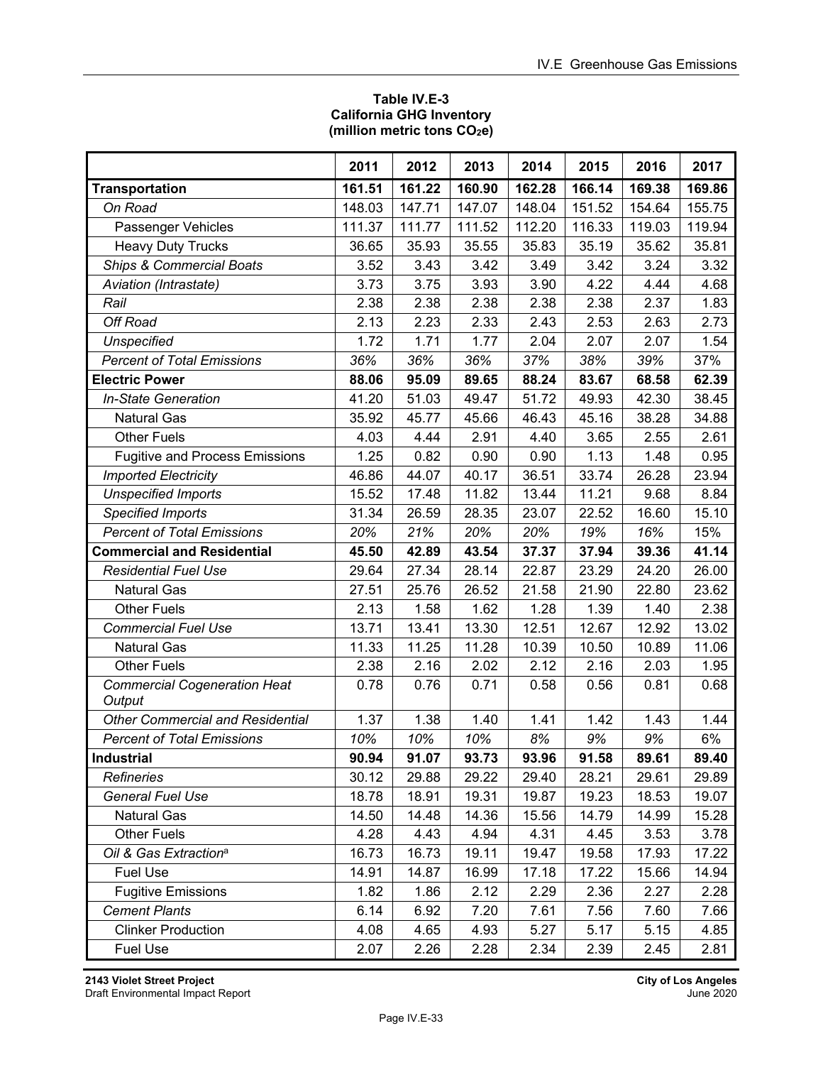**Table IV.E-3**
**California GHG Inventory**
**(million metric tons $CO_2e$)**

| | 2011 | 2012 | 2013 | 2014 | 2015 | 2016 | 2017 |
|---|---|---|---|---|---|---|---|
| **Transportation** | **161.51** | **161.22** | **160.90** | **162.28** | **166.14** | **169.38** | **169.86** |
| *On Road* | 148.03 | 147.71 | 147.07 | 148.04 | 151.52 | 154.64 | 155.75 |
| Passenger Vehicles | 111.37 | 111.77 | 111.52 | 112.20 | 116.33 | 119.03 | 119.94 |
| Heavy Duty Trucks | 36.65 | 35.93 | 35.55 | 35.83 | 35.19 | 35.62 | 35.81 |
| *Ships & Commercial Boats* | 3.52 | 3.43 | 3.42 | 3.49 | 3.42 | 3.24 | 3.32 |
| *Aviation (Intrastate)* | 3.73 | 3.75 | 3.93 | 3.90 | 4.22 | 4.44 | 4.68 |
| *Rail* | 2.38 | 2.38 | 2.38 | 2.38 | 2.38 | 2.37 | 1.83 |
| *Off Road* | 2.13 | 2.23 | 2.33 | 2.43 | 2.53 | 2.63 | 2.73 |
| *Unspecified* | 1.72 | 1.71 | 1.77 | 2.04 | 2.07 | 2.07 | 1.54 |
| *Percent of Total Emissions* | *36%* | *36%* | *36%* | *37%* | *38%* | *39%* | 37% |
| **Electric Power** | **88.06** | **95.09** | **89.65** | **88.24** | **83.67** | **68.58** | **62.39** |
| *In-State Generation* | 41.20 | 51.03 | 49.47 | 51.72 | 49.93 | 42.30 | 38.45 |
| Natural Gas | 35.92 | 45.77 | 45.66 | 46.43 | 45.16 | 38.28 | 34.88 |
| Other Fuels | 4.03 | 4.44 | 2.91 | 4.40 | 3.65 | 2.55 | 2.61 |
| Fugitive and Process Emissions | 1.25 | 0.82 | 0.90 | 0.90 | 1.13 | 1.48 | 0.95 |
| *Imported Electricity* | 46.86 | 44.07 | 40.17 | 36.51 | 33.74 | 26.28 | 23.94 |
| *Unspecified Imports* | 15.52 | 17.48 | 11.82 | 13.44 | 11.21 | 9.68 | 8.84 |
| *Specified Imports* | 31.34 | 26.59 | 28.35 | 23.07 | 22.52 | 16.60 | 15.10 |
| *Percent of Total Emissions* | *20%* | *21%* | *20%* | *20%* | *19%* | *16%* | 15% |
| **Commercial and Residential** | **45.50** | **42.89** | **43.54** | **37.37** | **37.94** | **39.36** | **41.14** |
| *Residential Fuel Use* | 29.64 | 27.34 | 28.14 | 22.87 | 23.29 | 24.20 | 26.00 |
| Natural Gas | 27.51 | 25.76 | 26.52 | 21.58 | 21.90 | 22.80 | 23.62 |
| Other Fuels | 2.13 | 1.58 | 1.62 | 1.28 | 1.39 | 1.40 | 2.38 |
| *Commercial Fuel Use* | 13.71 | 13.41 | 13.30 | 12.51 | 12.67 | 12.92 | 13.02 |
| Natural Gas | 11.33 | 11.25 | 11.28 | 10.39 | 10.50 | 10.89 | 11.06 |
| Other Fuels | 2.38 | 2.16 | 2.02 | 2.12 | 2.16 | 2.03 | 1.95 |
| *Commercial Cogeneration Heat Output* | 0.78 | 0.76 | 0.71 | 0.58 | 0.56 | 0.81 | 0.68 |
| *Other Commercial and Residential* | 1.37 | 1.38 | 1.40 | 1.41 | 1.42 | 1.43 | 1.44 |
| *Percent of Total Emissions* | *10%* | *10%* | *10%* | *8%* | *9%* | *9%* | 6% |
| **Industrial** | **90.94** | **91.07** | **93.73** | **93.96** | **91.58** | **89.61** | **89.40** |
| *Refineries* | 30.12 | 29.88 | 29.22 | 29.40 | 28.21 | 29.61 | 29.89 |
| *General Fuel Use* | 18.78 | 18.91 | 19.31 | 19.87 | 19.23 | 18.53 | 19.07 |
| Natural Gas | 14.50 | 14.48 | 14.36 | 15.56 | 14.79 | 14.99 | 15.28 |
| Other Fuels | 4.28 | 4.43 | 4.94 | 4.31 | 4.45 | 3.53 | 3.78 |
| *Oil & Gas Extraction*[a] | 16.73 | 16.73 | 19.11 | 19.47 | 19.58 | 17.93 | 17.22 |
| Fuel Use | 14.91 | 14.87 | 16.99 | 17.18 | 17.22 | 15.66 | 14.94 |
| Fugitive Emissions | 1.82 | 1.86 | 2.12 | 2.29 | 2.36 | 2.27 | 2.28 |
| *Cement Plants* | 6.14 | 6.92 | 7.20 | 7.61 | 7.56 | 7.60 | 7.66 |
| Clinker Production | 4.08 | 4.65 | 4.93 | 5.27 | 5.17 | 5.15 | 4.85 |
| Fuel Use | 2.07 | 2.26 | 2.28 | 2.34 | 2.39 | 2.45 | 2.81 |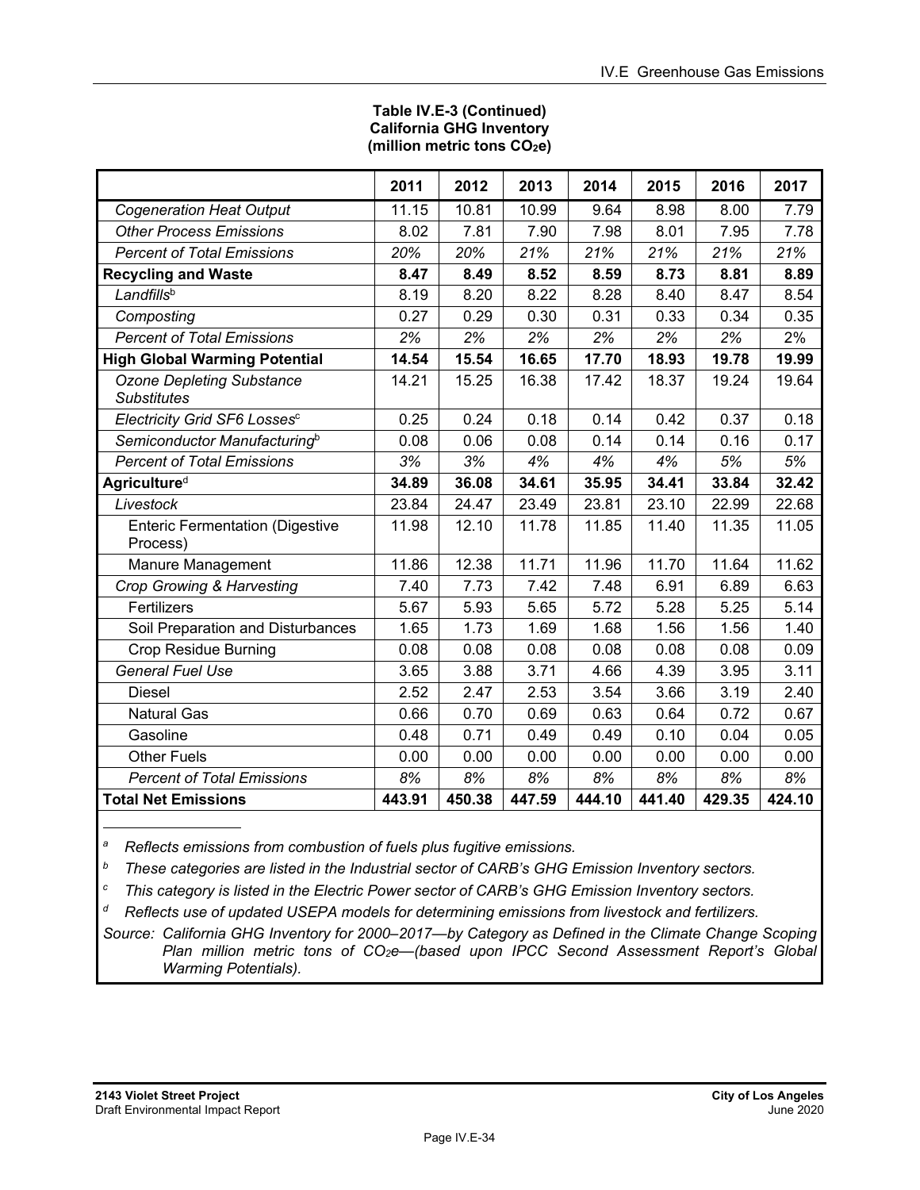**Table IV.E-3 (Continued)**
**California GHG Inventory**
**(million metric tons $CO_2e$)**

| | 2011 | 2012 | 2013 | 2014 | 2015 | 2016 | 2017 |
|---|---|---|---|---|---|---|---|
| *Cogeneration Heat Output* | 11.15 | 10.81 | 10.99 | 9.64 | 8.98 | 8.00 | 7.79 |
| *Other Process Emissions* | 8.02 | 7.81 | 7.90 | 7.98 | 8.01 | 7.95 | 7.78 |
| *Percent of Total Emissions* | *20%* | *20%* | *21%* | *21%* | *21%* | *21%* | *21%* |
| **Recycling and Waste** | **8.47** | **8.49** | **8.52** | **8.59** | **8.73** | **8.81** | **8.89** |
| *Landfills*[b] | 8.19 | 8.20 | 8.22 | 8.28 | 8.40 | 8.47 | 8.54 |
| *Composting* | 0.27 | 0.29 | 0.30 | 0.31 | 0.33 | 0.34 | 0.35 |
| *Percent of Total Emissions* | *2%* | *2%* | *2%* | *2%* | *2%* | *2%* | *2%* |
| **High Global Warming Potential** | **14.54** | **15.54** | **16.65** | **17.70** | **18.93** | **19.78** | **19.99** |
| *Ozone Depleting Substance Substitutes* | 14.21 | 15.25 | 16.38 | 17.42 | 18.37 | 19.24 | 19.64 |
| *Electricity Grid SF6 Losses*[c] | 0.25 | 0.24 | 0.18 | 0.14 | 0.42 | 0.37 | 0.18 |
| *Semiconductor Manufacturing*[b] | 0.08 | 0.06 | 0.08 | 0.14 | 0.14 | 0.16 | 0.17 |
| *Percent of Total Emissions* | *3%* | *3%* | *4%* | *4%* | *4%* | *5%* | *5%* |
| **Agriculture**[d] | **34.89** | **36.08** | **34.61** | **35.95** | **34.41** | **33.84** | **32.42** |
| *Livestock* | 23.84 | 24.47 | 23.49 | 23.81 | 23.10 | 22.99 | 22.68 |
| Enteric Fermentation (Digestive Process) | 11.98 | 12.10 | 11.78 | 11.85 | 11.40 | 11.35 | 11.05 |
| Manure Management | 11.86 | 12.38 | 11.71 | 11.96 | 11.70 | 11.64 | 11.62 |
| *Crop Growing & Harvesting* | 7.40 | 7.73 | 7.42 | 7.48 | 6.91 | 6.89 | 6.63 |
| Fertilizers | 5.67 | 5.93 | 5.65 | 5.72 | 5.28 | 5.25 | 5.14 |
| Soil Preparation and Disturbances | 1.65 | 1.73 | 1.69 | 1.68 | 1.56 | 1.56 | 1.40 |
| Crop Residue Burning | 0.08 | 0.08 | 0.08 | 0.08 | 0.08 | 0.08 | 0.09 |
| *General Fuel Use* | 3.65 | 3.88 | 3.71 | 4.66 | 4.39 | 3.95 | 3.11 |
| Diesel | 2.52 | 2.47 | 2.53 | 3.54 | 3.66 | 3.19 | 2.40 |
| Natural Gas | 0.66 | 0.70 | 0.69 | 0.63 | 0.64 | 0.72 | 0.67 |
| Gasoline | 0.48 | 0.71 | 0.49 | 0.49 | 0.10 | 0.04 | 0.05 |
| Other Fuels | 0.00 | 0.00 | 0.00 | 0.00 | 0.00 | 0.00 | 0.00 |
| *Percent of Total Emissions* | *8%* | *8%* | *8%* | *8%* | *8%* | *8%* | *8%* |
| **Total Net Emissions** | **443.91** | **450.38** | **447.59** | **444.10** | **441.40** | **429.35** | **424.10** |

[a] *Reflects emissions from combustion of fuels plus fugitive emissions.*

[b] *These categories are listed in the Industrial sector of CARB's GHG Emission Inventory sectors.*

[c] *This category is listed in the Electric Power sector of CARB's GHG Emission Inventory sectors.*

[d] *Reflects use of updated USEPA models for determining emissions from livestock and fertilizers.*

*Source: California GHG Inventory for 2000–2017—by Category as Defined in the Climate Change Scoping Plan million metric tons of $CO_2e$—(based upon IPCC Second Assessment Report's Global Warming Potentials).*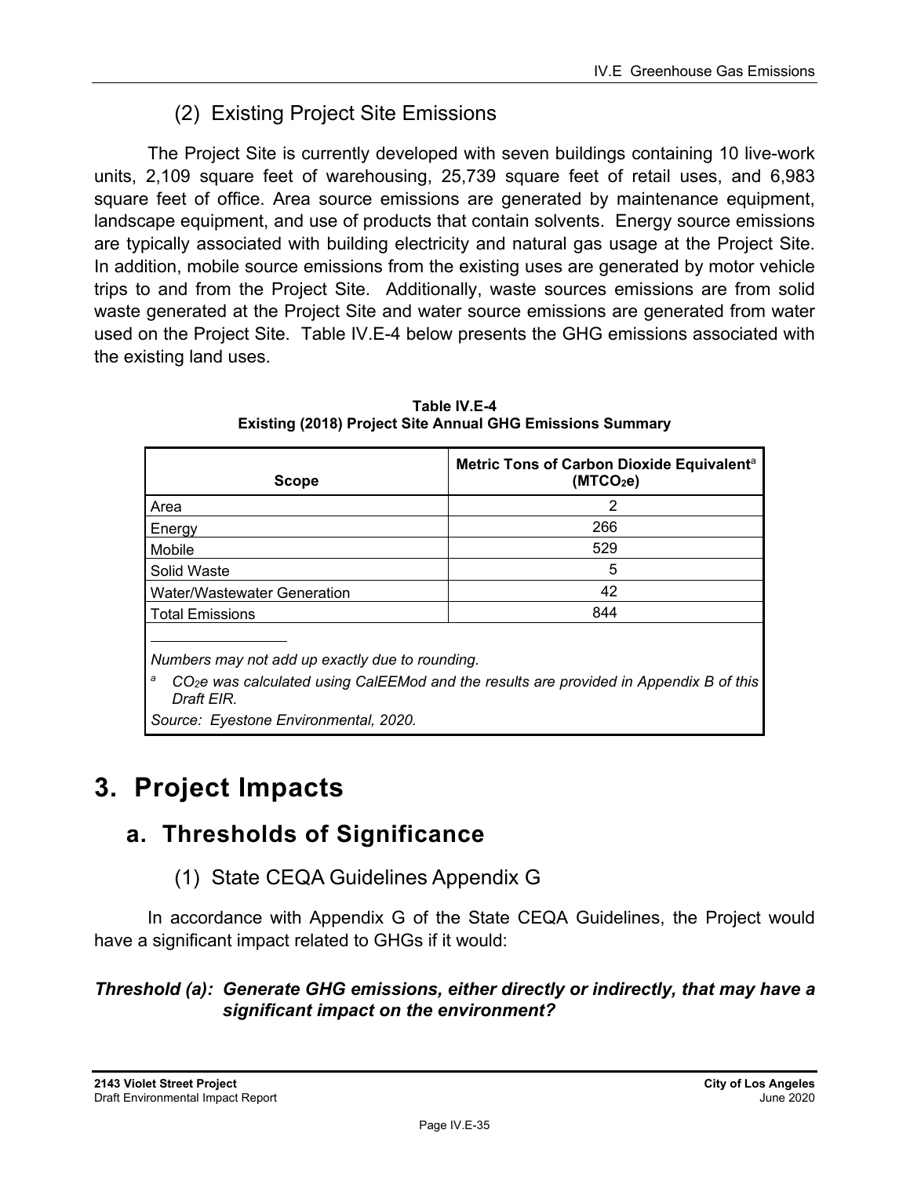### (2) Existing Project Site Emissions

The Project Site is currently developed with seven buildings containing 10 live-work units, 2,109 square feet of warehousing, 25,739 square feet of retail uses, and 6,983 square feet of office. Area source emissions are generated by maintenance equipment, landscape equipment, and use of products that contain solvents. Energy source emissions are typically associated with building electricity and natural gas usage at the Project Site. In addition, mobile source emissions from the existing uses are generated by motor vehicle trips to and from the Project Site. Additionally, waste sources emissions are from solid waste generated at the Project Site and water source emissions are generated from water used on the Project Site. Table IV.E-4 below presents the GHG emissions associated with the existing land uses.

**Table IV.E-4**
**Existing (2018) Project Site Annual GHG Emissions Summary**

| Scope | Metric Tons of Carbon Dioxide Equivalent[a] ($MTCO_2e$) |
|---|---|
| Area | 2 |
| Energy | 266 |
| Mobile | 529 |
| Solid Waste | 5 |
| Water/Wastewater Generation | 42 |
| Total Emissions | 844 |

*Numbers may not add up exactly due to rounding.*

[a] *$CO_2e$ was calculated using CalEEMod and the results are provided in Appendix B of this Draft EIR.*

*Source: Eyestone Environmental, 2020.*

# 3. Project Impacts

## a. Thresholds of Significance

### (1) State CEQA Guidelines Appendix G

In accordance with Appendix G of the State CEQA Guidelines, the Project would have a significant impact related to GHGs if it would:

***Threshold (a): Generate GHG emissions, either directly or indirectly, that may have a significant impact on the environment?***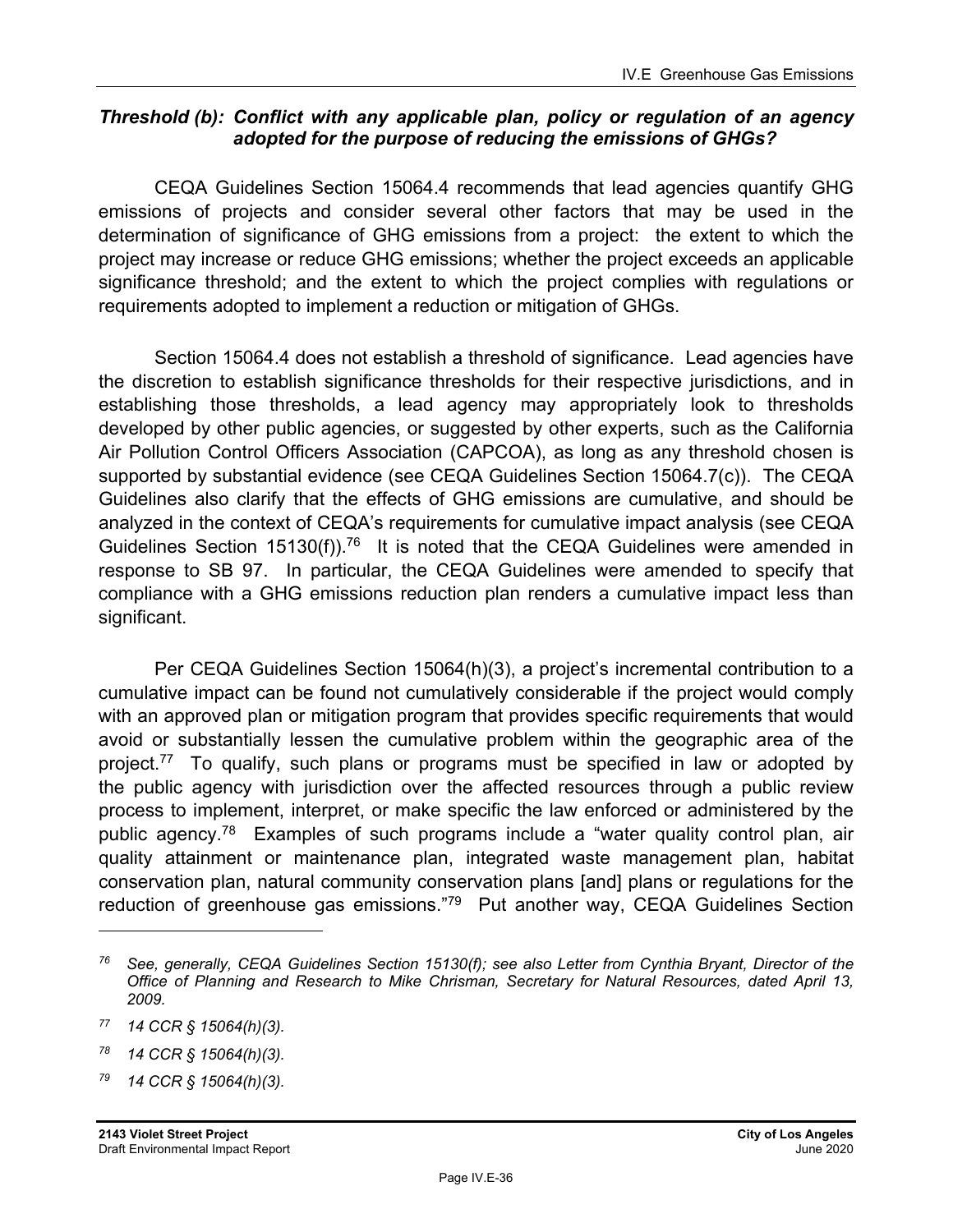***Threshold (b): Conflict with any applicable plan, policy or regulation of an agency adopted for the purpose of reducing the emissions of GHGs?***

CEQA Guidelines Section 15064.4 recommends that lead agencies quantify GHG emissions of projects and consider several other factors that may be used in the determination of significance of GHG emissions from a project: the extent to which the project may increase or reduce GHG emissions; whether the project exceeds an applicable significance threshold; and the extent to which the project complies with regulations or requirements adopted to implement a reduction or mitigation of GHGs.

Section 15064.4 does not establish a threshold of significance. Lead agencies have the discretion to establish significance thresholds for their respective jurisdictions, and in establishing those thresholds, a lead agency may appropriately look to thresholds developed by other public agencies, or suggested by other experts, such as the California Air Pollution Control Officers Association (CAPCOA), as long as any threshold chosen is supported by substantial evidence (see CEQA Guidelines Section 15064.7(c)). The CEQA Guidelines also clarify that the effects of GHG emissions are cumulative, and should be analyzed in the context of CEQA's requirements for cumulative impact analysis (see CEQA Guidelines Section 15130(f)).[76] It is noted that the CEQA Guidelines were amended in response to SB 97. In particular, the CEQA Guidelines were amended to specify that compliance with a GHG emissions reduction plan renders a cumulative impact less than significant.

Per CEQA Guidelines Section 15064(h)(3), a project's incremental contribution to a cumulative impact can be found not cumulatively considerable if the project would comply with an approved plan or mitigation program that provides specific requirements that would avoid or substantially lessen the cumulative problem within the geographic area of the project.[77] To qualify, such plans or programs must be specified in law or adopted by the public agency with jurisdiction over the affected resources through a public review process to implement, interpret, or make specific the law enforced or administered by the public agency.[78] Examples of such programs include a "water quality control plan, air quality attainment or maintenance plan, integrated waste management plan, habitat conservation plan, natural community conservation plans [and] plans or regulations for the reduction of greenhouse gas emissions."[79] Put another way, CEQA Guidelines Section

---

[76] *See, generally, CEQA Guidelines Section 15130(f); see also Letter from Cynthia Bryant, Director of the Office of Planning and Research to Mike Chrisman, Secretary for Natural Resources, dated April 13, 2009.*

[77] *14 CCR § 15064(h)(3).*

[78] *14 CCR § 15064(h)(3).*

[79] *14 CCR § 15064(h)(3).*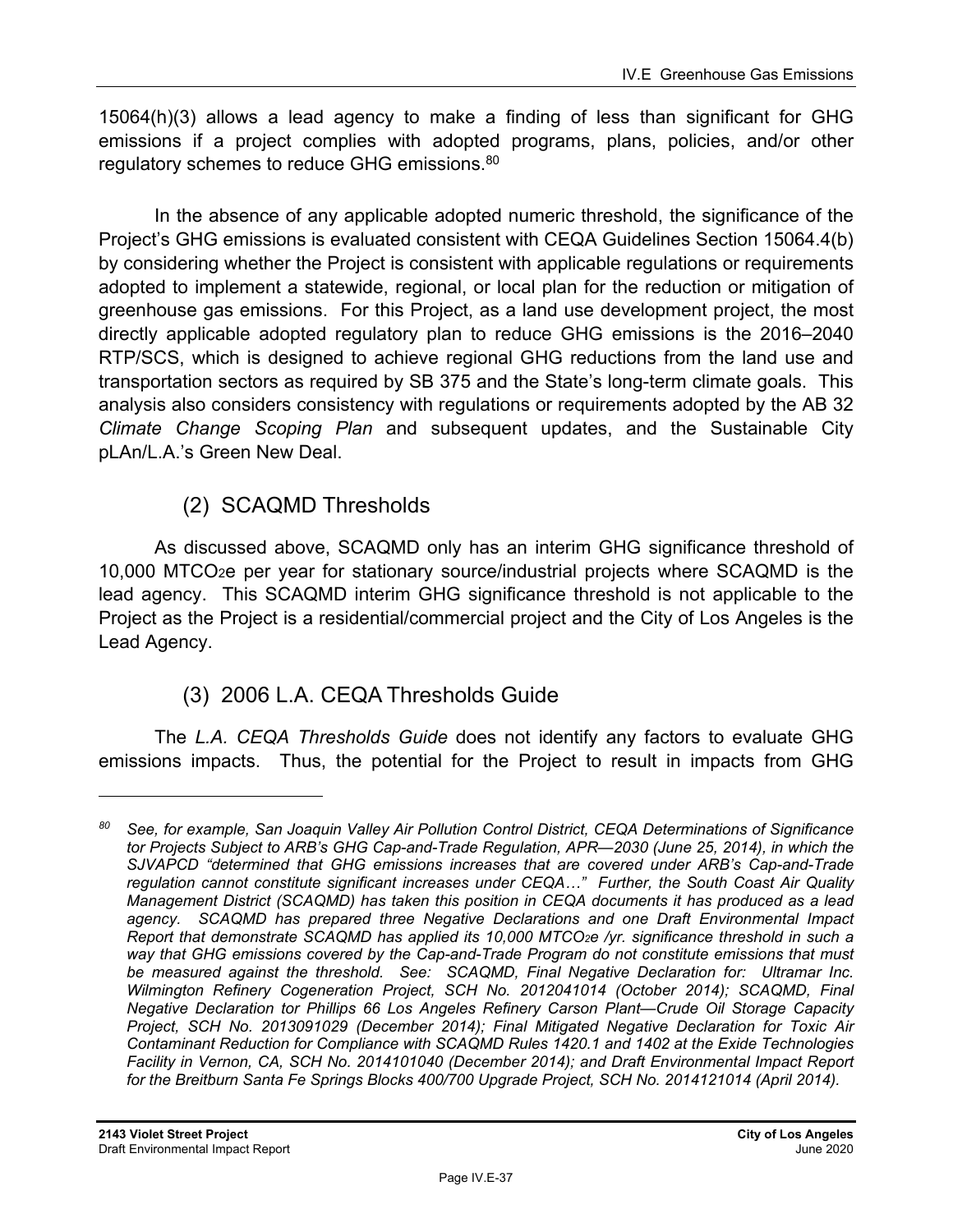15064(h)(3) allows a lead agency to make a finding of less than significant for GHG emissions if a project complies with adopted programs, plans, policies, and/or other regulatory schemes to reduce GHG emissions.[80]

In the absence of any applicable adopted numeric threshold, the significance of the Project's GHG emissions is evaluated consistent with CEQA Guidelines Section 15064.4(b) by considering whether the Project is consistent with applicable regulations or requirements adopted to implement a statewide, regional, or local plan for the reduction or mitigation of greenhouse gas emissions. For this Project, as a land use development project, the most directly applicable adopted regulatory plan to reduce GHG emissions is the 2016–2040 RTP/SCS, which is designed to achieve regional GHG reductions from the land use and transportation sectors as required by SB 375 and the State's long-term climate goals. This analysis also considers consistency with regulations or requirements adopted by the AB 32 *Climate Change Scoping Plan* and subsequent updates, and the Sustainable City pLAn/L.A.'s Green New Deal.

### (2) SCAQMD Thresholds

As discussed above, SCAQMD only has an interim GHG significance threshold of 10,000 $MTCO_2e$ per year for stationary source/industrial projects where SCAQMD is the lead agency. This SCAQMD interim GHG significance threshold is not applicable to the Project as the Project is a residential/commercial project and the City of Los Angeles is the Lead Agency.

### (3) 2006 L.A. CEQA Thresholds Guide

The *L.A. CEQA Thresholds Guide* does not identify any factors to evaluate GHG emissions impacts. Thus, the potential for the Project to result in impacts from GHG

---

*[80] See, for example, San Joaquin Valley Air Pollution Control District, CEQA Determinations of Significance tor Projects Subject to ARB's GHG Cap-and-Trade Regulation, APR—2030 (June 25, 2014), in which the SJVAPCD "determined that GHG emissions increases that are covered under ARB's Cap-and-Trade regulation cannot constitute significant increases under CEQA…" Further, the South Coast Air Quality Management District (SCAQMD) has taken this position in CEQA documents it has produced as a lead agency. SCAQMD has prepared three Negative Declarations and one Draft Environmental Impact Report that demonstrate SCAQMD has applied its 10,000 $MTCO_2e$ /yr. significance threshold in such a way that GHG emissions covered by the Cap-and-Trade Program do not constitute emissions that must be measured against the threshold. See: SCAQMD, Final Negative Declaration for: Ultramar Inc. Wilmington Refinery Cogeneration Project, SCH No. 2012041014 (October 2014); SCAQMD, Final Negative Declaration tor Phillips 66 Los Angeles Refinery Carson Plant—Crude Oil Storage Capacity Project, SCH No. 2013091029 (December 2014); Final Mitigated Negative Declaration for Toxic Air Contaminant Reduction for Compliance with SCAQMD Rules 1420.1 and 1402 at the Exide Technologies Facility in Vernon, CA, SCH No. 2014101040 (December 2014); and Draft Environmental Impact Report for the Breitburn Santa Fe Springs Blocks 400/700 Upgrade Project, SCH No. 2014121014 (April 2014).*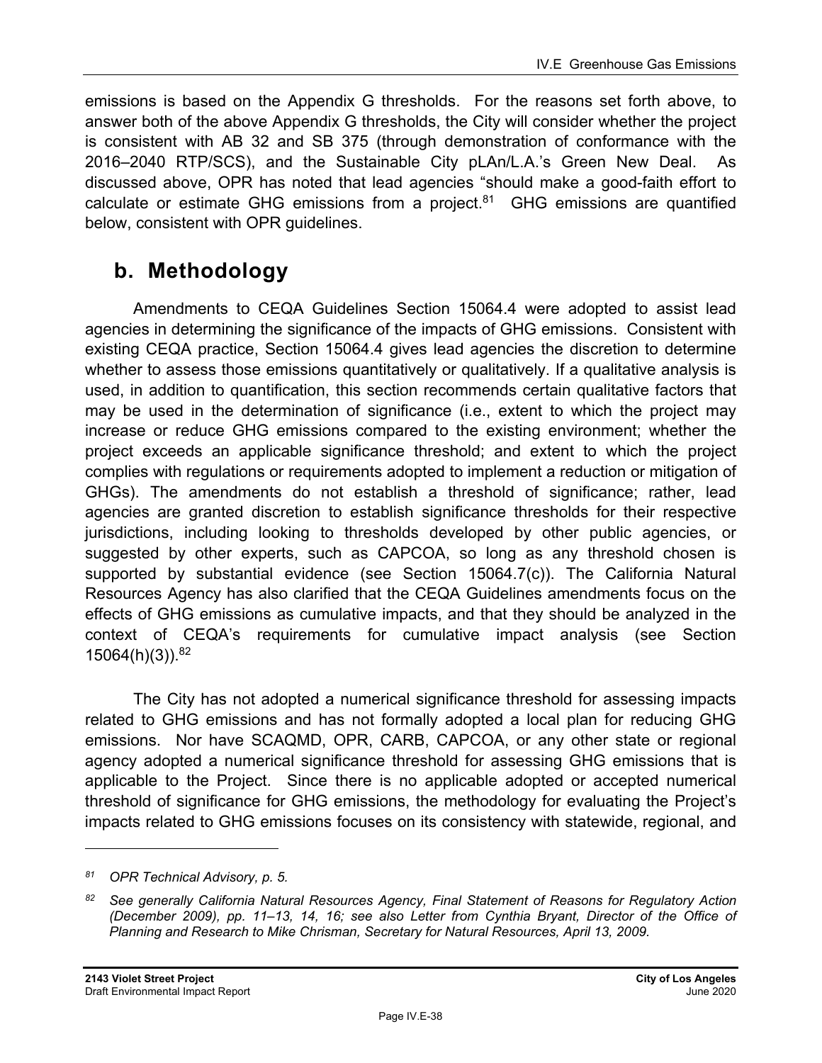emissions is based on the Appendix G thresholds. For the reasons set forth above, to answer both of the above Appendix G thresholds, the City will consider whether the project is consistent with AB 32 and SB 375 (through demonstration of conformance with the 2016–2040 RTP/SCS), and the Sustainable City pLAn/L.A.'s Green New Deal. As discussed above, OPR has noted that lead agencies "should make a good-faith effort to calculate or estimate GHG emissions from a project.[81] GHG emissions are quantified below, consistent with OPR guidelines.

## b. Methodology

Amendments to CEQA Guidelines Section 15064.4 were adopted to assist lead agencies in determining the significance of the impacts of GHG emissions. Consistent with existing CEQA practice, Section 15064.4 gives lead agencies the discretion to determine whether to assess those emissions quantitatively or qualitatively. If a qualitative analysis is used, in addition to quantification, this section recommends certain qualitative factors that may be used in the determination of significance (i.e., extent to which the project may increase or reduce GHG emissions compared to the existing environment; whether the project exceeds an applicable significance threshold; and extent to which the project complies with regulations or requirements adopted to implement a reduction or mitigation of GHGs). The amendments do not establish a threshold of significance; rather, lead agencies are granted discretion to establish significance thresholds for their respective jurisdictions, including looking to thresholds developed by other public agencies, or suggested by other experts, such as CAPCOA, so long as any threshold chosen is supported by substantial evidence (see Section 15064.7(c)). The California Natural Resources Agency has also clarified that the CEQA Guidelines amendments focus on the effects of GHG emissions as cumulative impacts, and that they should be analyzed in the context of CEQA's requirements for cumulative impact analysis (see Section 15064(h)(3)).[82]

The City has not adopted a numerical significance threshold for assessing impacts related to GHG emissions and has not formally adopted a local plan for reducing GHG emissions. Nor have SCAQMD, OPR, CARB, CAPCOA, or any other state or regional agency adopted a numerical significance threshold for assessing GHG emissions that is applicable to the Project. Since there is no applicable adopted or accepted numerical threshold of significance for GHG emissions, the methodology for evaluating the Project's impacts related to GHG emissions focuses on its consistency with statewide, regional, and

---

*[81] OPR Technical Advisory, p. 5.*

*[82] See generally California Natural Resources Agency, Final Statement of Reasons for Regulatory Action (December 2009), pp. 11–13, 14, 16; see also Letter from Cynthia Bryant, Director of the Office of Planning and Research to Mike Chrisman, Secretary for Natural Resources, April 13, 2009.*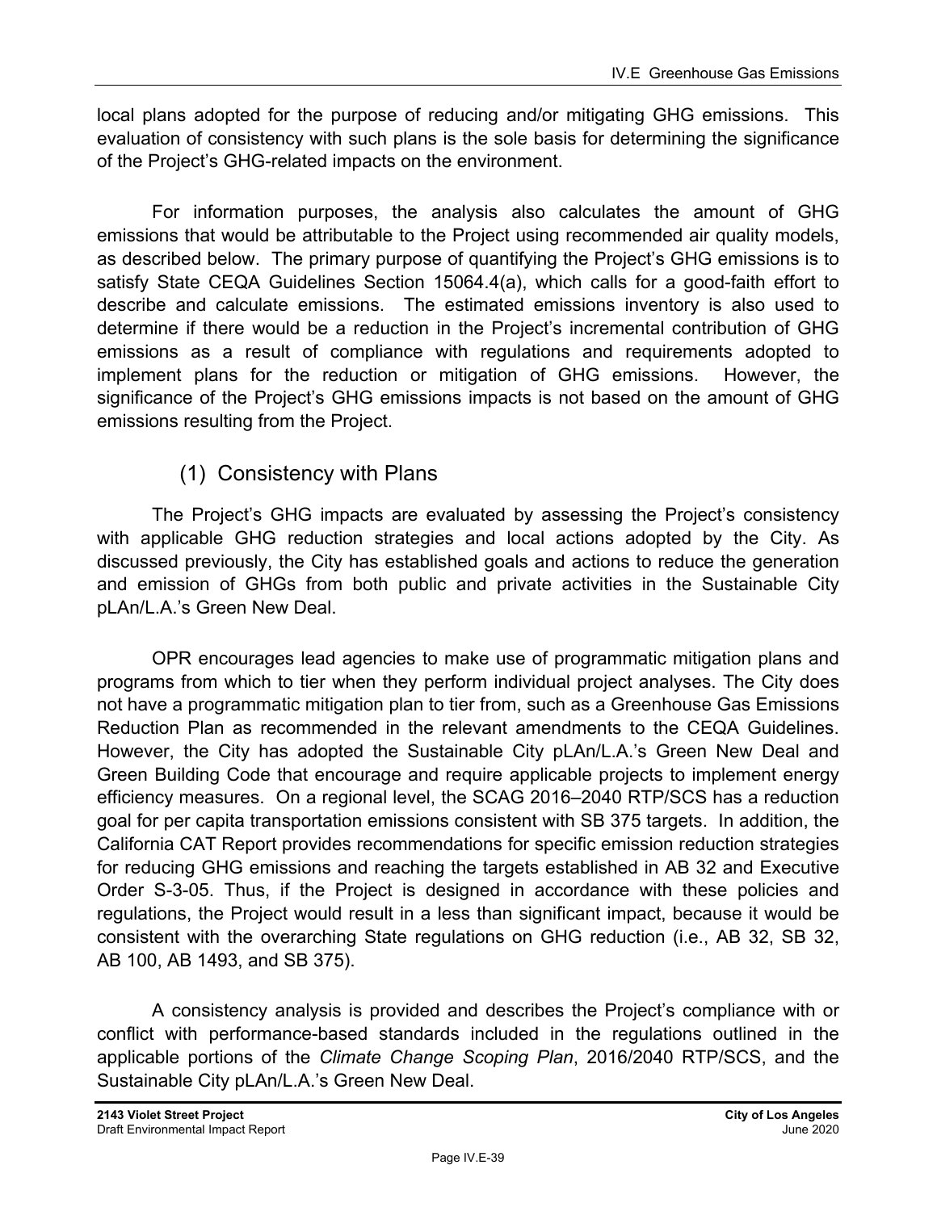local plans adopted for the purpose of reducing and/or mitigating GHG emissions. This evaluation of consistency with such plans is the sole basis for determining the significance of the Project's GHG-related impacts on the environment.

For information purposes, the analysis also calculates the amount of GHG emissions that would be attributable to the Project using recommended air quality models, as described below. The primary purpose of quantifying the Project's GHG emissions is to satisfy State CEQA Guidelines Section 15064.4(a), which calls for a good-faith effort to describe and calculate emissions. The estimated emissions inventory is also used to determine if there would be a reduction in the Project's incremental contribution of GHG emissions as a result of compliance with regulations and requirements adopted to implement plans for the reduction or mitigation of GHG emissions. However, the significance of the Project's GHG emissions impacts is not based on the amount of GHG emissions resulting from the Project.

### (1) Consistency with Plans

The Project's GHG impacts are evaluated by assessing the Project's consistency with applicable GHG reduction strategies and local actions adopted by the City. As discussed previously, the City has established goals and actions to reduce the generation and emission of GHGs from both public and private activities in the Sustainable City pLAn/L.A.'s Green New Deal.

OPR encourages lead agencies to make use of programmatic mitigation plans and programs from which to tier when they perform individual project analyses. The City does not have a programmatic mitigation plan to tier from, such as a Greenhouse Gas Emissions Reduction Plan as recommended in the relevant amendments to the CEQA Guidelines. However, the City has adopted the Sustainable City pLAn/L.A.'s Green New Deal and Green Building Code that encourage and require applicable projects to implement energy efficiency measures. On a regional level, the SCAG 2016–2040 RTP/SCS has a reduction goal for per capita transportation emissions consistent with SB 375 targets. In addition, the California CAT Report provides recommendations for specific emission reduction strategies for reducing GHG emissions and reaching the targets established in AB 32 and Executive Order S-3-05. Thus, if the Project is designed in accordance with these policies and regulations, the Project would result in a less than significant impact, because it would be consistent with the overarching State regulations on GHG reduction (i.e., AB 32, SB 32, AB 100, AB 1493, and SB 375).

A consistency analysis is provided and describes the Project's compliance with or conflict with performance-based standards included in the regulations outlined in the applicable portions of the *Climate Change Scoping Plan*, 2016/2040 RTP/SCS, and the Sustainable City pLAn/L.A.'s Green New Deal.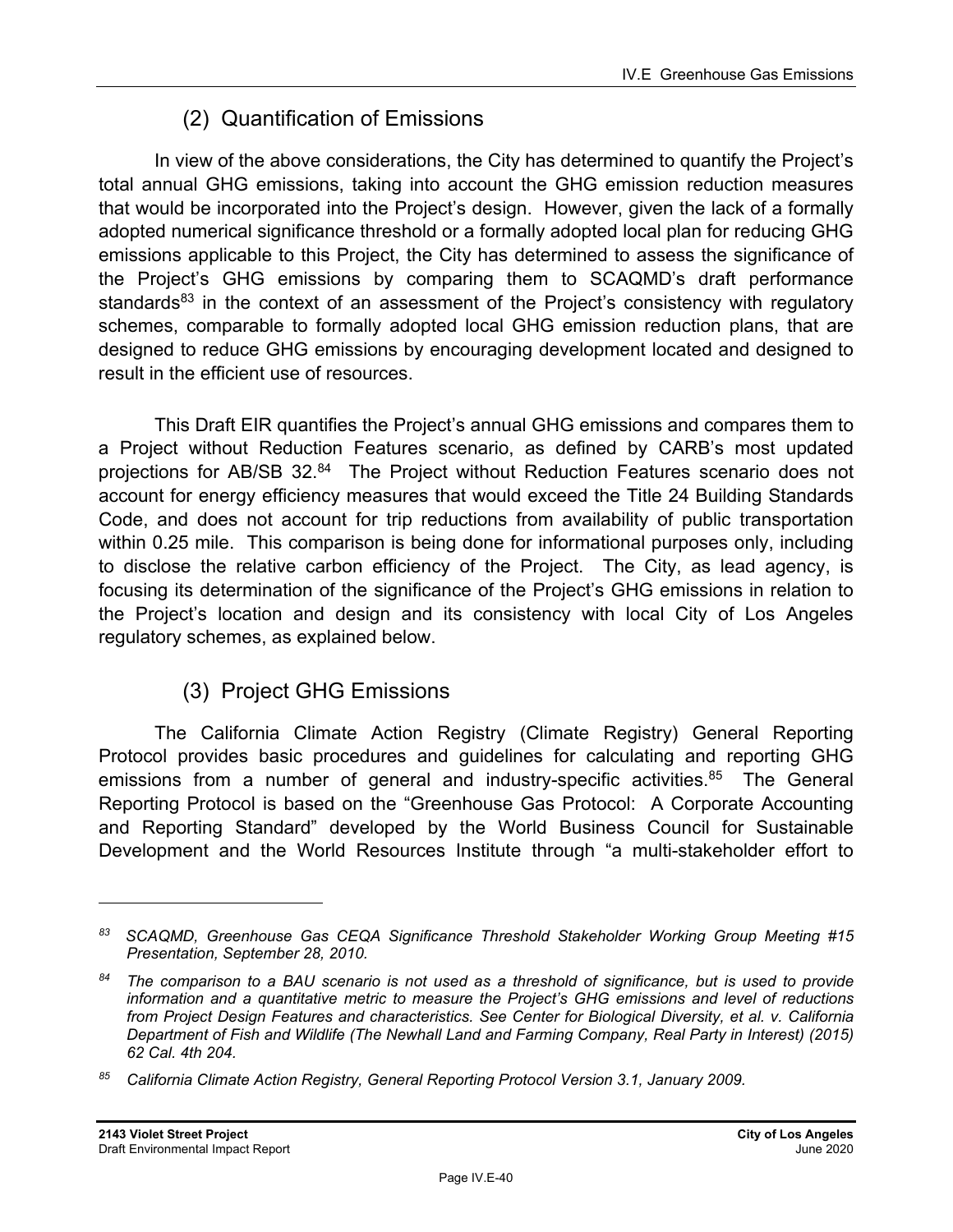### (2) Quantification of Emissions

In view of the above considerations, the City has determined to quantify the Project's total annual GHG emissions, taking into account the GHG emission reduction measures that would be incorporated into the Project's design. However, given the lack of a formally adopted numerical significance threshold or a formally adopted local plan for reducing GHG emissions applicable to this Project, the City has determined to assess the significance of the Project's GHG emissions by comparing them to SCAQMD's draft performance standards[83] in the context of an assessment of the Project's consistency with regulatory schemes, comparable to formally adopted local GHG emission reduction plans, that are designed to reduce GHG emissions by encouraging development located and designed to result in the efficient use of resources.

This Draft EIR quantifies the Project's annual GHG emissions and compares them to a Project without Reduction Features scenario, as defined by CARB's most updated projections for AB/SB 32.[84] The Project without Reduction Features scenario does not account for energy efficiency measures that would exceed the Title 24 Building Standards Code, and does not account for trip reductions from availability of public transportation within 0.25 mile. This comparison is being done for informational purposes only, including to disclose the relative carbon efficiency of the Project. The City, as lead agency, is focusing its determination of the significance of the Project's GHG emissions in relation to the Project's location and design and its consistency with local City of Los Angeles regulatory schemes, as explained below.

### (3) Project GHG Emissions

The California Climate Action Registry (Climate Registry) General Reporting Protocol provides basic procedures and guidelines for calculating and reporting GHG emissions from a number of general and industry-specific activities.[85] The General Reporting Protocol is based on the "Greenhouse Gas Protocol: A Corporate Accounting and Reporting Standard" developed by the World Business Council for Sustainable Development and the World Resources Institute through "a multi-stakeholder effort to

---

[83] *SCAQMD, Greenhouse Gas CEQA Significance Threshold Stakeholder Working Group Meeting #15 Presentation, September 28, 2010.*

[84] *The comparison to a BAU scenario is not used as a threshold of significance, but is used to provide information and a quantitative metric to measure the Project's GHG emissions and level of reductions from Project Design Features and characteristics. See Center for Biological Diversity, et al. v. California Department of Fish and Wildlife (The Newhall Land and Farming Company, Real Party in Interest) (2015) 62 Cal. 4th 204.*

[85] *California Climate Action Registry, General Reporting Protocol Version 3.1, January 2009.*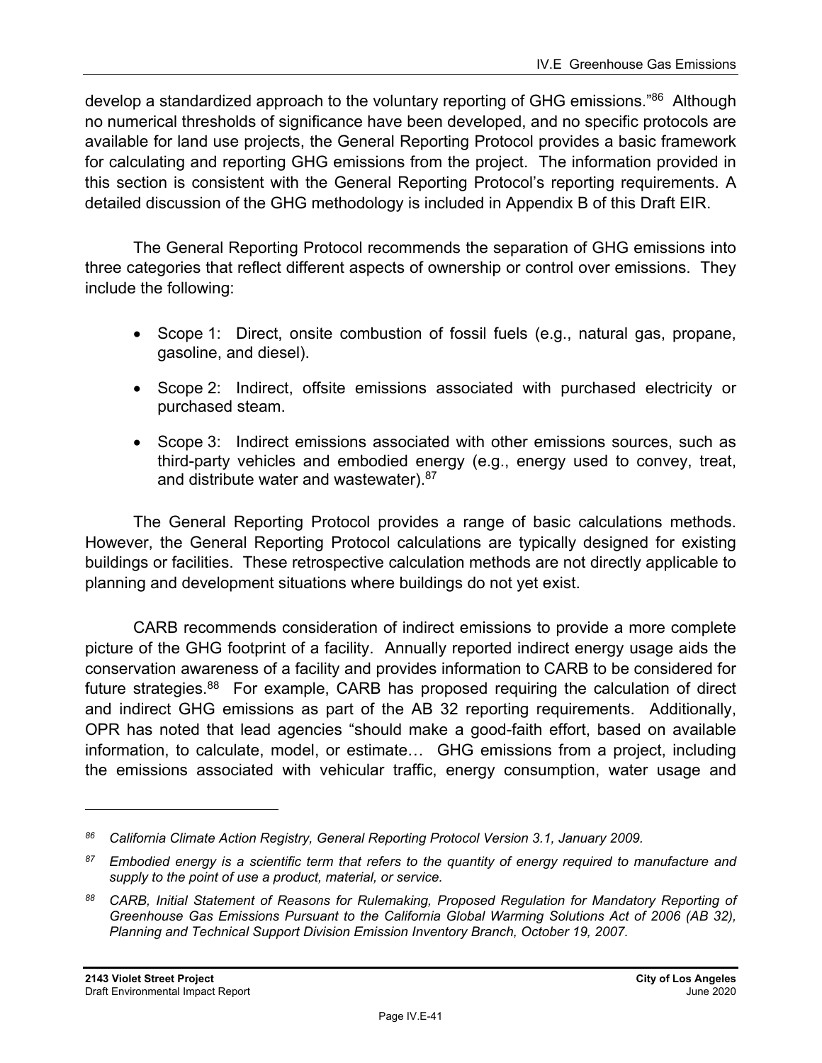develop a standardized approach to the voluntary reporting of GHG emissions."[86] Although no numerical thresholds of significance have been developed, and no specific protocols are available for land use projects, the General Reporting Protocol provides a basic framework for calculating and reporting GHG emissions from the project. The information provided in this section is consistent with the General Reporting Protocol's reporting requirements. A detailed discussion of the GHG methodology is included in Appendix B of this Draft EIR.

The General Reporting Protocol recommends the separation of GHG emissions into three categories that reflect different aspects of ownership or control over emissions. They include the following:

- Scope 1: Direct, onsite combustion of fossil fuels (e.g., natural gas, propane, gasoline, and diesel).
- Scope 2: Indirect, offsite emissions associated with purchased electricity or purchased steam.
- Scope 3: Indirect emissions associated with other emissions sources, such as third-party vehicles and embodied energy (e.g., energy used to convey, treat, and distribute water and wastewater).[87]

The General Reporting Protocol provides a range of basic calculations methods. However, the General Reporting Protocol calculations are typically designed for existing buildings or facilities. These retrospective calculation methods are not directly applicable to planning and development situations where buildings do not yet exist.

CARB recommends consideration of indirect emissions to provide a more complete picture of the GHG footprint of a facility. Annually reported indirect energy usage aids the conservation awareness of a facility and provides information to CARB to be considered for future strategies.[88] For example, CARB has proposed requiring the calculation of direct and indirect GHG emissions as part of the AB 32 reporting requirements. Additionally, OPR has noted that lead agencies "should make a good-faith effort, based on available information, to calculate, model, or estimate… GHG emissions from a project, including the emissions associated with vehicular traffic, energy consumption, water usage and

---

[86] *California Climate Action Registry, General Reporting Protocol Version 3.1, January 2009.*

[87] *Embodied energy is a scientific term that refers to the quantity of energy required to manufacture and supply to the point of use a product, material, or service.*

[88] *CARB, Initial Statement of Reasons for Rulemaking, Proposed Regulation for Mandatory Reporting of Greenhouse Gas Emissions Pursuant to the California Global Warming Solutions Act of 2006 (AB 32), Planning and Technical Support Division Emission Inventory Branch, October 19, 2007.*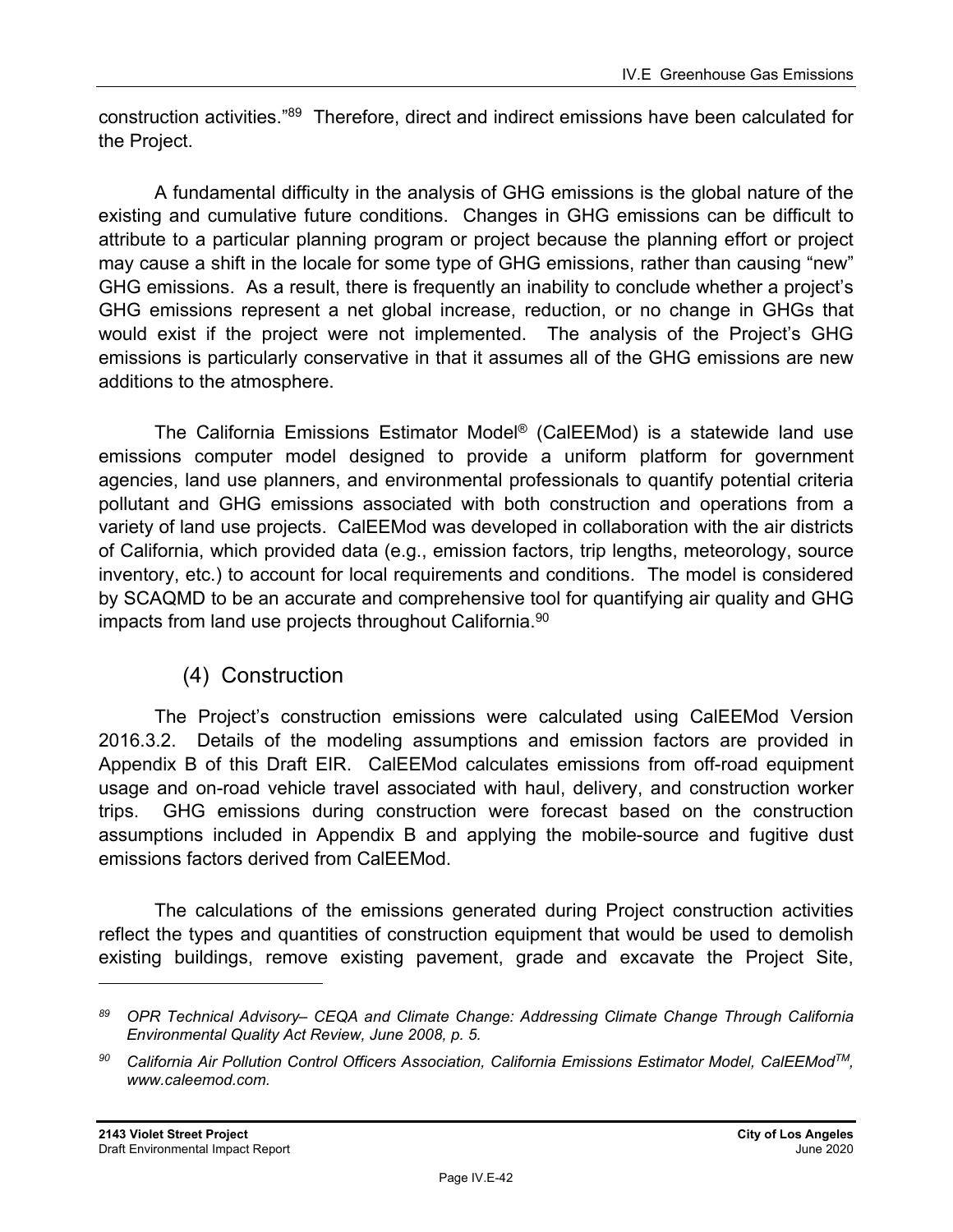construction activities."[89] Therefore, direct and indirect emissions have been calculated for the Project.

A fundamental difficulty in the analysis of GHG emissions is the global nature of the existing and cumulative future conditions. Changes in GHG emissions can be difficult to attribute to a particular planning program or project because the planning effort or project may cause a shift in the locale for some type of GHG emissions, rather than causing "new" GHG emissions. As a result, there is frequently an inability to conclude whether a project's GHG emissions represent a net global increase, reduction, or no change in GHGs that would exist if the project were not implemented. The analysis of the Project's GHG emissions is particularly conservative in that it assumes all of the GHG emissions are new additions to the atmosphere.

The California Emissions Estimator Model® (CalEEMod) is a statewide land use emissions computer model designed to provide a uniform platform for government agencies, land use planners, and environmental professionals to quantify potential criteria pollutant and GHG emissions associated with both construction and operations from a variety of land use projects. CalEEMod was developed in collaboration with the air districts of California, which provided data (e.g., emission factors, trip lengths, meteorology, source inventory, etc.) to account for local requirements and conditions. The model is considered by SCAQMD to be an accurate and comprehensive tool for quantifying air quality and GHG impacts from land use projects throughout California.[90]

### (4) Construction

The Project's construction emissions were calculated using CalEEMod Version 2016.3.2. Details of the modeling assumptions and emission factors are provided in Appendix B of this Draft EIR. CalEEMod calculates emissions from off-road equipment usage and on-road vehicle travel associated with haul, delivery, and construction worker trips. GHG emissions during construction were forecast based on the construction assumptions included in Appendix B and applying the mobile-source and fugitive dust emissions factors derived from CalEEMod.

The calculations of the emissions generated during Project construction activities reflect the types and quantities of construction equipment that would be used to demolish existing buildings, remove existing pavement, grade and excavate the Project Site,

---

[89] *OPR Technical Advisory– CEQA and Climate Change: Addressing Climate Change Through California Environmental Quality Act Review, June 2008, p. 5.*

[90] *California Air Pollution Control Officers Association, California Emissions Estimator Model, CalEEMod™, www.caleemod.com.*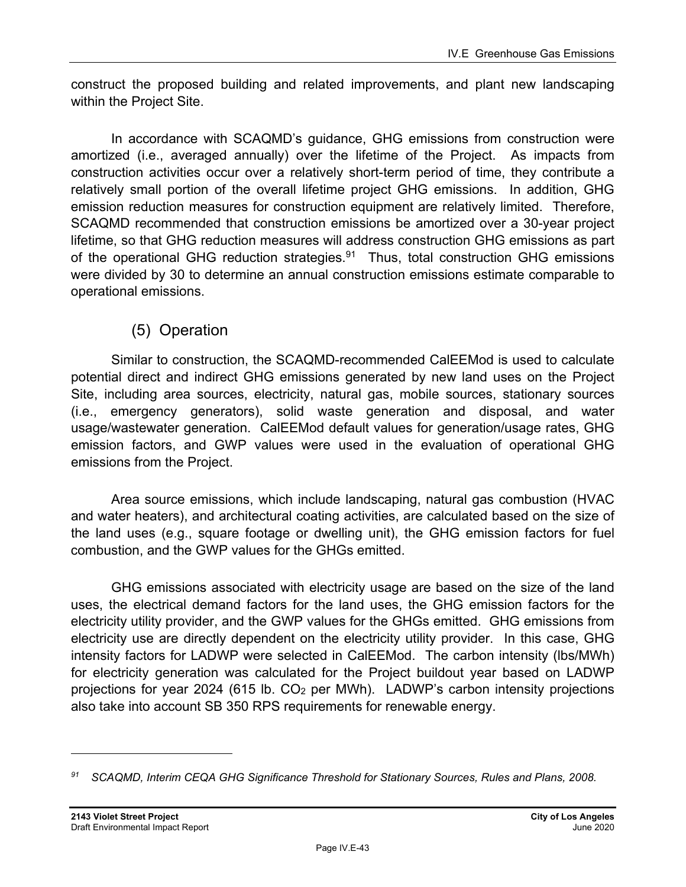construct the proposed building and related improvements, and plant new landscaping within the Project Site.

In accordance with SCAQMD's guidance, GHG emissions from construction were amortized (i.e., averaged annually) over the lifetime of the Project. As impacts from construction activities occur over a relatively short-term period of time, they contribute a relatively small portion of the overall lifetime project GHG emissions. In addition, GHG emission reduction measures for construction equipment are relatively limited. Therefore, SCAQMD recommended that construction emissions be amortized over a 30-year project lifetime, so that GHG reduction measures will address construction GHG emissions as part of the operational GHG reduction strategies.[91] Thus, total construction GHG emissions were divided by 30 to determine an annual construction emissions estimate comparable to operational emissions.

### (5) Operation

Similar to construction, the SCAQMD-recommended CalEEMod is used to calculate potential direct and indirect GHG emissions generated by new land uses on the Project Site, including area sources, electricity, natural gas, mobile sources, stationary sources (i.e., emergency generators), solid waste generation and disposal, and water usage/wastewater generation. CalEEMod default values for generation/usage rates, GHG emission factors, and GWP values were used in the evaluation of operational GHG emissions from the Project.

Area source emissions, which include landscaping, natural gas combustion (HVAC and water heaters), and architectural coating activities, are calculated based on the size of the land uses (e.g., square footage or dwelling unit), the GHG emission factors for fuel combustion, and the GWP values for the GHGs emitted.

GHG emissions associated with electricity usage are based on the size of the land uses, the electrical demand factors for the land uses, the GHG emission factors for the electricity utility provider, and the GWP values for the GHGs emitted. GHG emissions from electricity use are directly dependent on the electricity utility provider. In this case, GHG intensity factors for LADWP were selected in CalEEMod. The carbon intensity (lbs/MWh) for electricity generation was calculated for the Project buildout year based on LADWP projections for year 2024 (615 lb. $CO_2$ per MWh). LADWP's carbon intensity projections also take into account SB 350 RPS requirements for renewable energy.

---

[91] *SCAQMD, Interim CEQA GHG Significance Threshold for Stationary Sources, Rules and Plans, 2008.*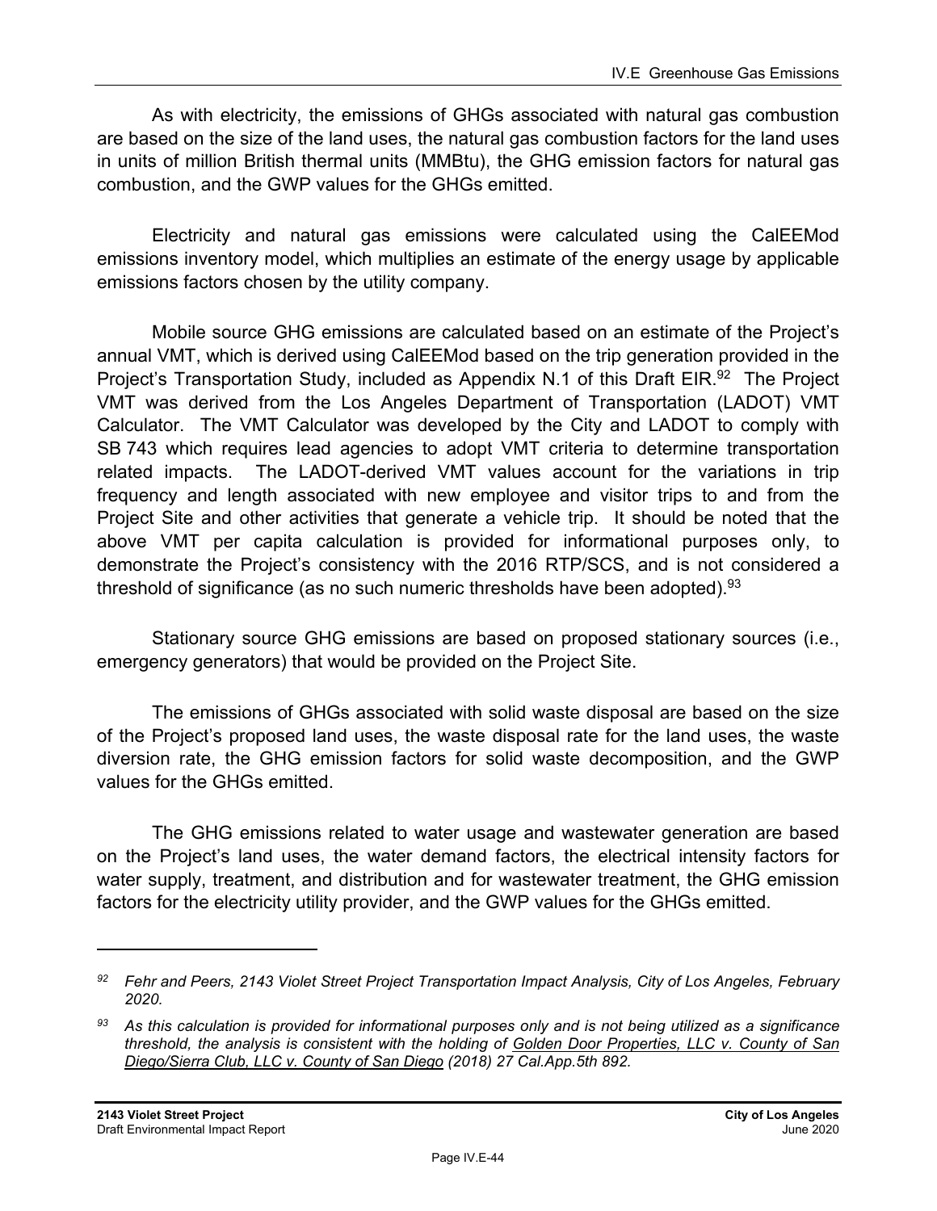As with electricity, the emissions of GHGs associated with natural gas combustion are based on the size of the land uses, the natural gas combustion factors for the land uses in units of million British thermal units (MMBtu), the GHG emission factors for natural gas combustion, and the GWP values for the GHGs emitted.

Electricity and natural gas emissions were calculated using the CalEEMod emissions inventory model, which multiplies an estimate of the energy usage by applicable emissions factors chosen by the utility company.

Mobile source GHG emissions are calculated based on an estimate of the Project's annual VMT, which is derived using CalEEMod based on the trip generation provided in the Project's Transportation Study, included as Appendix N.1 of this Draft EIR.[92] The Project VMT was derived from the Los Angeles Department of Transportation (LADOT) VMT Calculator. The VMT Calculator was developed by the City and LADOT to comply with SB 743 which requires lead agencies to adopt VMT criteria to determine transportation related impacts. The LADOT-derived VMT values account for the variations in trip frequency and length associated with new employee and visitor trips to and from the Project Site and other activities that generate a vehicle trip. It should be noted that the above VMT per capita calculation is provided for informational purposes only, to demonstrate the Project's consistency with the 2016 RTP/SCS, and is not considered a threshold of significance (as no such numeric thresholds have been adopted).[93]

Stationary source GHG emissions are based on proposed stationary sources (i.e., emergency generators) that would be provided on the Project Site.

The emissions of GHGs associated with solid waste disposal are based on the size of the Project's proposed land uses, the waste disposal rate for the land uses, the waste diversion rate, the GHG emission factors for solid waste decomposition, and the GWP values for the GHGs emitted.

The GHG emissions related to water usage and wastewater generation are based on the Project's land uses, the water demand factors, the electrical intensity factors for water supply, treatment, and distribution and for wastewater treatment, the GHG emission factors for the electricity utility provider, and the GWP values for the GHGs emitted.

---

[92] *Fehr and Peers, 2143 Violet Street Project Transportation Impact Analysis, City of Los Angeles, February 2020.*

[93] *As this calculation is provided for informational purposes only and is not being utilized as a significance threshold, the analysis is consistent with the holding of Golden Door Properties, LLC v. County of San Diego/Sierra Club, LLC v. County of San Diego (2018) 27 Cal.App.5th 892.*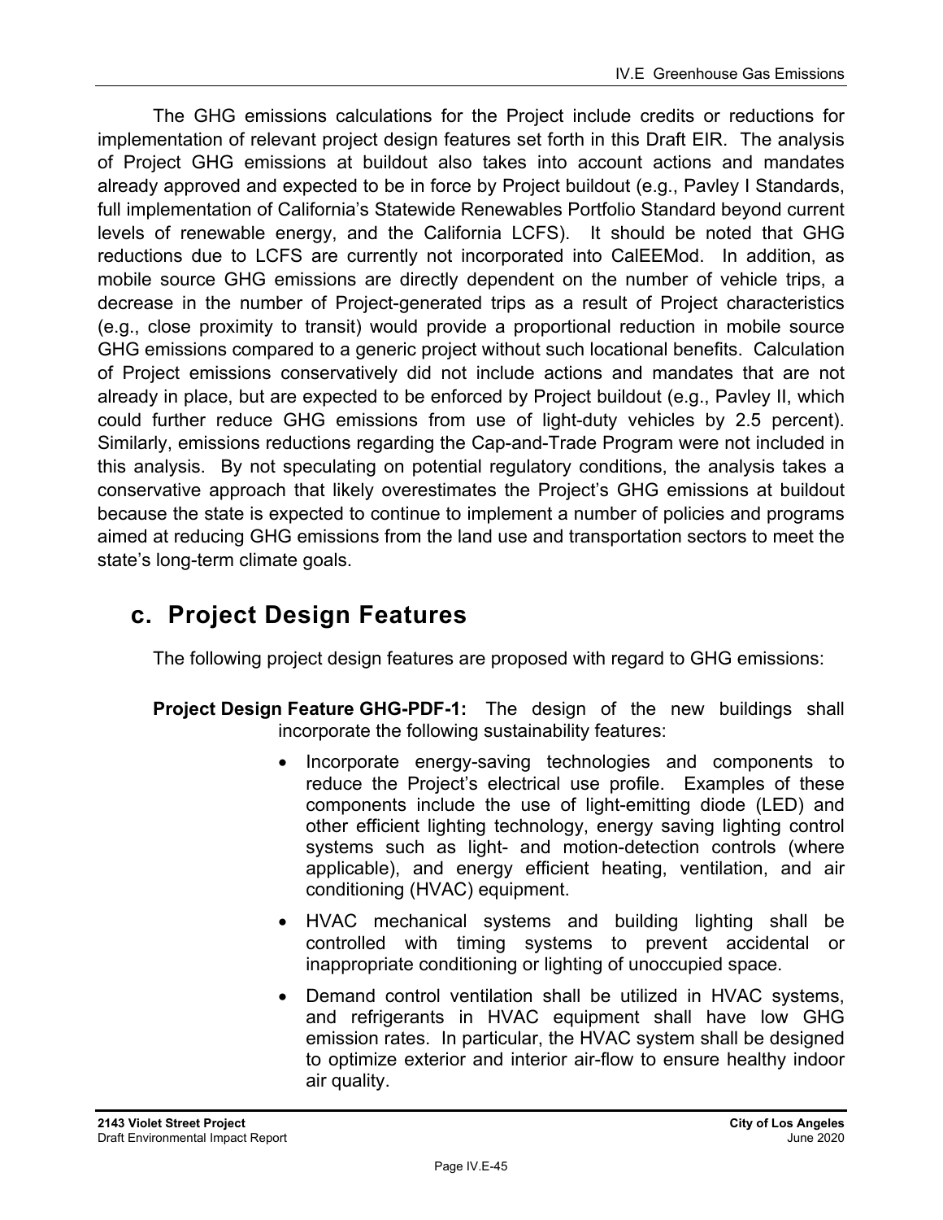The GHG emissions calculations for the Project include credits or reductions for implementation of relevant project design features set forth in this Draft EIR. The analysis of Project GHG emissions at buildout also takes into account actions and mandates already approved and expected to be in force by Project buildout (e.g., Pavley I Standards, full implementation of California's Statewide Renewables Portfolio Standard beyond current levels of renewable energy, and the California LCFS). It should be noted that GHG reductions due to LCFS are currently not incorporated into CalEEMod. In addition, as mobile source GHG emissions are directly dependent on the number of vehicle trips, a decrease in the number of Project-generated trips as a result of Project characteristics (e.g., close proximity to transit) would provide a proportional reduction in mobile source GHG emissions compared to a generic project without such locational benefits. Calculation of Project emissions conservatively did not include actions and mandates that are not already in place, but are expected to be enforced by Project buildout (e.g., Pavley II, which could further reduce GHG emissions from use of light-duty vehicles by 2.5 percent). Similarly, emissions reductions regarding the Cap-and-Trade Program were not included in this analysis. By not speculating on potential regulatory conditions, the analysis takes a conservative approach that likely overestimates the Project's GHG emissions at buildout because the state is expected to continue to implement a number of policies and programs aimed at reducing GHG emissions from the land use and transportation sectors to meet the state's long-term climate goals.

## c. Project Design Features

The following project design features are proposed with regard to GHG emissions:

**Project Design Feature GHG-PDF-1:** The design of the new buildings shall incorporate the following sustainability features:

- Incorporate energy-saving technologies and components to reduce the Project's electrical use profile. Examples of these components include the use of light-emitting diode (LED) and other efficient lighting technology, energy saving lighting control systems such as light- and motion-detection controls (where applicable), and energy efficient heating, ventilation, and air conditioning (HVAC) equipment.
- HVAC mechanical systems and building lighting shall be controlled with timing systems to prevent accidental or inappropriate conditioning or lighting of unoccupied space.
- Demand control ventilation shall be utilized in HVAC systems, and refrigerants in HVAC equipment shall have low GHG emission rates. In particular, the HVAC system shall be designed to optimize exterior and interior air-flow to ensure healthy indoor air quality.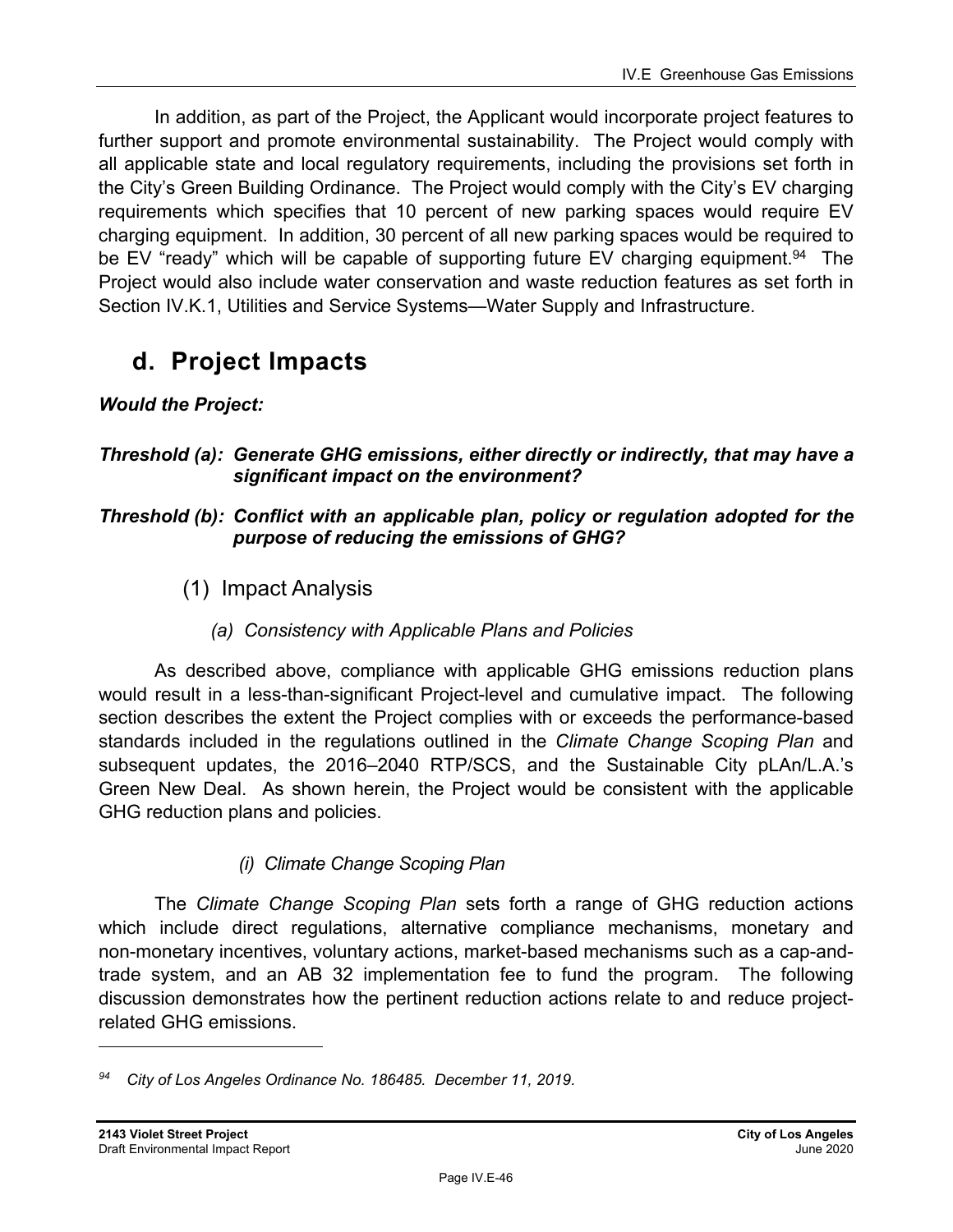In addition, as part of the Project, the Applicant would incorporate project features to further support and promote environmental sustainability. The Project would comply with all applicable state and local regulatory requirements, including the provisions set forth in the City's Green Building Ordinance. The Project would comply with the City's EV charging requirements which specifies that 10 percent of new parking spaces would require EV charging equipment. In addition, 30 percent of all new parking spaces would be required to be EV "ready" which will be capable of supporting future EV charging equipment.[94] The Project would also include water conservation and waste reduction features as set forth in Section IV.K.1, Utilities and Service Systems—Water Supply and Infrastructure.

## d. Project Impacts

***Would the Project:***

***Threshold (a): Generate GHG emissions, either directly or indirectly, that may have a significant impact on the environment?***

***Threshold (b): Conflict with an applicable plan, policy or regulation adopted for the purpose of reducing the emissions of GHG?***

### (1) Impact Analysis

#### *(a) Consistency with Applicable Plans and Policies*

As described above, compliance with applicable GHG emissions reduction plans would result in a less-than-significant Project-level and cumulative impact. The following section describes the extent the Project complies with or exceeds the performance-based standards included in the regulations outlined in the *Climate Change Scoping Plan* and subsequent updates, the 2016–2040 RTP/SCS, and the Sustainable City pLAn/L.A.'s Green New Deal. As shown herein, the Project would be consistent with the applicable GHG reduction plans and policies.

##### *(i) Climate Change Scoping Plan*

The *Climate Change Scoping Plan* sets forth a range of GHG reduction actions which include direct regulations, alternative compliance mechanisms, monetary and non-monetary incentives, voluntary actions, market-based mechanisms such as a cap-and-trade system, and an AB 32 implementation fee to fund the program. The following discussion demonstrates how the pertinent reduction actions relate to and reduce project-related GHG emissions.

---

[94] *City of Los Angeles Ordinance No. 186485. December 11, 2019.*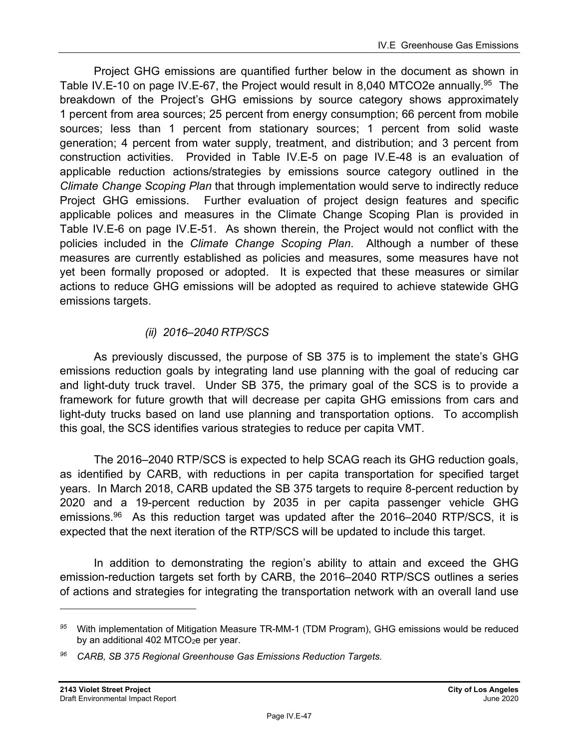Project GHG emissions are quantified further below in the document as shown in Table IV.E-10 on page IV.E-67, the Project would result in 8,040 MTCO2e annually.[95] The breakdown of the Project's GHG emissions by source category shows approximately 1 percent from area sources; 25 percent from energy consumption; 66 percent from mobile sources; less than 1 percent from stationary sources; 1 percent from solid waste generation; 4 percent from water supply, treatment, and distribution; and 3 percent from construction activities. Provided in Table IV.E-5 on page IV.E-48 is an evaluation of applicable reduction actions/strategies by emissions source category outlined in the *Climate Change Scoping Plan* that through implementation would serve to indirectly reduce Project GHG emissions. Further evaluation of project design features and specific applicable polices and measures in the Climate Change Scoping Plan is provided in Table IV.E-6 on page IV.E-51. As shown therein, the Project would not conflict with the policies included in the *Climate Change Scoping Plan*. Although a number of these measures are currently established as policies and measures, some measures have not yet been formally proposed or adopted. It is expected that these measures or similar actions to reduce GHG emissions will be adopted as required to achieve statewide GHG emissions targets.

*(ii) 2016–2040 RTP/SCS*

As previously discussed, the purpose of SB 375 is to implement the state's GHG emissions reduction goals by integrating land use planning with the goal of reducing car and light-duty truck travel. Under SB 375, the primary goal of the SCS is to provide a framework for future growth that will decrease per capita GHG emissions from cars and light-duty trucks based on land use planning and transportation options. To accomplish this goal, the SCS identifies various strategies to reduce per capita VMT.

The 2016–2040 RTP/SCS is expected to help SCAG reach its GHG reduction goals, as identified by CARB, with reductions in per capita transportation for specified target years. In March 2018, CARB updated the SB 375 targets to require 8-percent reduction by 2020 and a 19-percent reduction by 2035 in per capita passenger vehicle GHG emissions.[96] As this reduction target was updated after the 2016–2040 RTP/SCS, it is expected that the next iteration of the RTP/SCS will be updated to include this target.

In addition to demonstrating the region's ability to attain and exceed the GHG emission-reduction targets set forth by CARB, the 2016–2040 RTP/SCS outlines a series of actions and strategies for integrating the transportation network with an overall land use

---

[95] With implementation of Mitigation Measure TR-MM-1 (TDM Program), GHG emissions would be reduced by an additional 402 $MTCO_2e$ per year.

[96] *CARB, SB 375 Regional Greenhouse Gas Emissions Reduction Targets.*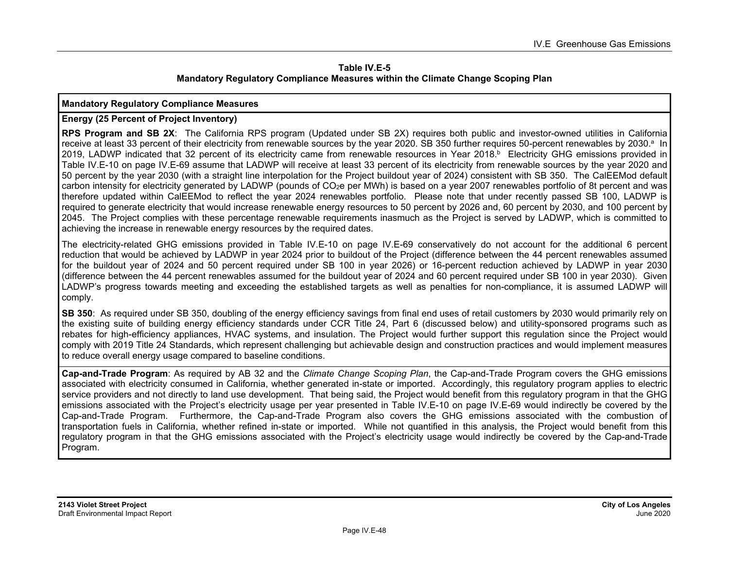**Table IV.E-5**
**Mandatory Regulatory Compliance Measures within the Climate Change Scoping Plan**

| **Mandatory Regulatory Compliance Measures** |
|---|
| **Energy (25 Percent of Project Inventory)** |
| **RPS Program and SB 2X**: The California RPS program (Updated under SB 2X) requires both public and investor-owned utilities in California receive at least 33 percent of their electricity from renewable sources by the year 2020. SB 350 further requires 50-percent renewables by 2030.[a] In 2019, LADWP indicated that 32 percent of its electricity came from renewable resources in Year 2018.[b] Electricity GHG emissions provided in Table IV.E-10 on page IV.E-69 assume that LADWP will receive at least 33 percent of its electricity from renewable sources by the year 2020 and 50 percent by the year 2030 (with a straight line interpolation for the Project buildout year of 2024) consistent with SB 350. The CalEEMod default carbon intensity for electricity generated by LADWP (pounds of $CO_2e$ per MWh) is based on a year 2007 renewables portfolio of 8t percent and was therefore updated within CalEEMod to reflect the year 2024 renewables portfolio. Please note that under recently passed SB 100, LADWP is required to generate electricity that would increase renewable energy resources to 50 percent by 2026 and, 60 percent by 2030, and 100 percent by 2045. The Project complies with these percentage renewable requirements inasmuch as the Project is served by LADWP, which is committed to achieving the increase in renewable energy resources by the required dates.<br><br>The electricity-related GHG emissions provided in Table IV.E-10 on page IV.E-69 conservatively do not account for the additional 6 percent reduction that would be achieved by LADWP in year 2024 prior to buildout of the Project (difference between the 44 percent renewables assumed for the buildout year of 2024 and 50 percent required under SB 100 in year 2026) or 16-percent reduction achieved by LADWP in year 2030 (difference between the 44 percent renewables assumed for the buildout year of 2024 and 60 percent required under SB 100 in year 2030). Given LADWP's progress towards meeting and exceeding the established targets as well as penalties for non-compliance, it is assumed LADWP will comply.<br><br>**SB 350**: As required under SB 350, doubling of the energy efficiency savings from final end uses of retail customers by 2030 would primarily rely on the existing suite of building energy efficiency standards under CCR Title 24, Part 6 (discussed below) and utility-sponsored programs such as rebates for high-efficiency appliances, HVAC systems, and insulation. The Project would further support this regulation since the Project would comply with 2019 Title 24 Standards, which represent challenging but achievable design and construction practices and would implement measures to reduce overall energy usage compared to baseline conditions. |
| **Cap-and-Trade Program**: As required by AB 32 and the *Climate Change Scoping Plan*, the Cap-and-Trade Program covers the GHG emissions associated with electricity consumed in California, whether generated in-state or imported. Accordingly, this regulatory program applies to electric service providers and not directly to land use development. That being said, the Project would benefit from this regulatory program in that the GHG emissions associated with the Project's electricity usage per year presented in Table IV.E-10 on page IV.E-69 would indirectly be covered by the Cap-and-Trade Program. Furthermore, the Cap-and-Trade Program also covers the GHG emissions associated with the combustion of transportation fuels in California, whether refined in-state or imported. While not quantified in this analysis, the Project would benefit from this regulatory program in that the GHG emissions associated with the Project's electricity usage would indirectly be covered by the Cap-and-Trade Program. |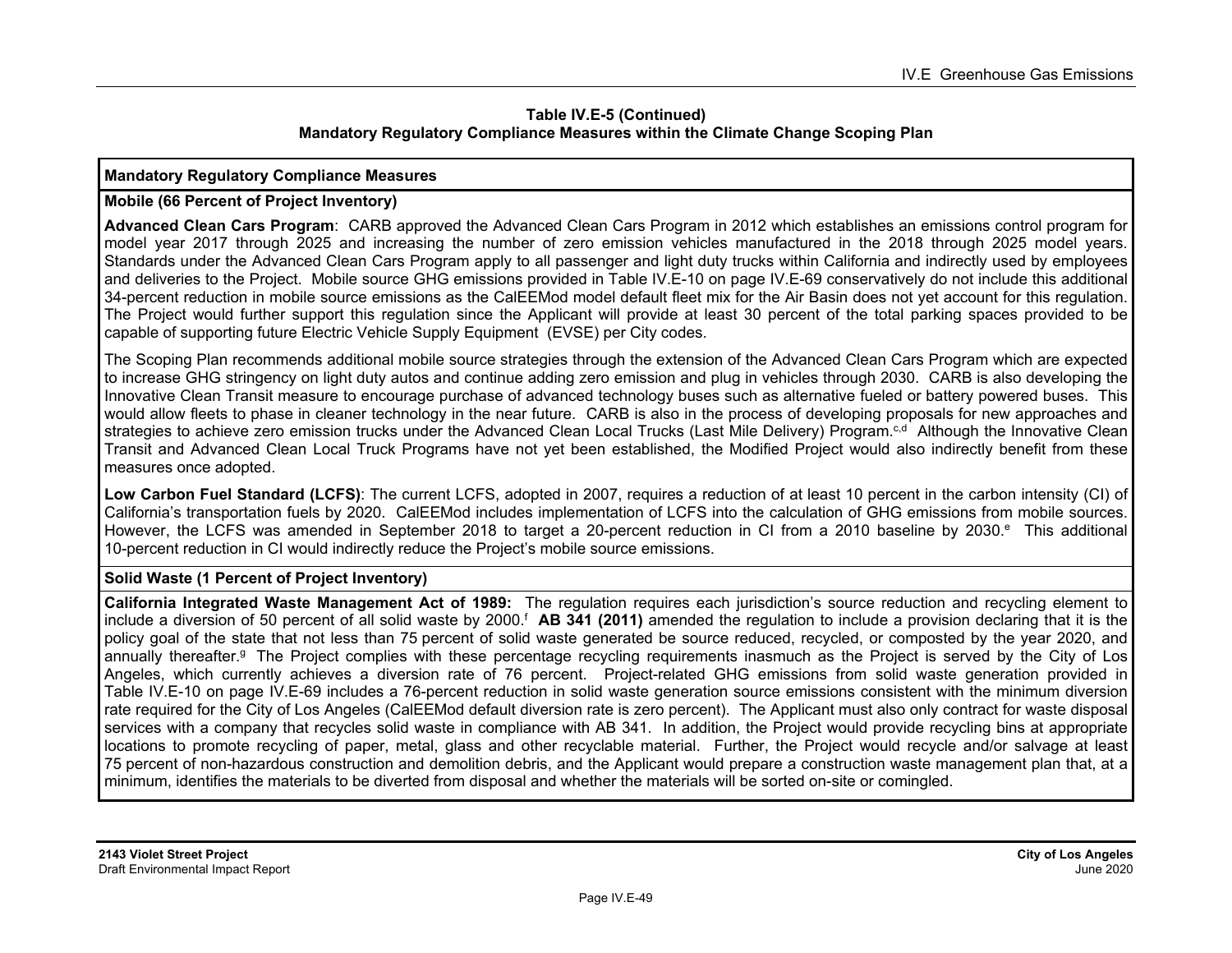**Table IV.E-5 (Continued)**
**Mandatory Regulatory Compliance Measures within the Climate Change Scoping Plan**

| Mandatory Regulatory Compliance Measures |
|---|
| **Mobile (66 Percent of Project Inventory)** |
| **Advanced Clean Cars Program**: CARB approved the Advanced Clean Cars Program in 2012 which establishes an emissions control program for model year 2017 through 2025 and increasing the number of zero emission vehicles manufactured in the 2018 through 2025 model years. Standards under the Advanced Clean Cars Program apply to all passenger and light duty trucks within California and indirectly used by employees and deliveries to the Project. Mobile source GHG emissions provided in Table IV.E-10 on page IV.E-69 conservatively do not include this additional 34-percent reduction in mobile source emissions as the CalEEMod model default fleet mix for the Air Basin does not yet account for this regulation. The Project would further support this regulation since the Applicant will provide at least 30 percent of the total parking spaces provided to be capable of supporting future Electric Vehicle Supply Equipment (EVSE) per City codes.<br><br>The Scoping Plan recommends additional mobile source strategies through the extension of the Advanced Clean Cars Program which are expected to increase GHG stringency on light duty autos and continue adding zero emission and plug in vehicles through 2030. CARB is also developing the Innovative Clean Transit measure to encourage purchase of advanced technology buses such as alternative fueled or battery powered buses. This would allow fleets to phase in cleaner technology in the near future. CARB is also in the process of developing proposals for new approaches and strategies to achieve zero emission trucks under the Advanced Clean Local Trucks (Last Mile Delivery) Program.[c,d] Although the Innovative Clean Transit and Advanced Clean Local Truck Programs have not yet been established, the Modified Project would also indirectly benefit from these measures once adopted.<br><br>**Low Carbon Fuel Standard (LCFS)**: The current LCFS, adopted in 2007, requires a reduction of at least 10 percent in the carbon intensity (CI) of California's transportation fuels by 2020. CalEEMod includes implementation of LCFS into the calculation of GHG emissions from mobile sources. However, the LCFS was amended in September 2018 to target a 20-percent reduction in CI from a 2010 baseline by 2030.[e] This additional 10-percent reduction in CI would indirectly reduce the Project's mobile source emissions. |
| **Solid Waste (1 Percent of Project Inventory)** |
| **California Integrated Waste Management Act of 1989:** The regulation requires each jurisdiction's source reduction and recycling element to include a diversion of 50 percent of all solid waste by 2000.[f] **AB 341 (2011)** amended the regulation to include a provision declaring that it is the policy goal of the state that not less than 75 percent of solid waste generated be source reduced, recycled, or composted by the year 2020, and annually thereafter.[g] The Project complies with these percentage recycling requirements inasmuch as the Project is served by the City of Los Angeles, which currently achieves a diversion rate of 76 percent. Project-related GHG emissions from solid waste generation provided in Table IV.E-10 on page IV.E-69 includes a 76-percent reduction in solid waste generation source emissions consistent with the minimum diversion rate required for the City of Los Angeles (CalEEMod default diversion rate is zero percent). The Applicant must also only contract for waste disposal services with a company that recycles solid waste in compliance with AB 341. In addition, the Project would provide recycling bins at appropriate locations to promote recycling of paper, metal, glass and other recyclable material. Further, the Project would recycle and/or salvage at least 75 percent of non-hazardous construction and demolition debris, and the Applicant would prepare a construction waste management plan that, at a minimum, identifies the materials to be diverted from disposal and whether the materials will be sorted on-site or comingled. |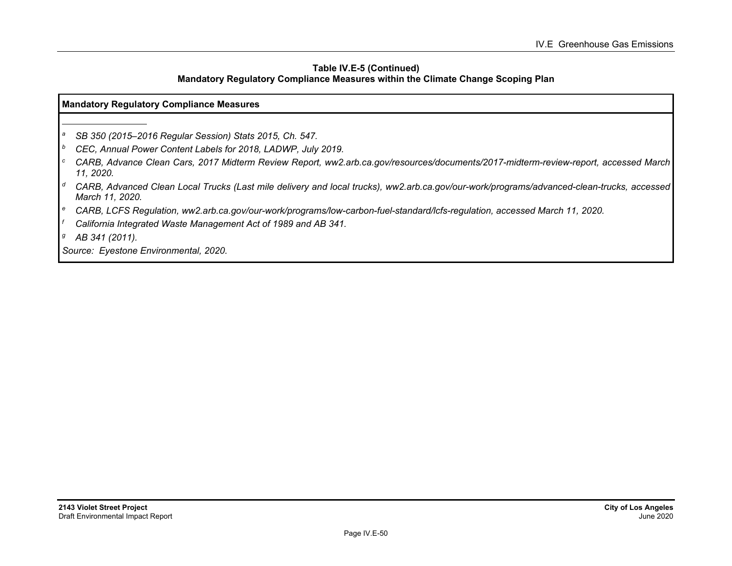**Table IV.E-5 (Continued)**
**Mandatory Regulatory Compliance Measures within the Climate Change Scoping Plan**

| Mandatory Regulatory Compliance Measures |
|---|
| [a] *SB 350 (2015–2016 Regular Session) Stats 2015, Ch. 547.*<br>[b] *CEC, Annual Power Content Labels for 2018, LADWP, July 2019.*<br>[c] *CARB, Advance Clean Cars, 2017 Midterm Review Report, ww2.arb.ca.gov/resources/documents/2017-midterm-review-report, accessed March 11, 2020.*<br>[d] *CARB, Advanced Clean Local Trucks (Last mile delivery and local trucks), ww2.arb.ca.gov/our-work/programs/advanced-clean-trucks, accessed March 11, 2020.*<br>[e] *CARB, LCFS Regulation, ww2.arb.ca.gov/our-work/programs/low-carbon-fuel-standard/lcfs-regulation, accessed March 11, 2020.*<br>[f] *California Integrated Waste Management Act of 1989 and AB 341.*<br>[g] *AB 341 (2011).*<br>*Source: Eyestone Environmental, 2020.* |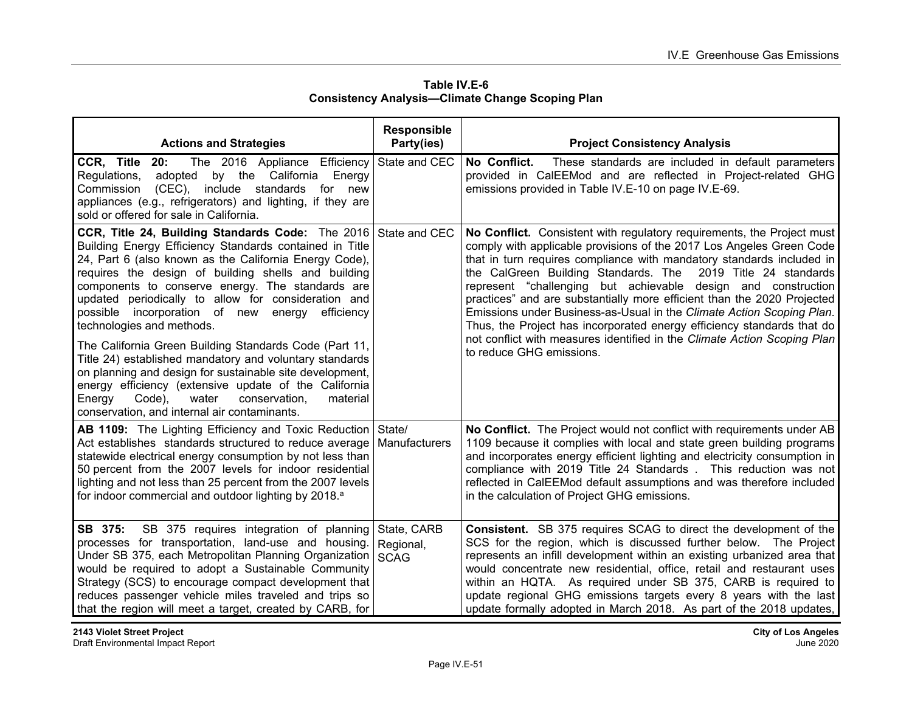**Table IV.E-6**
**Consistency Analysis—Climate Change Scoping Plan**

| Actions and Strategies | Responsible Party(ies) | Project Consistency Analysis |
|---|---|---|
| **CCR, Title 20:** The 2016 Appliance Efficiency Regulations, adopted by the California Energy Commission (CEC), include standards for new appliances (e.g., refrigerators) and lighting, if they are sold or offered for sale in California. | State and CEC | **No Conflict.** These standards are included in default parameters provided in CalEEMod and are reflected in Project-related GHG emissions provided in Table IV.E-10 on page IV.E-69. |
| **CCR, Title 24, Building Standards Code:** The 2016 Building Energy Efficiency Standards contained in Title 24, Part 6 (also known as the California Energy Code), requires the design of building shells and building components to conserve energy. The standards are updated periodically to allow for consideration and possible incorporation of new energy efficiency technologies and methods.<br><br>The California Green Building Standards Code (Part 11, Title 24) established mandatory and voluntary standards on planning and design for sustainable site development, energy efficiency (extensive update of the California Energy Code), water conservation, material conservation, and internal air contaminants. | State and CEC | **No Conflict.** Consistent with regulatory requirements, the Project must comply with applicable provisions of the 2017 Los Angeles Green Code that in turn requires compliance with mandatory standards included in the CalGreen Building Standards. The 2019 Title 24 standards represent "challenging but achievable design and construction practices" and are substantially more efficient than the 2020 Projected Emissions under Business-as-Usual in the *Climate Action Scoping Plan*. Thus, the Project has incorporated energy efficiency standards that do not conflict with measures identified in the *Climate Action Scoping Plan* to reduce GHG emissions. |
| **AB 1109:** The Lighting Efficiency and Toxic Reduction Act establishes standards structured to reduce average statewide electrical energy consumption by not less than 50 percent from the 2007 levels for indoor residential lighting and not less than 25 percent from the 2007 levels for indoor commercial and outdoor lighting by 2018.[a] | State/ Manufacturers | **No Conflict.** The Project would not conflict with requirements under AB 1109 because it complies with local and state green building programs and incorporates energy efficient lighting and electricity consumption in compliance with 2019 Title 24 Standards . This reduction was not reflected in CalEEMod default assumptions and was therefore included in the calculation of Project GHG emissions. |
| **SB 375:** SB 375 requires integration of planning processes for transportation, land-use and housing. Under SB 375, each Metropolitan Planning Organization would be required to adopt a Sustainable Community Strategy (SCS) to encourage compact development that reduces passenger vehicle miles traveled and trips so that the region will meet a target, created by CARB, for | State, CARB Regional, SCAG | **Consistent.** SB 375 requires SCAG to direct the development of the SCS for the region, which is discussed further below. The Project represents an infill development within an existing urbanized area that would concentrate new residential, office, retail and restaurant uses within an HQTA. As required under SB 375, CARB is required to update regional GHG emissions targets every 8 years with the last update formally adopted in March 2018. As part of the 2018 updates, |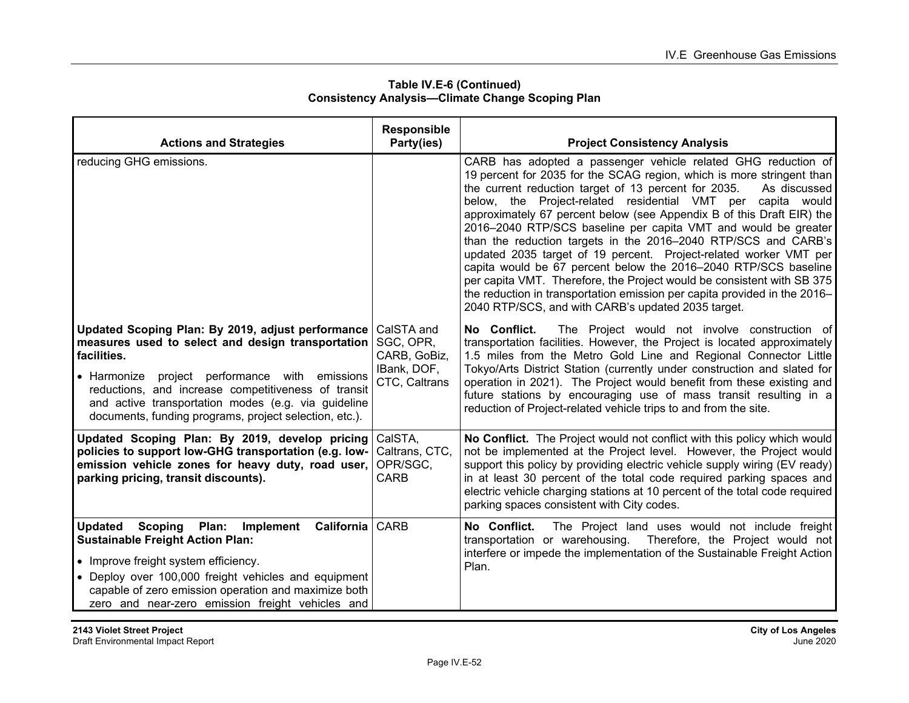**Table IV.E-6 (Continued)**
**Consistency Analysis—Climate Change Scoping Plan**

| Actions and Strategies | Responsible Party(ies) | Project Consistency Analysis |
|---|---|---|
| reducing GHG emissions. | | CARB has adopted a passenger vehicle related GHG reduction of 19 percent for 2035 for the SCAG region, which is more stringent than the current reduction target of 13 percent for 2035. As discussed below, the Project-related residential VMT per capita would approximately 67 percent below (see Appendix B of this Draft EIR) the 2016–2040 RTP/SCS baseline per capita VMT and would be greater than the reduction targets in the 2016–2040 RTP/SCS and CARB's updated 2035 target of 19 percent. Project-related worker VMT per capita would be 67 percent below the 2016–2040 RTP/SCS baseline per capita VMT. Therefore, the Project would be consistent with SB 375 the reduction in transportation emission per capita provided in the 2016–2040 RTP/SCS, and with CARB's updated 2035 target. |
| **Updated Scoping Plan: By 2019, adjust performance measures used to select and design transportation facilities.**<br>• Harmonize project performance with emissions reductions, and increase competitiveness of transit and active transportation modes (e.g. via guideline documents, funding programs, project selection, etc.). | CalSTA and SGC, OPR, CARB, GoBiz, IBank, DOF, CTC, Caltrans | **No Conflict.** The Project would not involve construction of transportation facilities. However, the Project is located approximately 1.5 miles from the Metro Gold Line and Regional Connector Little Tokyo/Arts District Station (currently under construction and slated for operation in 2021). The Project would benefit from these existing and future stations by encouraging use of mass transit resulting in a reduction of Project-related vehicle trips to and from the site. |
| **Updated Scoping Plan: By 2019, develop pricing policies to support low-GHG transportation (e.g. low-emission vehicle zones for heavy duty, road user, parking pricing, transit discounts).** | CalSTA, Caltrans, CTC, OPR/SGC, CARB | **No Conflict.** The Project would not conflict with this policy which would not be implemented at the Project level. However, the Project would support this policy by providing electric vehicle supply wiring (EV ready) in at least 30 percent of the total code required parking spaces and electric vehicle charging stations at 10 percent of the total code required parking spaces consistent with City codes. |
| **Updated Scoping Plan: Implement California Sustainable Freight Action Plan:**<br>• Improve freight system efficiency.<br>• Deploy over 100,000 freight vehicles and equipment capable of zero emission operation and maximize both zero and near-zero emission freight vehicles and | CARB | **No Conflict.** The Project land uses would not include freight transportation or warehousing. Therefore, the Project would not interfere or impede the implementation of the Sustainable Freight Action Plan. |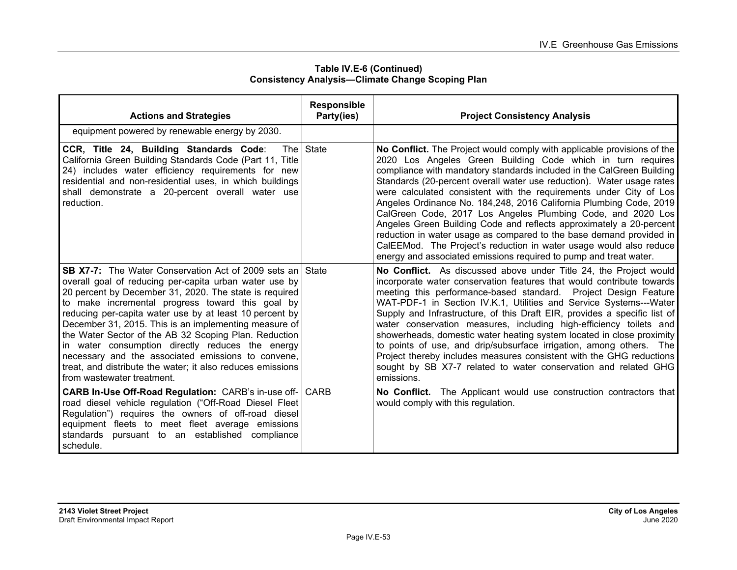**Table IV.E-6 (Continued)**
**Consistency Analysis—Climate Change Scoping Plan**

| Actions and Strategies | Responsible Party(ies) | Project Consistency Analysis |
|---|---|---|
| equipment powered by renewable energy by 2030. | | |
| **CCR, Title 24, Building Standards Code**: The California Green Building Standards Code (Part 11, Title 24) includes water efficiency requirements for new residential and non-residential uses, in which buildings shall demonstrate a 20-percent overall water use reduction. | State | **No Conflict.** The Project would comply with applicable provisions of the 2020 Los Angeles Green Building Code which in turn requires compliance with mandatory standards included in the CalGreen Building Standards (20-percent overall water use reduction). Water usage rates were calculated consistent with the requirements under City of Los Angeles Ordinance No. 184,248, 2016 California Plumbing Code, 2019 CalGreen Code, 2017 Los Angeles Plumbing Code, and 2020 Los Angeles Green Building Code and reflects approximately a 20-percent reduction in water usage as compared to the base demand provided in CalEEMod. The Project's reduction in water usage would also reduce energy and associated emissions required to pump and treat water. |
| **SB X7-7:** The Water Conservation Act of 2009 sets an overall goal of reducing per-capita urban water use by 20 percent by December 31, 2020. The state is required to make incremental progress toward this goal by reducing per-capita water use by at least 10 percent by December 31, 2015. This is an implementing measure of the Water Sector of the AB 32 Scoping Plan. Reduction in water consumption directly reduces the energy necessary and the associated emissions to convene, treat, and distribute the water; it also reduces emissions from wastewater treatment. | State | **No Conflict.** As discussed above under Title 24, the Project would incorporate water conservation features that would contribute towards meeting this performance-based standard. Project Design Feature WAT-PDF-1 in Section IV.K.1, Utilities and Service Systems---Water Supply and Infrastructure, of this Draft EIR, provides a specific list of water conservation measures, including high-efficiency toilets and showerheads, domestic water heating system located in close proximity to points of use, and drip/subsurface irrigation, among others. The Project thereby includes measures consistent with the GHG reductions sought by SB X7-7 related to water conservation and related GHG emissions. |
| **CARB In-Use Off-Road Regulation:** CARB's in-use off-road diesel vehicle regulation ("Off-Road Diesel Fleet Regulation") requires the owners of off-road diesel equipment fleets to meet fleet average emissions standards pursuant to an established compliance schedule. | CARB | **No Conflict.** The Applicant would use construction contractors that would comply with this regulation. |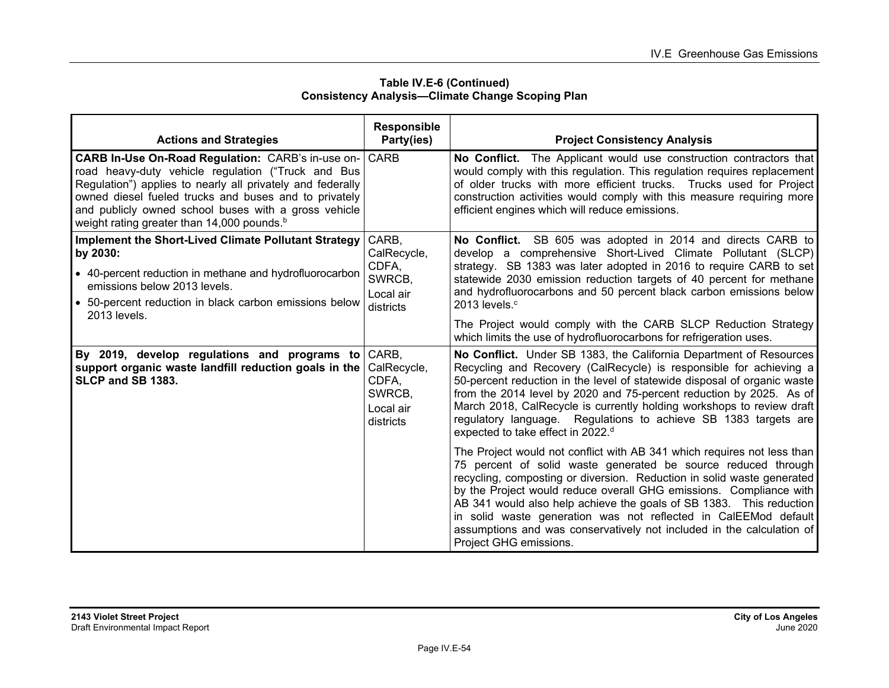**Table IV.E-6 (Continued)**
**Consistency Analysis—Climate Change Scoping Plan**

| Actions and Strategies | Responsible Party(ies) | Project Consistency Analysis |
|---|---|---|
| **CARB In-Use On-Road Regulation:** CARB's in-use on-road heavy-duty vehicle regulation ("Truck and Bus Regulation") applies to nearly all privately and federally owned diesel fueled trucks and buses and to privately and publicly owned school buses with a gross vehicle weight rating greater than 14,000 pounds.[b] | CARB | **No Conflict.** The Applicant would use construction contractors that would comply with this regulation. This regulation requires replacement of older trucks with more efficient trucks. Trucks used for Project construction activities would comply with this measure requiring more efficient engines which will reduce emissions. |
| **Implement the Short-Lived Climate Pollutant Strategy by 2030:** <br>• 40-percent reduction in methane and hydrofluorocarbon emissions below 2013 levels. <br>• 50-percent reduction in black carbon emissions below 2013 levels. | CARB, CalRecycle, CDFA, SWRCB, Local air districts | **No Conflict.** SB 605 was adopted in 2014 and directs CARB to develop a comprehensive Short-Lived Climate Pollutant (SLCP) strategy. SB 1383 was later adopted in 2016 to require CARB to set statewide 2030 emission reduction targets of 40 percent for methane and hydrofluorocarbons and 50 percent black carbon emissions below 2013 levels.[c] <br><br>The Project would comply with the CARB SLCP Reduction Strategy which limits the use of hydrofluorocarbons for refrigeration uses. |
| **By 2019, develop regulations and programs to support organic waste landfill reduction goals in the SLCP and SB 1383.** | CARB, CalRecycle, CDFA, SWRCB, Local air districts | **No Conflict.** Under SB 1383, the California Department of Resources Recycling and Recovery (CalRecycle) is responsible for achieving a 50-percent reduction in the level of statewide disposal of organic waste from the 2014 level by 2020 and 75-percent reduction by 2025. As of March 2018, CalRecycle is currently holding workshops to review draft regulatory language. Regulations to achieve SB 1383 targets are expected to take effect in 2022.[d] <br><br>The Project would not conflict with AB 341 which requires not less than 75 percent of solid waste generated be source reduced through recycling, composting or diversion. Reduction in solid waste generated by the Project would reduce overall GHG emissions. Compliance with AB 341 would also help achieve the goals of SB 1383. This reduction in solid waste generation was not reflected in CalEEMod default assumptions and was conservatively not included in the calculation of Project GHG emissions. |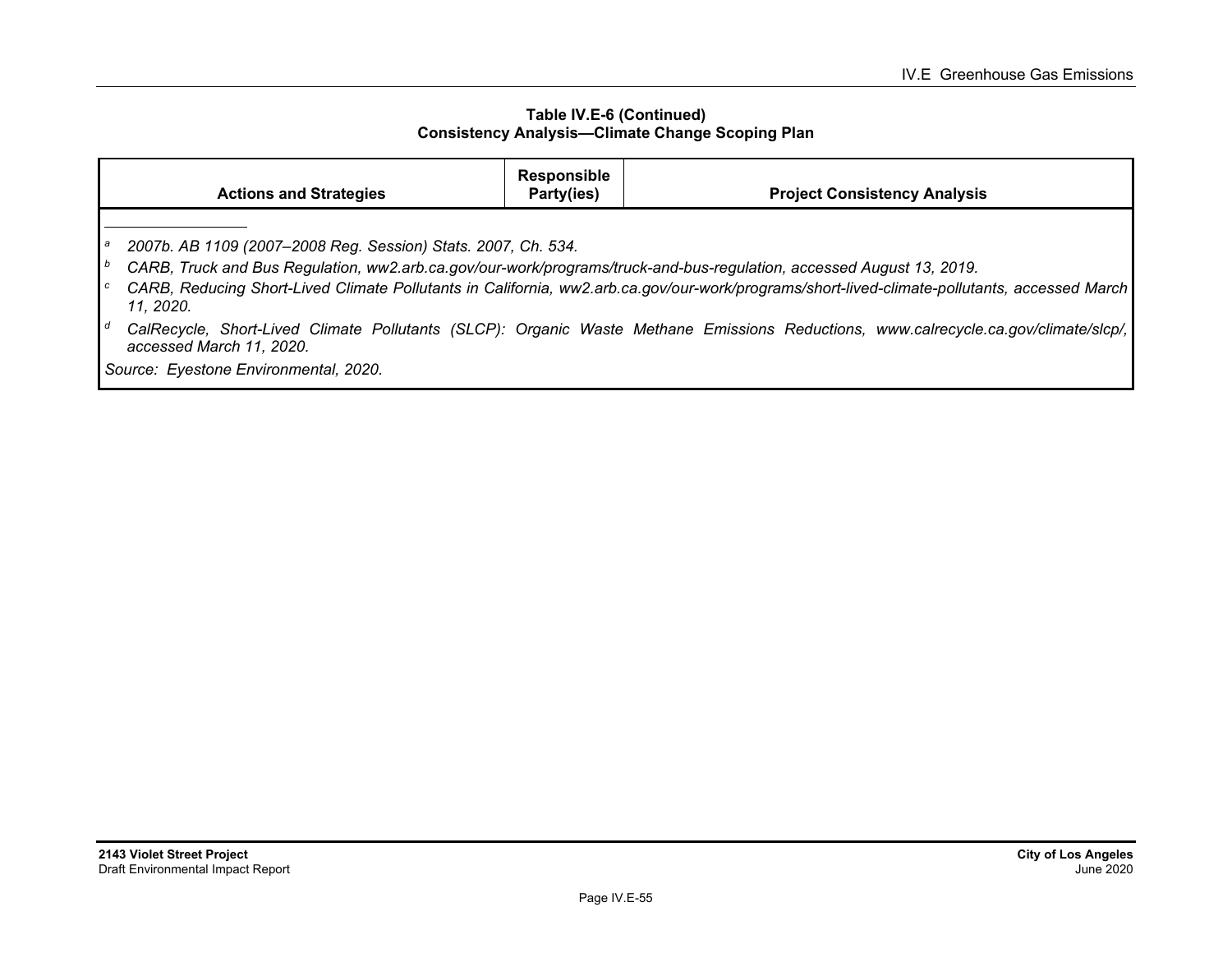**Table IV.E-6 (Continued)**
**Consistency Analysis—Climate Change Scoping Plan**

| Actions and Strategies | Responsible Party(ies) | Project Consistency Analysis |
|---|---|---|

[a] *2007b. AB 1109 (2007–2008 Reg. Session) Stats. 2007, Ch. 534.*

[b] *CARB, Truck and Bus Regulation, ww2.arb.ca.gov/our-work/programs/truck-and-bus-regulation, accessed August 13, 2019.*

[c] *CARB, Reducing Short-Lived Climate Pollutants in California, ww2.arb.ca.gov/our-work/programs/short-lived-climate-pollutants, accessed March 11, 2020.*

[d] *CalRecycle, Short-Lived Climate Pollutants (SLCP): Organic Waste Methane Emissions Reductions, www.calrecycle.ca.gov/climate/slcp/, accessed March 11, 2020.*

*Source: Eyestone Environmental, 2020.*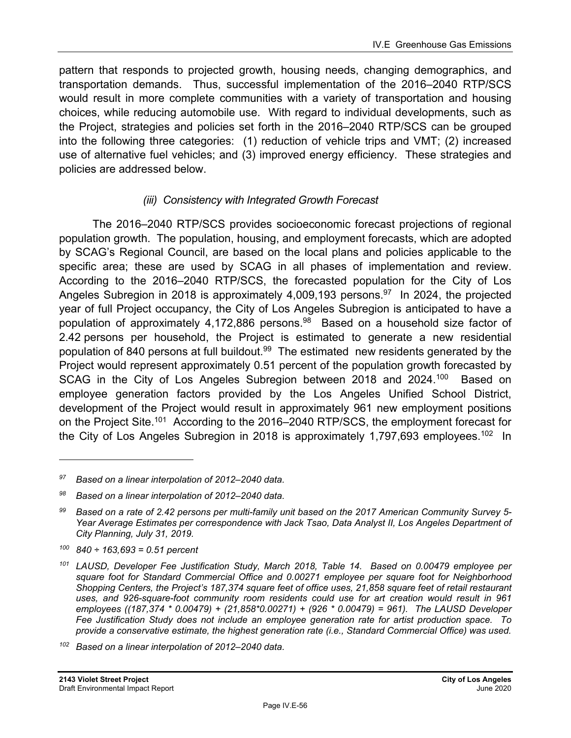pattern that responds to projected growth, housing needs, changing demographics, and transportation demands. Thus, successful implementation of the 2016–2040 RTP/SCS would result in more complete communities with a variety of transportation and housing choices, while reducing automobile use. With regard to individual developments, such as the Project, strategies and policies set forth in the 2016–2040 RTP/SCS can be grouped into the following three categories: (1) reduction of vehicle trips and VMT; (2) increased use of alternative fuel vehicles; and (3) improved energy efficiency. These strategies and policies are addressed below.

*(iii) Consistency with Integrated Growth Forecast*

The 2016–2040 RTP/SCS provides socioeconomic forecast projections of regional population growth. The population, housing, and employment forecasts, which are adopted by SCAG's Regional Council, are based on the local plans and policies applicable to the specific area; these are used by SCAG in all phases of implementation and review. According to the 2016–2040 RTP/SCS, the forecasted population for the City of Los Angeles Subregion in 2018 is approximately 4,009,193 persons.[97] In 2024, the projected year of full Project occupancy, the City of Los Angeles Subregion is anticipated to have a population of approximately 4,172,886 persons.[98] Based on a household size factor of 2.42 persons per household, the Project is estimated to generate a new residential population of 840 persons at full buildout.[99] The estimated new residents generated by the Project would represent approximately 0.51 percent of the population growth forecasted by SCAG in the City of Los Angeles Subregion between 2018 and 2024.[100] Based on employee generation factors provided by the Los Angeles Unified School District, development of the Project would result in approximately 961 new employment positions on the Project Site.[101] According to the 2016–2040 RTP/SCS, the employment forecast for the City of Los Angeles Subregion in 2018 is approximately 1,797,693 employees.[102] In

---

[97] *Based on a linear interpolation of 2012–2040 data.*

[98] *Based on a linear interpolation of 2012–2040 data.*

[99] *Based on a rate of 2.42 persons per multi-family unit based on the 2017 American Community Survey 5-Year Average Estimates per correspondence with Jack Tsao, Data Analyst II, Los Angeles Department of City Planning, July 31, 2019.*

[100] *840 ÷ 163,693 = 0.51 percent*

[101] *LAUSD, Developer Fee Justification Study, March 2018, Table 14. Based on 0.00479 employee per square foot for Standard Commercial Office and 0.00271 employee per square foot for Neighborhood Shopping Centers, the Project's 187,374 square feet of office uses, 21,858 square feet of retail restaurant uses, and 926-square-foot community room residents could use for art creation would result in 961 employees ((187,374 * 0.00479) + (21,858*0.00271) + (926 * 0.00479) = 961). The LAUSD Developer Fee Justification Study does not include an employee generation rate for artist production space. To provide a conservative estimate, the highest generation rate (i.e., Standard Commercial Office) was used.*

[102] *Based on a linear interpolation of 2012–2040 data.*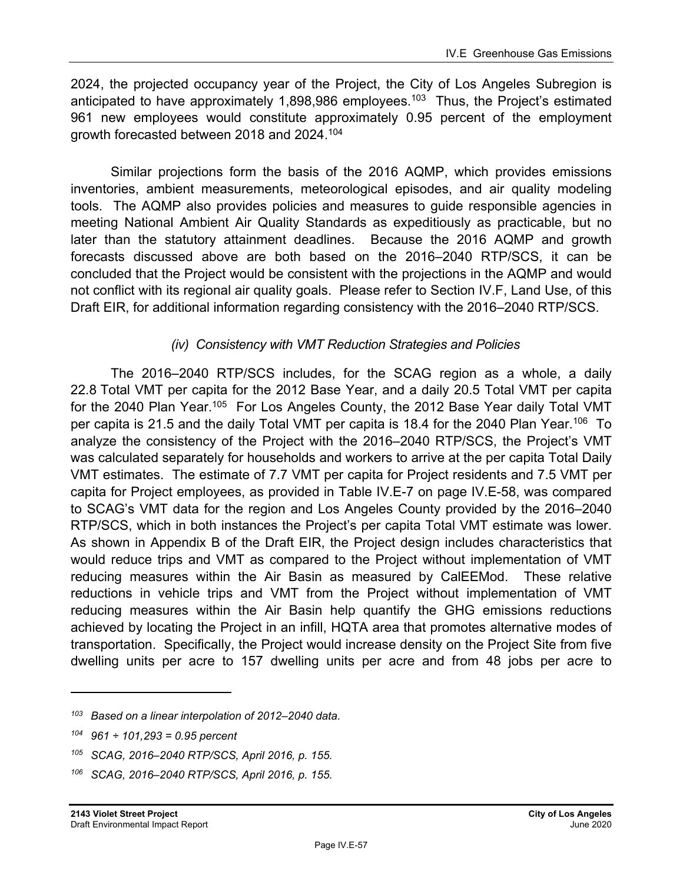2024, the projected occupancy year of the Project, the City of Los Angeles Subregion is anticipated to have approximately 1,898,986 employees.[103] Thus, the Project's estimated 961 new employees would constitute approximately 0.95 percent of the employment growth forecasted between 2018 and 2024.[104]

Similar projections form the basis of the 2016 AQMP, which provides emissions inventories, ambient measurements, meteorological episodes, and air quality modeling tools. The AQMP also provides policies and measures to guide responsible agencies in meeting National Ambient Air Quality Standards as expeditiously as practicable, but no later than the statutory attainment deadlines. Because the 2016 AQMP and growth forecasts discussed above are both based on the 2016–2040 RTP/SCS, it can be concluded that the Project would be consistent with the projections in the AQMP and would not conflict with its regional air quality goals. Please refer to Section IV.F, Land Use, of this Draft EIR, for additional information regarding consistency with the 2016–2040 RTP/SCS.

*(iv) Consistency with VMT Reduction Strategies and Policies*

The 2016–2040 RTP/SCS includes, for the SCAG region as a whole, a daily 22.8 Total VMT per capita for the 2012 Base Year, and a daily 20.5 Total VMT per capita for the 2040 Plan Year.[105] For Los Angeles County, the 2012 Base Year daily Total VMT per capita is 21.5 and the daily Total VMT per capita is 18.4 for the 2040 Plan Year.[106] To analyze the consistency of the Project with the 2016–2040 RTP/SCS, the Project's VMT was calculated separately for households and workers to arrive at the per capita Total Daily VMT estimates. The estimate of 7.7 VMT per capita for Project residents and 7.5 VMT per capita for Project employees, as provided in Table IV.E-7 on page IV.E-58, was compared to SCAG's VMT data for the region and Los Angeles County provided by the 2016–2040 RTP/SCS, which in both instances the Project's per capita Total VMT estimate was lower. As shown in Appendix B of the Draft EIR, the Project design includes characteristics that would reduce trips and VMT as compared to the Project without implementation of VMT reducing measures within the Air Basin as measured by CalEEMod. These relative reductions in vehicle trips and VMT from the Project without implementation of VMT reducing measures within the Air Basin help quantify the GHG emissions reductions achieved by locating the Project in an infill, HQTA area that promotes alternative modes of transportation. Specifically, the Project would increase density on the Project Site from five dwelling units per acre to 157 dwelling units per acre and from 48 jobs per acre to

---

[103] *Based on a linear interpolation of 2012–2040 data.*

[104] *961 ÷ 101,293 = 0.95 percent*

[105] *SCAG, 2016–2040 RTP/SCS, April 2016, p. 155.*

[106] *SCAG, 2016–2040 RTP/SCS, April 2016, p. 155.*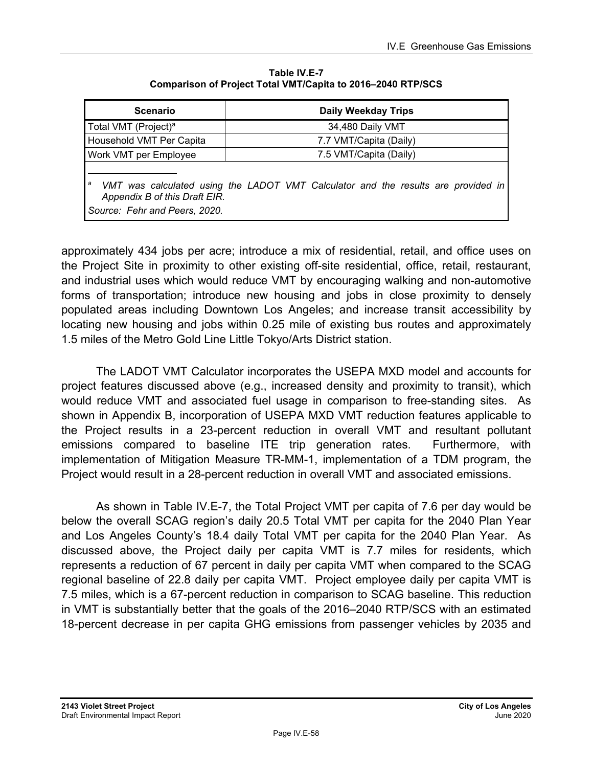**Table IV.E-7**
**Comparison of Project Total VMT/Capita to 2016–2040 RTP/SCS**

| Scenario | Daily Weekday Trips |
|---|---|
| Total VMT (Project)[a] | 34,480 Daily VMT |
| Household VMT Per Capita | 7.7 VMT/Capita (Daily) |
| Work VMT per Employee | 7.5 VMT/Capita (Daily) |

[a] *VMT was calculated using the LADOT VMT Calculator and the results are provided in Appendix B of this Draft EIR.*

*Source: Fehr and Peers, 2020.*

approximately 434 jobs per acre; introduce a mix of residential, retail, and office uses on the Project Site in proximity to other existing off-site residential, office, retail, restaurant, and industrial uses which would reduce VMT by encouraging walking and non-automotive forms of transportation; introduce new housing and jobs in close proximity to densely populated areas including Downtown Los Angeles; and increase transit accessibility by locating new housing and jobs within 0.25 mile of existing bus routes and approximately 1.5 miles of the Metro Gold Line Little Tokyo/Arts District station.

The LADOT VMT Calculator incorporates the USEPA MXD model and accounts for project features discussed above (e.g., increased density and proximity to transit), which would reduce VMT and associated fuel usage in comparison to free-standing sites. As shown in Appendix B, incorporation of USEPA MXD VMT reduction features applicable to the Project results in a 23-percent reduction in overall VMT and resultant pollutant emissions compared to baseline ITE trip generation rates. Furthermore, with implementation of Mitigation Measure TR-MM-1, implementation of a TDM program, the Project would result in a 28-percent reduction in overall VMT and associated emissions.

As shown in Table IV.E-7, the Total Project VMT per capita of 7.6 per day would be below the overall SCAG region's daily 20.5 Total VMT per capita for the 2040 Plan Year and Los Angeles County's 18.4 daily Total VMT per capita for the 2040 Plan Year. As discussed above, the Project daily per capita VMT is 7.7 miles for residents, which represents a reduction of 67 percent in daily per capita VMT when compared to the SCAG regional baseline of 22.8 daily per capita VMT. Project employee daily per capita VMT is 7.5 miles, which is a 67-percent reduction in comparison to SCAG baseline. This reduction in VMT is substantially better that the goals of the 2016–2040 RTP/SCS with an estimated 18-percent decrease in per capita GHG emissions from passenger vehicles by 2035 and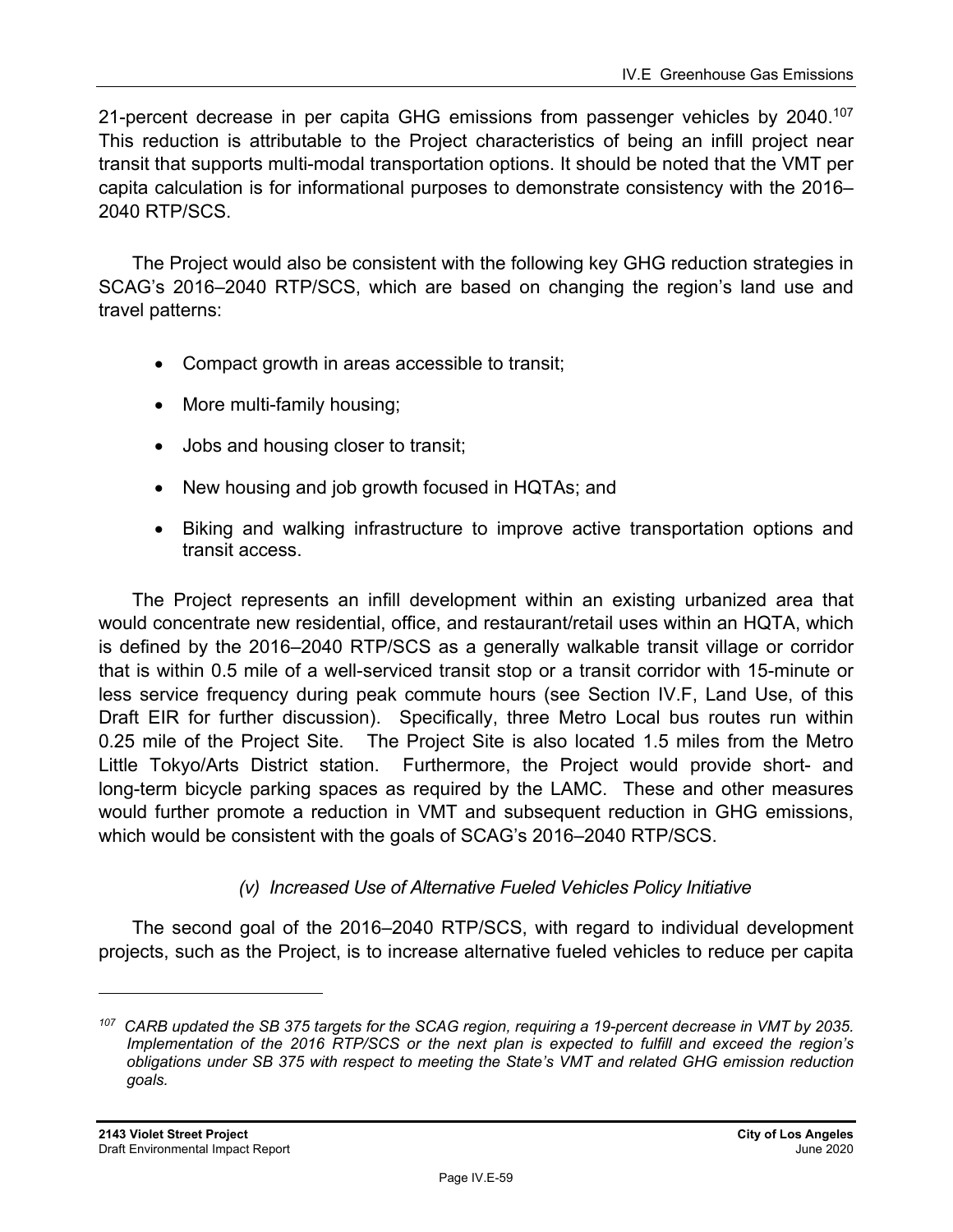21-percent decrease in per capita GHG emissions from passenger vehicles by 2040.[107] This reduction is attributable to the Project characteristics of being an infill project near transit that supports multi-modal transportation options. It should be noted that the VMT per capita calculation is for informational purposes to demonstrate consistency with the 2016–2040 RTP/SCS.

The Project would also be consistent with the following key GHG reduction strategies in SCAG's 2016–2040 RTP/SCS, which are based on changing the region's land use and travel patterns:

- Compact growth in areas accessible to transit;
- More multi-family housing;
- Jobs and housing closer to transit;
- New housing and job growth focused in HQTAs; and
- Biking and walking infrastructure to improve active transportation options and transit access.

The Project represents an infill development within an existing urbanized area that would concentrate new residential, office, and restaurant/retail uses within an HQTA, which is defined by the 2016–2040 RTP/SCS as a generally walkable transit village or corridor that is within 0.5 mile of a well-serviced transit stop or a transit corridor with 15-minute or less service frequency during peak commute hours (see Section IV.F, Land Use, of this Draft EIR for further discussion). Specifically, three Metro Local bus routes run within 0.25 mile of the Project Site. The Project Site is also located 1.5 miles from the Metro Little Tokyo/Arts District station. Furthermore, the Project would provide short- and long-term bicycle parking spaces as required by the LAMC. These and other measures would further promote a reduction in VMT and subsequent reduction in GHG emissions, which would be consistent with the goals of SCAG's 2016–2040 RTP/SCS.

*(v) Increased Use of Alternative Fueled Vehicles Policy Initiative*

The second goal of the 2016–2040 RTP/SCS, with regard to individual development projects, such as the Project, is to increase alternative fueled vehicles to reduce per capita

---

[107] *CARB updated the SB 375 targets for the SCAG region, requiring a 19-percent decrease in VMT by 2035. Implementation of the 2016 RTP/SCS or the next plan is expected to fulfill and exceed the region's obligations under SB 375 with respect to meeting the State's VMT and related GHG emission reduction goals.*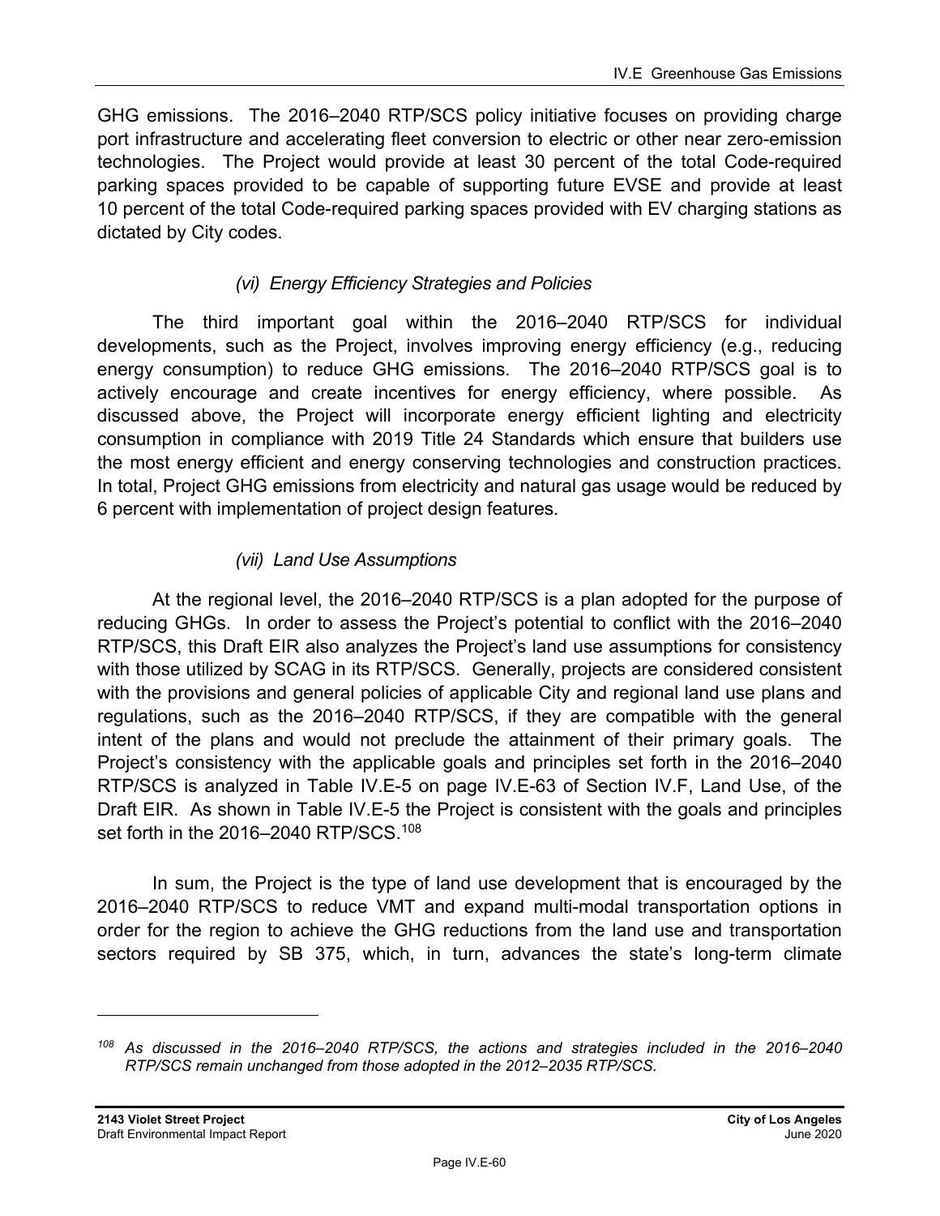GHG emissions. The 2016–2040 RTP/SCS policy initiative focuses on providing charge port infrastructure and accelerating fleet conversion to electric or other near zero-emission technologies. The Project would provide at least 30 percent of the total Code-required parking spaces provided to be capable of supporting future EVSE and provide at least 10 percent of the total Code-required parking spaces provided with EV charging stations as dictated by City codes.

*(vi) Energy Efficiency Strategies and Policies*

The third important goal within the 2016–2040 RTP/SCS for individual developments, such as the Project, involves improving energy efficiency (e.g., reducing energy consumption) to reduce GHG emissions. The 2016–2040 RTP/SCS goal is to actively encourage and create incentives for energy efficiency, where possible. As discussed above, the Project will incorporate energy efficient lighting and electricity consumption in compliance with 2019 Title 24 Standards which ensure that builders use the most energy efficient and energy conserving technologies and construction practices. In total, Project GHG emissions from electricity and natural gas usage would be reduced by 6 percent with implementation of project design features.

*(vii) Land Use Assumptions*

At the regional level, the 2016–2040 RTP/SCS is a plan adopted for the purpose of reducing GHGs. In order to assess the Project's potential to conflict with the 2016–2040 RTP/SCS, this Draft EIR also analyzes the Project's land use assumptions for consistency with those utilized by SCAG in its RTP/SCS. Generally, projects are considered consistent with the provisions and general policies of applicable City and regional land use plans and regulations, such as the 2016–2040 RTP/SCS, if they are compatible with the general intent of the plans and would not preclude the attainment of their primary goals. The Project's consistency with the applicable goals and principles set forth in the 2016–2040 RTP/SCS is analyzed in Table IV.E-5 on page IV.E-63 of Section IV.F, Land Use, of the Draft EIR. As shown in Table IV.E-5 the Project is consistent with the goals and principles set forth in the 2016–2040 RTP/SCS.[108]

In sum, the Project is the type of land use development that is encouraged by the 2016–2040 RTP/SCS to reduce VMT and expand multi-modal transportation options in order for the region to achieve the GHG reductions from the land use and transportation sectors required by SB 375, which, in turn, advances the state's long-term climate

---

[108] *As discussed in the 2016–2040 RTP/SCS, the actions and strategies included in the 2016–2040 RTP/SCS remain unchanged from those adopted in the 2012–2035 RTP/SCS.*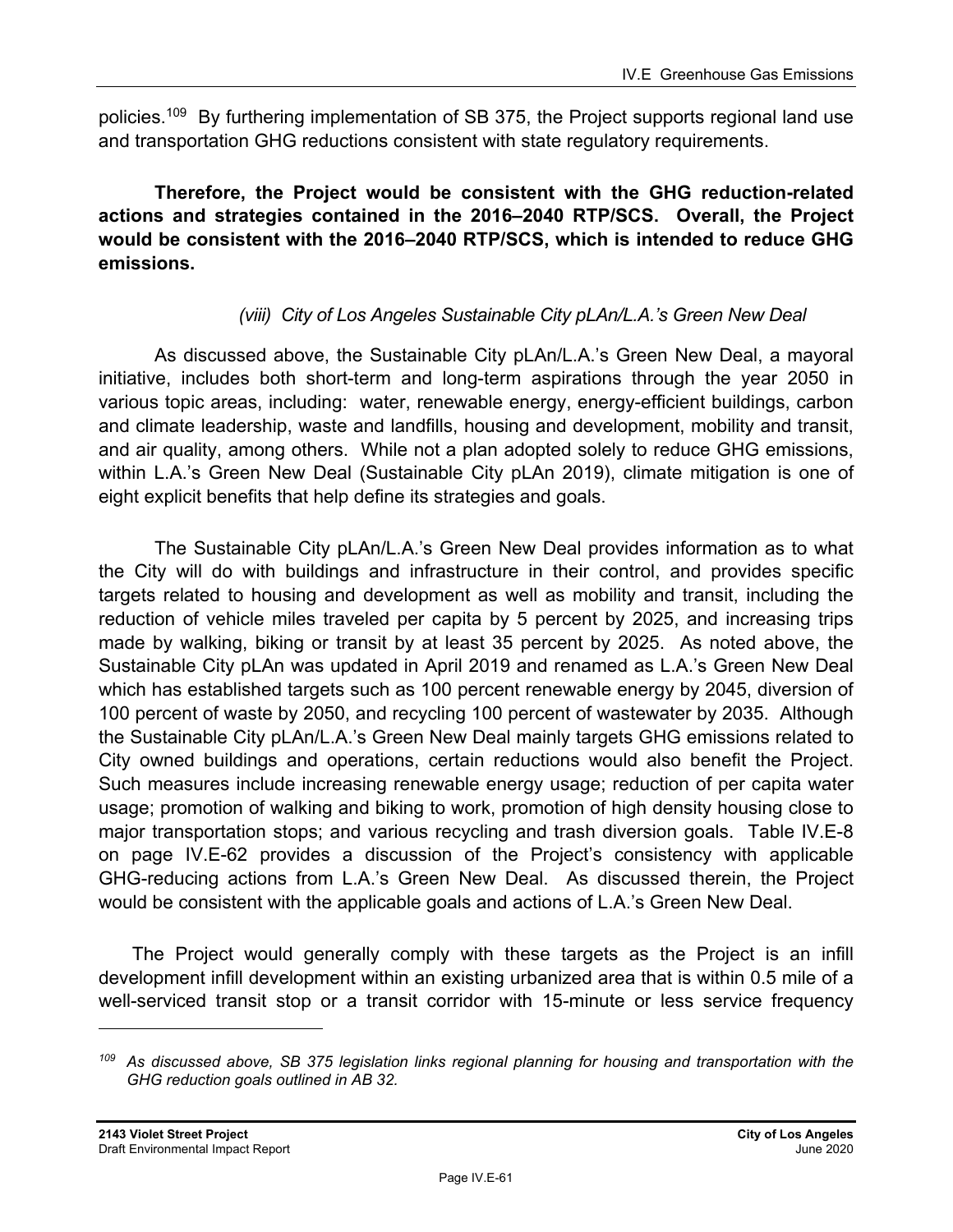policies.[109] By furthering implementation of SB 375, the Project supports regional land use and transportation GHG reductions consistent with state regulatory requirements.

**Therefore, the Project would be consistent with the GHG reduction-related actions and strategies contained in the 2016–2040 RTP/SCS. Overall, the Project would be consistent with the 2016–2040 RTP/SCS, which is intended to reduce GHG emissions.**

*(viii) City of Los Angeles Sustainable City pLAn/L.A.'s Green New Deal*

As discussed above, the Sustainable City pLAn/L.A.'s Green New Deal, a mayoral initiative, includes both short-term and long-term aspirations through the year 2050 in various topic areas, including: water, renewable energy, energy-efficient buildings, carbon and climate leadership, waste and landfills, housing and development, mobility and transit, and air quality, among others. While not a plan adopted solely to reduce GHG emissions, within L.A.'s Green New Deal (Sustainable City pLAn 2019), climate mitigation is one of eight explicit benefits that help define its strategies and goals.

The Sustainable City pLAn/L.A.'s Green New Deal provides information as to what the City will do with buildings and infrastructure in their control, and provides specific targets related to housing and development as well as mobility and transit, including the reduction of vehicle miles traveled per capita by 5 percent by 2025, and increasing trips made by walking, biking or transit by at least 35 percent by 2025. As noted above, the Sustainable City pLAn was updated in April 2019 and renamed as L.A.'s Green New Deal which has established targets such as 100 percent renewable energy by 2045, diversion of 100 percent of waste by 2050, and recycling 100 percent of wastewater by 2035. Although the Sustainable City pLAn/L.A.'s Green New Deal mainly targets GHG emissions related to City owned buildings and operations, certain reductions would also benefit the Project. Such measures include increasing renewable energy usage; reduction of per capita water usage; promotion of walking and biking to work, promotion of high density housing close to major transportation stops; and various recycling and trash diversion goals. Table IV.E-8 on page IV.E-62 provides a discussion of the Project's consistency with applicable GHG-reducing actions from L.A.'s Green New Deal. As discussed therein, the Project would be consistent with the applicable goals and actions of L.A.'s Green New Deal.

The Project would generally comply with these targets as the Project is an infill development infill development within an existing urbanized area that is within 0.5 mile of a well-serviced transit stop or a transit corridor with 15-minute or less service frequency

[109] *As discussed above, SB 375 legislation links regional planning for housing and transportation with the GHG reduction goals outlined in AB 32.*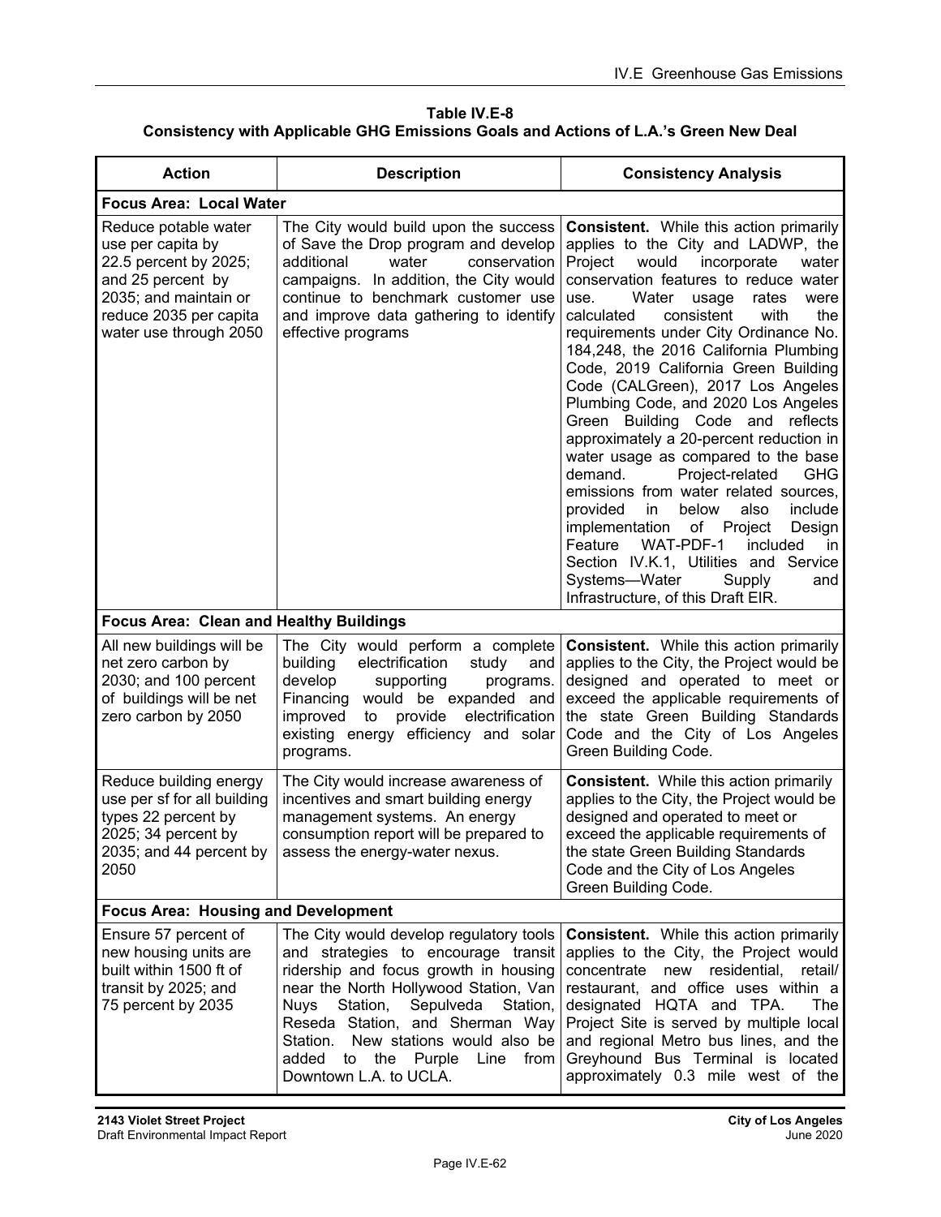**Table IV.E-8**
**Consistency with Applicable GHG Emissions Goals and Actions of L.A.'s Green New Deal**

| Action | Description | Consistency Analysis |
|---|---|---|
| **Focus Area: Local Water** | | |
| Reduce potable water use per capita by 22.5 percent by 2025; and 25 percent by 2035; and maintain or reduce 2035 per capita water use through 2050 | The City would build upon the success of Save the Drop program and develop additional water conservation campaigns. In addition, the City would continue to benchmark customer use and improve data gathering to identify effective programs | **Consistent.** While this action primarily applies to the City and LADWP, the Project would incorporate water conservation features to reduce water use. Water usage rates were calculated consistent with the requirements under City Ordinance No. 184,248, the 2016 California Plumbing Code, 2019 California Green Building Code (CALGreen), 2017 Los Angeles Plumbing Code, and 2020 Los Angeles Green Building Code and reflects approximately a 20-percent reduction in water usage as compared to the base demand. Project-related GHG emissions from water related sources, provided in below also include implementation of Project Design Feature WAT-PDF-1 included in Section IV.K.1, Utilities and Service Systems—Water Supply and Infrastructure, of this Draft EIR. |
| **Focus Area: Clean and Healthy Buildings** | | |
| All new buildings will be net zero carbon by 2030; and 100 percent of buildings will be net zero carbon by 2050 | The City would perform a complete building electrification study and develop supporting programs. Financing would be expanded and improved to provide electrification existing energy efficiency and solar programs. | **Consistent.** While this action primarily applies to the City, the Project would be designed and operated to meet or exceed the applicable requirements of the state Green Building Standards Code and the City of Los Angeles Green Building Code. |
| Reduce building energy use per sf for all building types 22 percent by 2025; 34 percent by 2035; and 44 percent by 2050 | The City would increase awareness of incentives and smart building energy management systems. An energy consumption report will be prepared to assess the energy-water nexus. | **Consistent.** While this action primarily applies to the City, the Project would be designed and operated to meet or exceed the applicable requirements of the state Green Building Standards Code and the City of Los Angeles Green Building Code. |
| **Focus Area: Housing and Development** | | |
| Ensure 57 percent of new housing units are built within 1500 ft of transit by 2025; and 75 percent by 2035 | The City would develop regulatory tools and strategies to encourage transit ridership and focus growth in housing near the North Hollywood Station, Van Nuys Station, Sepulveda Station, Reseda Station, and Sherman Way Station. New stations would also be added to the Purple Line from Downtown L.A. to UCLA. | **Consistent.** While this action primarily applies to the City, the Project would concentrate new residential, retail/restaurant, and office uses within a designated HQTA and TPA. The Project Site is served by multiple local and regional Metro bus lines, and the Greyhound Bus Terminal is located approximately 0.3 mile west of the |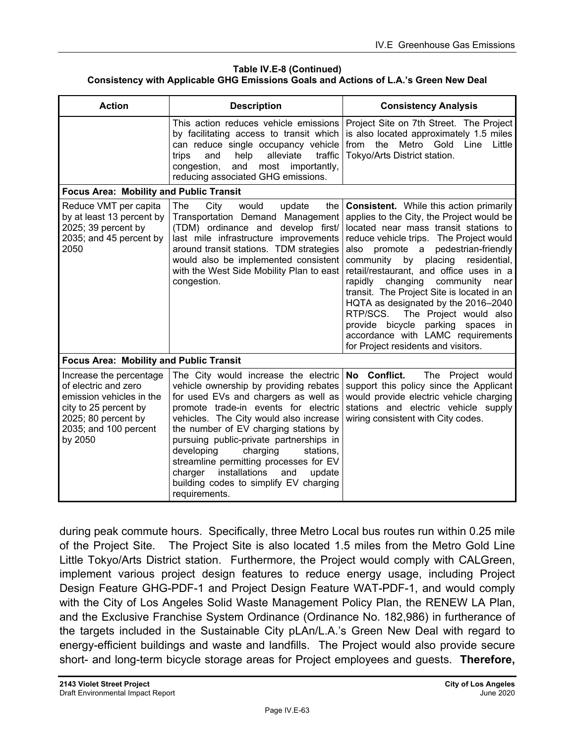**Table IV.E-8 (Continued)**
**Consistency with Applicable GHG Emissions Goals and Actions of L.A.'s Green New Deal**

| Action | Description | Consistency Analysis |
|---|---|---|
| | This action reduces vehicle emissions by facilitating access to transit which can reduce single occupancy vehicle trips and help alleviate traffic congestion, and most importantly, reducing associated GHG emissions. | Project Site on 7th Street. The Project is also located approximately 1.5 miles from the Metro Gold Line Little Tokyo/Arts District station. |
| **Focus Area: Mobility and Public Transit** | | |
| Reduce VMT per capita by at least 13 percent by 2025; 39 percent by 2035; and 45 percent by 2050 | The City would update the Transportation Demand Management (TDM) ordinance and develop first/ last mile infrastructure improvements around transit stations. TDM strategies would also be implemented consistent with the West Side Mobility Plan to east congestion. | **Consistent.** While this action primarily applies to the City, the Project would be located near mass transit stations to reduce vehicle trips. The Project would also promote a pedestrian-friendly community by placing residential, retail/restaurant, and office uses in a rapidly changing community near transit. The Project Site is located in an HQTA as designated by the 2016–2040 RTP/SCS. The Project would also provide bicycle parking spaces in accordance with LAMC requirements for Project residents and visitors. |
| **Focus Area: Mobility and Public Transit** | | |
| Increase the percentage of electric and zero emission vehicles in the city to 25 percent by 2025; 80 percent by 2035; and 100 percent by 2050 | The City would increase the electric vehicle ownership by providing rebates for used EVs and chargers as well as promote trade-in events for electric vehicles. The City would also increase the number of EV charging stations by pursuing public-private partnerships in developing charging stations, streamline permitting processes for EV charger installations and update building codes to simplify EV charging requirements. | **No Conflict.** The Project would support this policy since the Applicant would provide electric vehicle charging stations and electric vehicle supply wiring consistent with City codes. |

during peak commute hours. Specifically, three Metro Local bus routes run within 0.25 mile of the Project Site. The Project Site is also located 1.5 miles from the Metro Gold Line Little Tokyo/Arts District station. Furthermore, the Project would comply with CALGreen, implement various project design features to reduce energy usage, including Project Design Feature GHG-PDF-1 and Project Design Feature WAT-PDF-1, and would comply with the City of Los Angeles Solid Waste Management Policy Plan, the RENEW LA Plan, and the Exclusive Franchise System Ordinance (Ordinance No. 182,986) in furtherance of the targets included in the Sustainable City pLAn/L.A.'s Green New Deal with regard to energy-efficient buildings and waste and landfills. The Project would also provide secure short- and long-term bicycle storage areas for Project employees and guests. **Therefore,**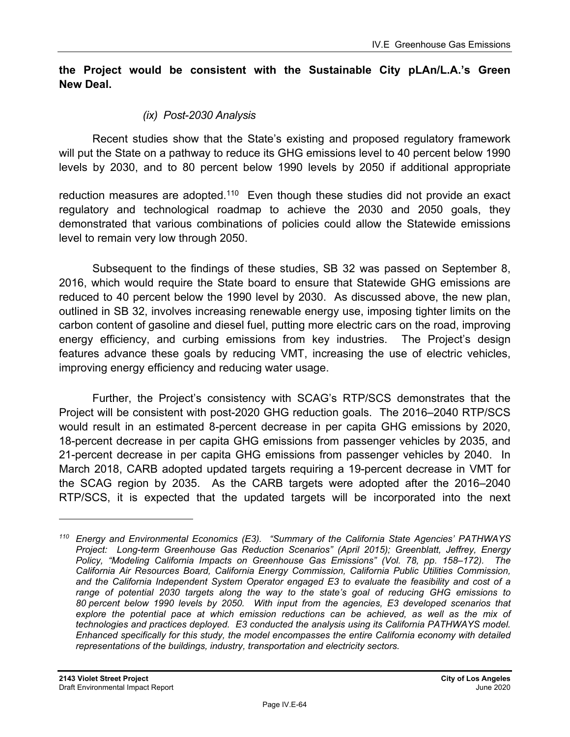**the Project would be consistent with the Sustainable City pLAn/L.A.'s Green New Deal.**

*(ix) Post-2030 Analysis*

Recent studies show that the State's existing and proposed regulatory framework will put the State on a pathway to reduce its GHG emissions level to 40 percent below 1990 levels by 2030, and to 80 percent below 1990 levels by 2050 if additional appropriate reduction measures are adopted.[110] Even though these studies did not provide an exact regulatory and technological roadmap to achieve the 2030 and 2050 goals, they demonstrated that various combinations of policies could allow the Statewide emissions level to remain very low through 2050.

Subsequent to the findings of these studies, SB 32 was passed on September 8, 2016, which would require the State board to ensure that Statewide GHG emissions are reduced to 40 percent below the 1990 level by 2030. As discussed above, the new plan, outlined in SB 32, involves increasing renewable energy use, imposing tighter limits on the carbon content of gasoline and diesel fuel, putting more electric cars on the road, improving energy efficiency, and curbing emissions from key industries. The Project's design features advance these goals by reducing VMT, increasing the use of electric vehicles, improving energy efficiency and reducing water usage.

Further, the Project's consistency with SCAG's RTP/SCS demonstrates that the Project will be consistent with post-2020 GHG reduction goals. The 2016–2040 RTP/SCS would result in an estimated 8-percent decrease in per capita GHG emissions by 2020, 18-percent decrease in per capita GHG emissions from passenger vehicles by 2035, and 21-percent decrease in per capita GHG emissions from passenger vehicles by 2040. In March 2018, CARB adopted updated targets requiring a 19-percent decrease in VMT for the SCAG region by 2035. As the CARB targets were adopted after the 2016–2040 RTP/SCS, it is expected that the updated targets will be incorporated into the next

---

[110] *Energy and Environmental Economics (E3). "Summary of the California State Agencies' PATHWAYS Project: Long-term Greenhouse Gas Reduction Scenarios" (April 2015); Greenblatt, Jeffrey, Energy Policy, "Modeling California Impacts on Greenhouse Gas Emissions" (Vol. 78, pp. 158–172). The California Air Resources Board, California Energy Commission, California Public Utilities Commission, and the California Independent System Operator engaged E3 to evaluate the feasibility and cost of a range of potential 2030 targets along the way to the state's goal of reducing GHG emissions to 80 percent below 1990 levels by 2050. With input from the agencies, E3 developed scenarios that explore the potential pace at which emission reductions can be achieved, as well as the mix of technologies and practices deployed. E3 conducted the analysis using its California PATHWAYS model. Enhanced specifically for this study, the model encompasses the entire California economy with detailed representations of the buildings, industry, transportation and electricity sectors.*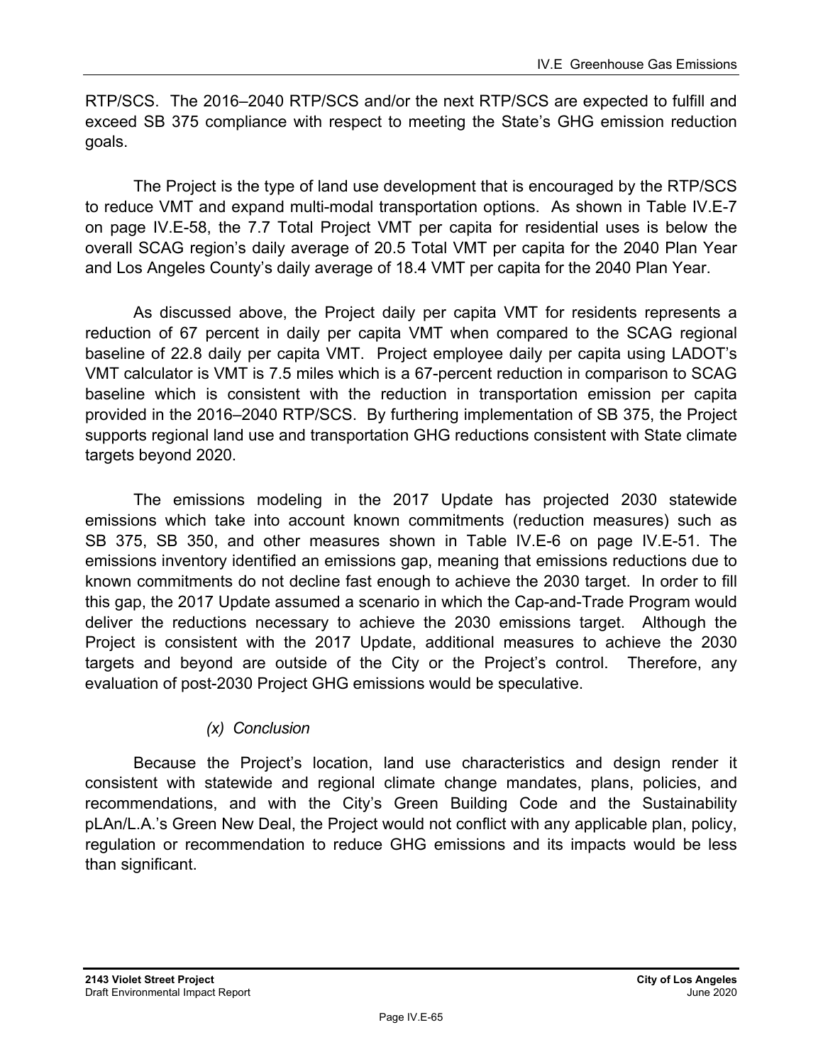RTP/SCS. The 2016–2040 RTP/SCS and/or the next RTP/SCS are expected to fulfill and exceed SB 375 compliance with respect to meeting the State's GHG emission reduction goals.

The Project is the type of land use development that is encouraged by the RTP/SCS to reduce VMT and expand multi-modal transportation options. As shown in Table IV.E-7 on page IV.E-58, the 7.7 Total Project VMT per capita for residential uses is below the overall SCAG region's daily average of 20.5 Total VMT per capita for the 2040 Plan Year and Los Angeles County's daily average of 18.4 VMT per capita for the 2040 Plan Year.

As discussed above, the Project daily per capita VMT for residents represents a reduction of 67 percent in daily per capita VMT when compared to the SCAG regional baseline of 22.8 daily per capita VMT. Project employee daily per capita using LADOT's VMT calculator is VMT is 7.5 miles which is a 67-percent reduction in comparison to SCAG baseline which is consistent with the reduction in transportation emission per capita provided in the 2016–2040 RTP/SCS. By furthering implementation of SB 375, the Project supports regional land use and transportation GHG reductions consistent with State climate targets beyond 2020.

The emissions modeling in the 2017 Update has projected 2030 statewide emissions which take into account known commitments (reduction measures) such as SB 375, SB 350, and other measures shown in Table IV.E-6 on page IV.E-51. The emissions inventory identified an emissions gap, meaning that emissions reductions due to known commitments do not decline fast enough to achieve the 2030 target. In order to fill this gap, the 2017 Update assumed a scenario in which the Cap-and-Trade Program would deliver the reductions necessary to achieve the 2030 emissions target. Although the Project is consistent with the 2017 Update, additional measures to achieve the 2030 targets and beyond are outside of the City or the Project's control. Therefore, any evaluation of post-2030 Project GHG emissions would be speculative.

*(x) Conclusion*

Because the Project's location, land use characteristics and design render it consistent with statewide and regional climate change mandates, plans, policies, and recommendations, and with the City's Green Building Code and the Sustainability pLAn/L.A.'s Green New Deal, the Project would not conflict with any applicable plan, policy, regulation or recommendation to reduce GHG emissions and its impacts would be less than significant.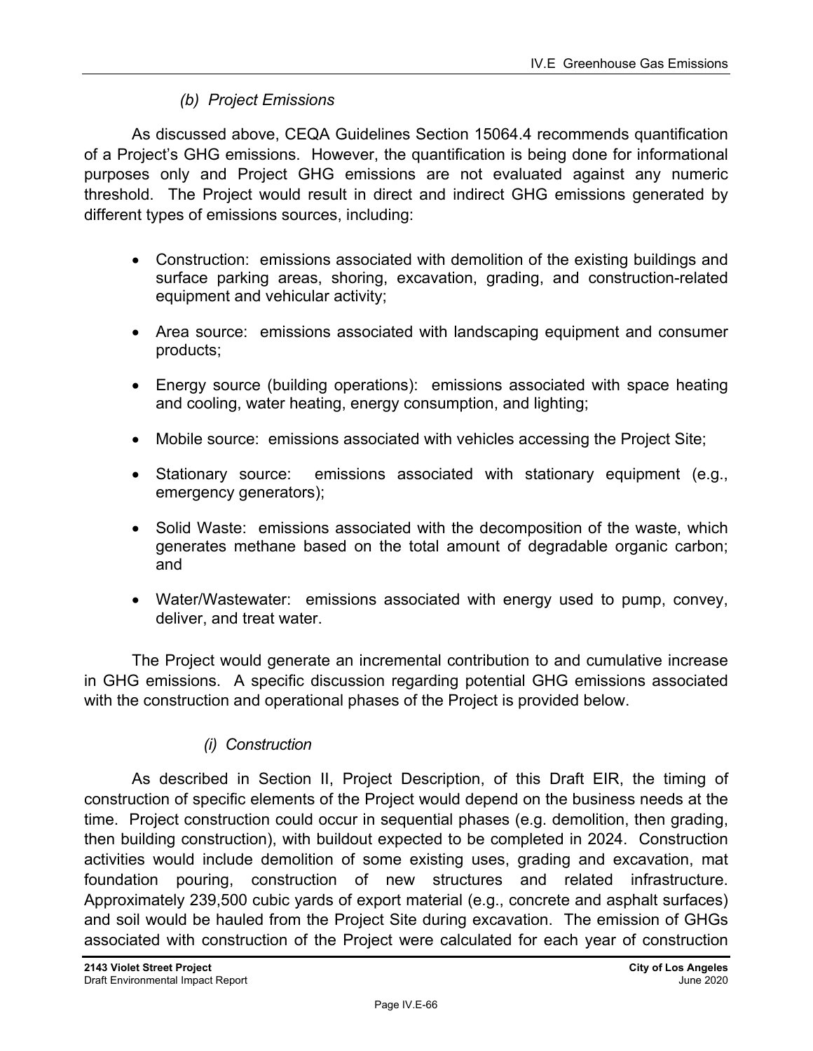*(b) Project Emissions*

As discussed above, CEQA Guidelines Section 15064.4 recommends quantification of a Project's GHG emissions. However, the quantification is being done for informational purposes only and Project GHG emissions are not evaluated against any numeric threshold. The Project would result in direct and indirect GHG emissions generated by different types of emissions sources, including:

- Construction: emissions associated with demolition of the existing buildings and surface parking areas, shoring, excavation, grading, and construction-related equipment and vehicular activity;
- Area source: emissions associated with landscaping equipment and consumer products;
- Energy source (building operations): emissions associated with space heating and cooling, water heating, energy consumption, and lighting;
- Mobile source: emissions associated with vehicles accessing the Project Site;
- Stationary source: emissions associated with stationary equipment (e.g., emergency generators);
- Solid Waste: emissions associated with the decomposition of the waste, which generates methane based on the total amount of degradable organic carbon; and
- Water/Wastewater: emissions associated with energy used to pump, convey, deliver, and treat water.

The Project would generate an incremental contribution to and cumulative increase in GHG emissions. A specific discussion regarding potential GHG emissions associated with the construction and operational phases of the Project is provided below.

*(i) Construction*

As described in Section II, Project Description, of this Draft EIR, the timing of construction of specific elements of the Project would depend on the business needs at the time. Project construction could occur in sequential phases (e.g. demolition, then grading, then building construction), with buildout expected to be completed in 2024. Construction activities would include demolition of some existing uses, grading and excavation, mat foundation pouring, construction of new structures and related infrastructure. Approximately 239,500 cubic yards of export material (e.g., concrete and asphalt surfaces) and soil would be hauled from the Project Site during excavation. The emission of GHGs associated with construction of the Project were calculated for each year of construction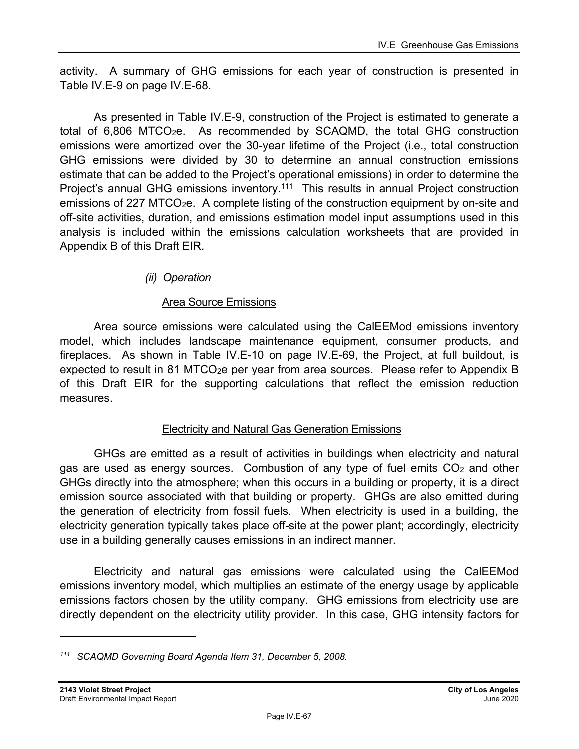activity. A summary of GHG emissions for each year of construction is presented in Table IV.E-9 on page IV.E-68.

As presented in Table IV.E-9, construction of the Project is estimated to generate a total of 6,806 $MTCO_2e$. As recommended by SCAQMD, the total GHG construction emissions were amortized over the 30-year lifetime of the Project (i.e., total construction GHG emissions were divided by 30 to determine an annual construction emissions estimate that can be added to the Project's operational emissions) in order to determine the Project's annual GHG emissions inventory.[111] This results in annual Project construction emissions of 227 $MTCO_2e$. A complete listing of the construction equipment by on-site and off-site activities, duration, and emissions estimation model input assumptions used in this analysis is included within the emissions calculation worksheets that are provided in Appendix B of this Draft EIR.

*(ii) Operation*

Area Source Emissions

Area source emissions were calculated using the CalEEMod emissions inventory model, which includes landscape maintenance equipment, consumer products, and fireplaces. As shown in Table IV.E-10 on page IV.E-69, the Project, at full buildout, is expected to result in 81 $MTCO_2e$ per year from area sources. Please refer to Appendix B of this Draft EIR for the supporting calculations that reflect the emission reduction measures.

Electricity and Natural Gas Generation Emissions

GHGs are emitted as a result of activities in buildings when electricity and natural gas are used as energy sources. Combustion of any type of fuel emits $CO_2$ and other GHGs directly into the atmosphere; when this occurs in a building or property, it is a direct emission source associated with that building or property. GHGs are also emitted during the generation of electricity from fossil fuels. When electricity is used in a building, the electricity generation typically takes place off-site at the power plant; accordingly, electricity use in a building generally causes emissions in an indirect manner.

Electricity and natural gas emissions were calculated using the CalEEMod emissions inventory model, which multiplies an estimate of the energy usage by applicable emissions factors chosen by the utility company. GHG emissions from electricity use are directly dependent on the electricity utility provider. In this case, GHG intensity factors for

---

[111] *SCAQMD Governing Board Agenda Item 31, December 5, 2008.*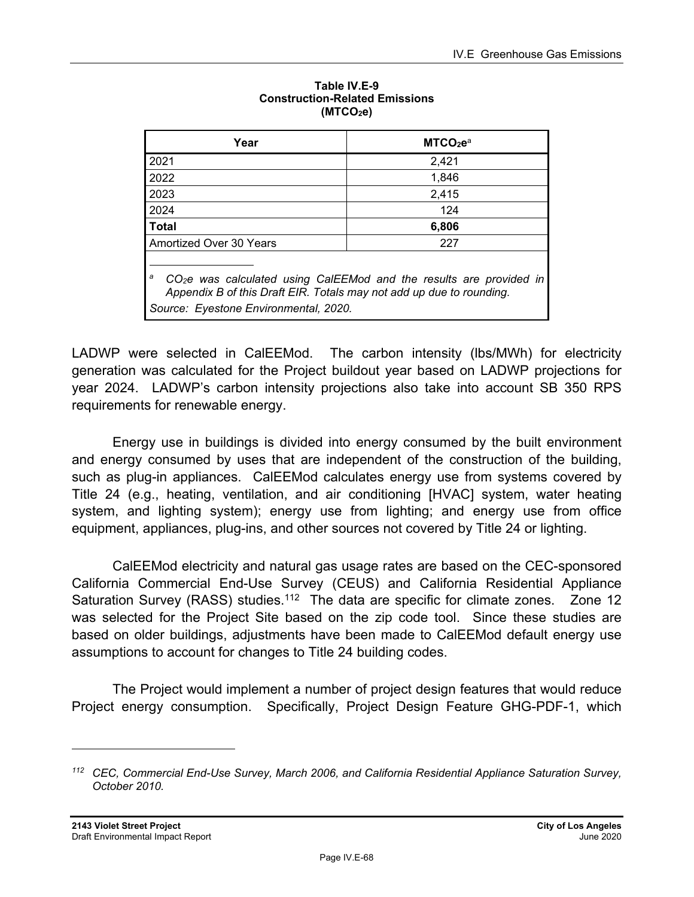**Table IV.E-9**
**Construction-Related Emissions**
**($MTCO_2e$)**

| Year | $MTCO_2e$[a] |
|---|---|
| 2021 | 2,421 |
| 2022 | 1,846 |
| 2023 | 2,415 |
| 2024 | 124 |
| **Total** | **6,806** |
| Amortized Over 30 Years | 227 |

[a] *$CO_2e$ was calculated using CalEEMod and the results are provided in Appendix B of this Draft EIR. Totals may not add up due to rounding.*

*Source: Eyestone Environmental, 2020.*

LADWP were selected in CalEEMod. The carbon intensity (lbs/MWh) for electricity generation was calculated for the Project buildout year based on LADWP projections for year 2024. LADWP's carbon intensity projections also take into account SB 350 RPS requirements for renewable energy.

Energy use in buildings is divided into energy consumed by the built environment and energy consumed by uses that are independent of the construction of the building, such as plug-in appliances. CalEEMod calculates energy use from systems covered by Title 24 (e.g., heating, ventilation, and air conditioning [HVAC] system, water heating system, and lighting system); energy use from lighting; and energy use from office equipment, appliances, plug-ins, and other sources not covered by Title 24 or lighting.

CalEEMod electricity and natural gas usage rates are based on the CEC-sponsored California Commercial End-Use Survey (CEUS) and California Residential Appliance Saturation Survey (RASS) studies.[112] The data are specific for climate zones. Zone 12 was selected for the Project Site based on the zip code tool. Since these studies are based on older buildings, adjustments have been made to CalEEMod default energy use assumptions to account for changes to Title 24 building codes.

The Project would implement a number of project design features that would reduce Project energy consumption. Specifically, Project Design Feature GHG-PDF-1, which

---

[112] *CEC, Commercial End-Use Survey, March 2006, and California Residential Appliance Saturation Survey, October 2010.*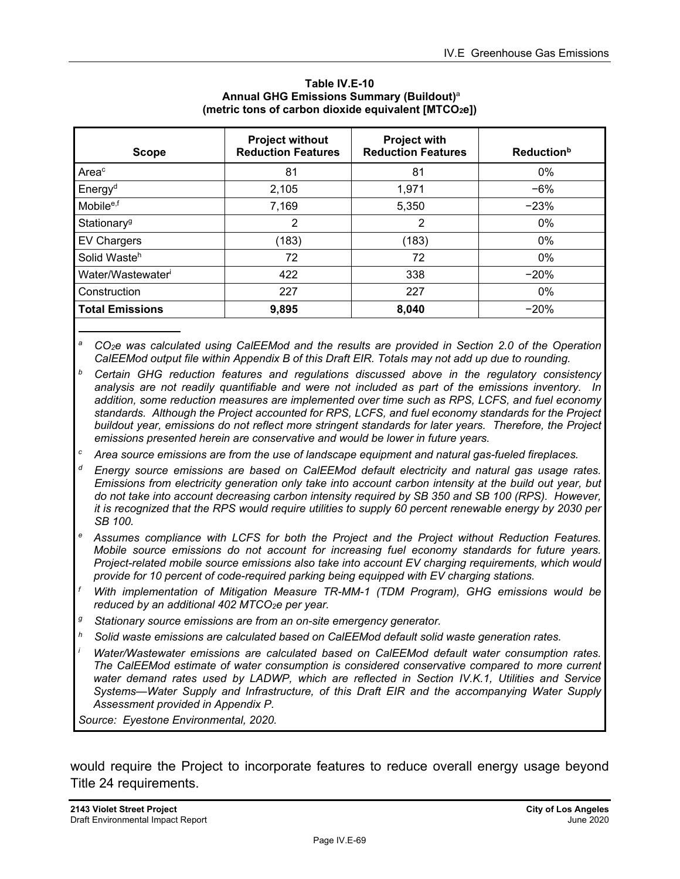**Table IV.E-10**
**Annual GHG Emissions Summary (Buildout)**[a]
**(metric tons of carbon dioxide equivalent [$MTCO_2e$])**

| Scope | Project without Reduction Features | Project with Reduction Features | Reduction[b] |
|---|---|---|---|
| Area[c] | 81 | 81 | 0% |
| Energy[d] | 2,105 | 1,971 | −6% |
| Mobile[e,f] | 7,169 | 5,350 | −23% |
| Stationary[g] | 2 | 2 | 0% |
| EV Chargers | (183) | (183) | 0% |
| Solid Waste[h] | 72 | 72 | 0% |
| Water/Wastewater[i] | 422 | 338 | −20% |
| Construction | 227 | 227 | 0% |
| **Total Emissions** | **9,895** | **8,040** | −20% |

[a] *$CO_2e$ was calculated using CalEEMod and the results are provided in Section 2.0 of the Operation CalEEMod output file within Appendix B of this Draft EIR. Totals may not add up due to rounding.*

[b] *Certain GHG reduction features and regulations discussed above in the regulatory consistency analysis are not readily quantifiable and were not included as part of the emissions inventory. In addition, some reduction measures are implemented over time such as RPS, LCFS, and fuel economy standards. Although the Project accounted for RPS, LCFS, and fuel economy standards for the Project buildout year, emissions do not reflect more stringent standards for later years. Therefore, the Project emissions presented herein are conservative and would be lower in future years.*

[c] *Area source emissions are from the use of landscape equipment and natural gas-fueled fireplaces.*

[d] *Energy source emissions are based on CalEEMod default electricity and natural gas usage rates. Emissions from electricity generation only take into account carbon intensity at the build out year, but do not take into account decreasing carbon intensity required by SB 350 and SB 100 (RPS). However, it is recognized that the RPS would require utilities to supply 60 percent renewable energy by 2030 per SB 100.*

[e] *Assumes compliance with LCFS for both the Project and the Project without Reduction Features. Mobile source emissions do not account for increasing fuel economy standards for future years. Project-related mobile source emissions also take into account EV charging requirements, which would provide for 10 percent of code-required parking being equipped with EV charging stations.*

[f] *With implementation of Mitigation Measure TR-MM-1 (TDM Program), GHG emissions would be reduced by an additional 402 $MTCO_2e$ per year.*

[g] *Stationary source emissions are from an on-site emergency generator.*

[h] *Solid waste emissions are calculated based on CalEEMod default solid waste generation rates.*

[i] *Water/Wastewater emissions are calculated based on CalEEMod default water consumption rates. The CalEEMod estimate of water consumption is considered conservative compared to more current water demand rates used by LADWP, which are reflected in Section IV.K.1, Utilities and Service Systems—Water Supply and Infrastructure, of this Draft EIR and the accompanying Water Supply Assessment provided in Appendix P.*

*Source: Eyestone Environmental, 2020.*

would require the Project to incorporate features to reduce overall energy usage beyond Title 24 requirements.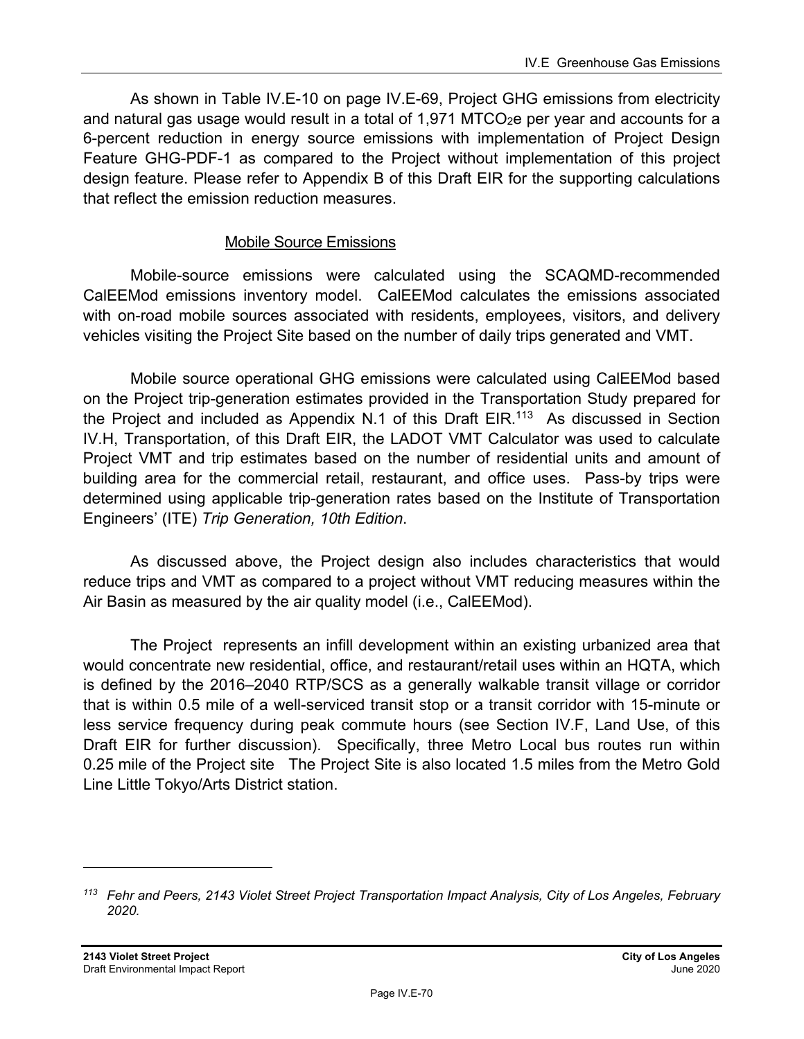As shown in Table IV.E-10 on page IV.E-69, Project GHG emissions from electricity and natural gas usage would result in a total of 1,971 $MTCO_2e$ per year and accounts for a 6-percent reduction in energy source emissions with implementation of Project Design Feature GHG-PDF-1 as compared to the Project without implementation of this project design feature. Please refer to Appendix B of this Draft EIR for the supporting calculations that reflect the emission reduction measures.

Mobile Source Emissions

Mobile-source emissions were calculated using the SCAQMD-recommended CalEEMod emissions inventory model. CalEEMod calculates the emissions associated with on-road mobile sources associated with residents, employees, visitors, and delivery vehicles visiting the Project Site based on the number of daily trips generated and VMT.

Mobile source operational GHG emissions were calculated using CalEEMod based on the Project trip-generation estimates provided in the Transportation Study prepared for the Project and included as Appendix N.1 of this Draft EIR.[113] As discussed in Section IV.H, Transportation, of this Draft EIR, the LADOT VMT Calculator was used to calculate Project VMT and trip estimates based on the number of residential units and amount of building area for the commercial retail, restaurant, and office uses. Pass-by trips were determined using applicable trip-generation rates based on the Institute of Transportation Engineers' (ITE) *Trip Generation, 10th Edition*.

As discussed above, the Project design also includes characteristics that would reduce trips and VMT as compared to a project without VMT reducing measures within the Air Basin as measured by the air quality model (i.e., CalEEMod).

The Project represents an infill development within an existing urbanized area that would concentrate new residential, office, and restaurant/retail uses within an HQTA, which is defined by the 2016–2040 RTP/SCS as a generally walkable transit village or corridor that is within 0.5 mile of a well-serviced transit stop or a transit corridor with 15-minute or less service frequency during peak commute hours (see Section IV.F, Land Use, of this Draft EIR for further discussion). Specifically, three Metro Local bus routes run within 0.25 mile of the Project site The Project Site is also located 1.5 miles from the Metro Gold Line Little Tokyo/Arts District station.

---

[113] *Fehr and Peers, 2143 Violet Street Project Transportation Impact Analysis, City of Los Angeles, February 2020.*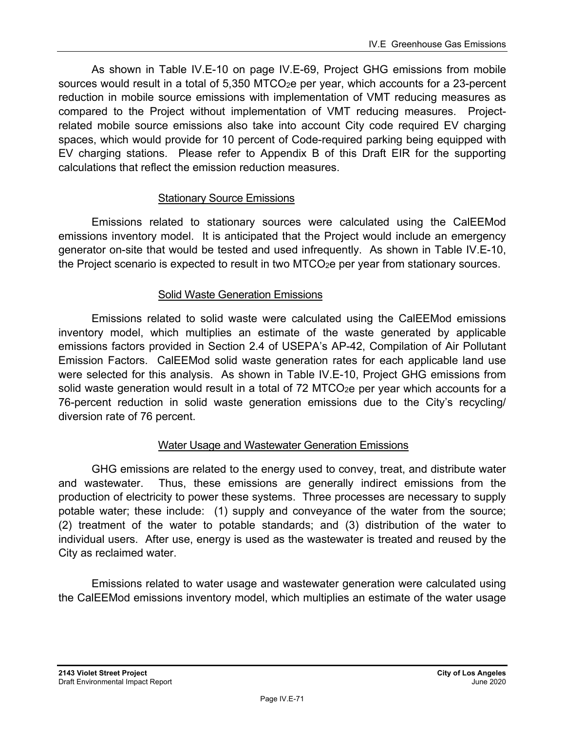As shown in Table IV.E-10 on page IV.E-69, Project GHG emissions from mobile sources would result in a total of 5,350 $MTCO_2e$ per year, which accounts for a 23-percent reduction in mobile source emissions with implementation of VMT reducing measures as compared to the Project without implementation of VMT reducing measures. Project-related mobile source emissions also take into account City code required EV charging spaces, which would provide for 10 percent of Code-required parking being equipped with EV charging stations. Please refer to Appendix B of this Draft EIR for the supporting calculations that reflect the emission reduction measures.

#### Stationary Source Emissions

Emissions related to stationary sources were calculated using the CalEEMod emissions inventory model. It is anticipated that the Project would include an emergency generator on-site that would be tested and used infrequently. As shown in Table IV.E-10, the Project scenario is expected to result in two $MTCO_2e$ per year from stationary sources.

#### Solid Waste Generation Emissions

Emissions related to solid waste were calculated using the CalEEMod emissions inventory model, which multiplies an estimate of the waste generated by applicable emissions factors provided in Section 2.4 of USEPA's AP-42, Compilation of Air Pollutant Emission Factors. CalEEMod solid waste generation rates for each applicable land use were selected for this analysis. As shown in Table IV.E-10, Project GHG emissions from solid waste generation would result in a total of 72 $MTCO_2e$ per year which accounts for a 76-percent reduction in solid waste generation emissions due to the City's recycling/ diversion rate of 76 percent.

#### Water Usage and Wastewater Generation Emissions

GHG emissions are related to the energy used to convey, treat, and distribute water and wastewater. Thus, these emissions are generally indirect emissions from the production of electricity to power these systems. Three processes are necessary to supply potable water; these include: (1) supply and conveyance of the water from the source; (2) treatment of the water to potable standards; and (3) distribution of the water to individual users. After use, energy is used as the wastewater is treated and reused by the City as reclaimed water.

Emissions related to water usage and wastewater generation were calculated using the CalEEMod emissions inventory model, which multiplies an estimate of the water usage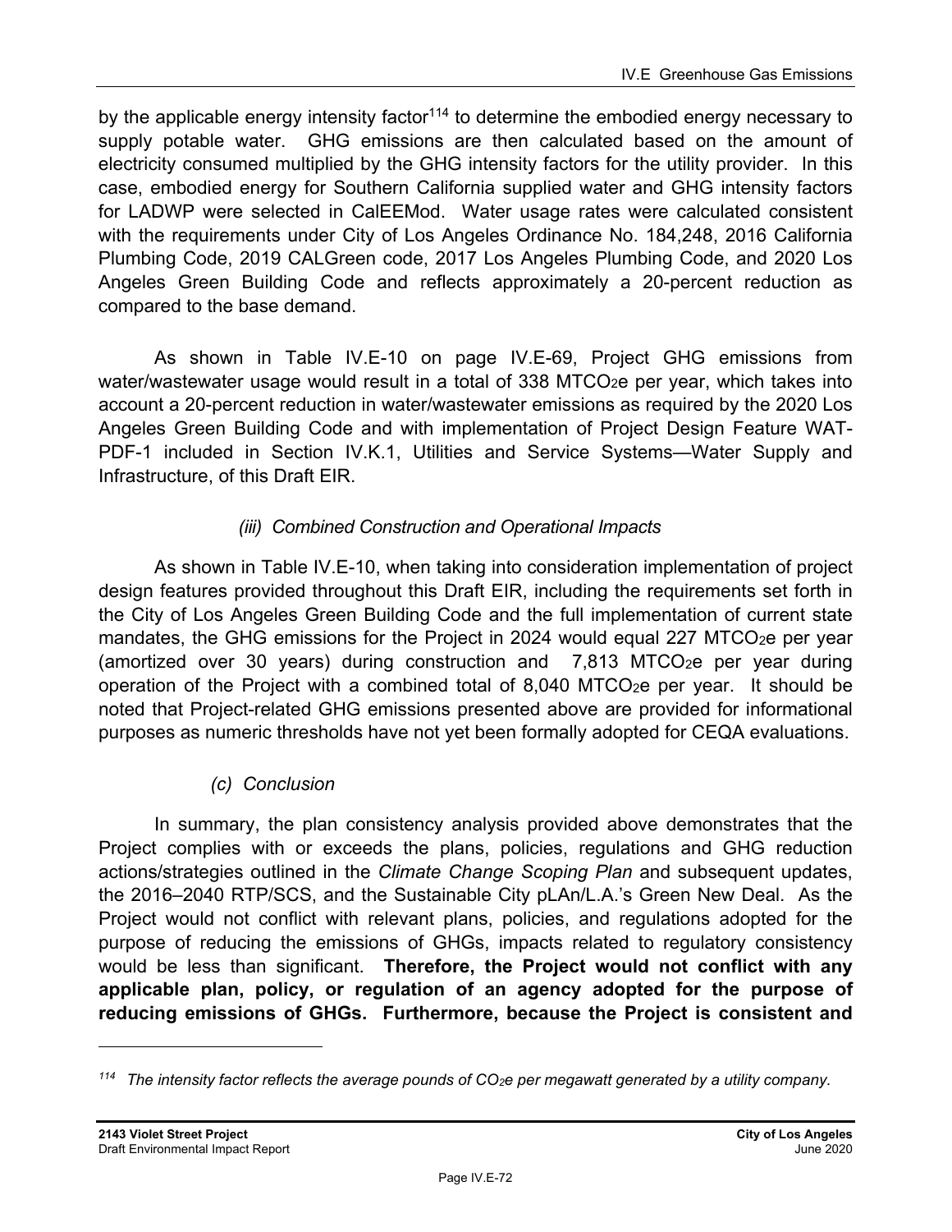by the applicable energy intensity factor[114] to determine the embodied energy necessary to supply potable water. GHG emissions are then calculated based on the amount of electricity consumed multiplied by the GHG intensity factors for the utility provider. In this case, embodied energy for Southern California supplied water and GHG intensity factors for LADWP were selected in CalEEMod. Water usage rates were calculated consistent with the requirements under City of Los Angeles Ordinance No. 184,248, 2016 California Plumbing Code, 2019 CALGreen code, 2017 Los Angeles Plumbing Code, and 2020 Los Angeles Green Building Code and reflects approximately a 20-percent reduction as compared to the base demand.

As shown in Table IV.E-10 on page IV.E-69, Project GHG emissions from water/wastewater usage would result in a total of 338 $MTCO_2e$ per year, which takes into account a 20-percent reduction in water/wastewater emissions as required by the 2020 Los Angeles Green Building Code and with implementation of Project Design Feature WAT-PDF-1 included in Section IV.K.1, Utilities and Service Systems—Water Supply and Infrastructure, of this Draft EIR.

*(iii) Combined Construction and Operational Impacts*

As shown in Table IV.E-10, when taking into consideration implementation of project design features provided throughout this Draft EIR, including the requirements set forth in the City of Los Angeles Green Building Code and the full implementation of current state mandates, the GHG emissions for the Project in 2024 would equal 227 $MTCO_2e$ per year (amortized over 30 years) during construction and 7,813 $MTCO_2e$ per year during operation of the Project with a combined total of 8,040 $MTCO_2e$ per year. It should be noted that Project-related GHG emissions presented above are provided for informational purposes as numeric thresholds have not yet been formally adopted for CEQA evaluations.

*(c) Conclusion*

In summary, the plan consistency analysis provided above demonstrates that the Project complies with or exceeds the plans, policies, regulations and GHG reduction actions/strategies outlined in the *Climate Change Scoping Plan* and subsequent updates, the 2016–2040 RTP/SCS, and the Sustainable City pLAn/L.A.'s Green New Deal. As the Project would not conflict with relevant plans, policies, and regulations adopted for the purpose of reducing the emissions of GHGs, impacts related to regulatory consistency would be less than significant. **Therefore, the Project would not conflict with any applicable plan, policy, or regulation of an agency adopted for the purpose of reducing emissions of GHGs. Furthermore, because the Project is consistent and**

---

[114] *The intensity factor reflects the average pounds of $CO_2e$ per megawatt generated by a utility company.*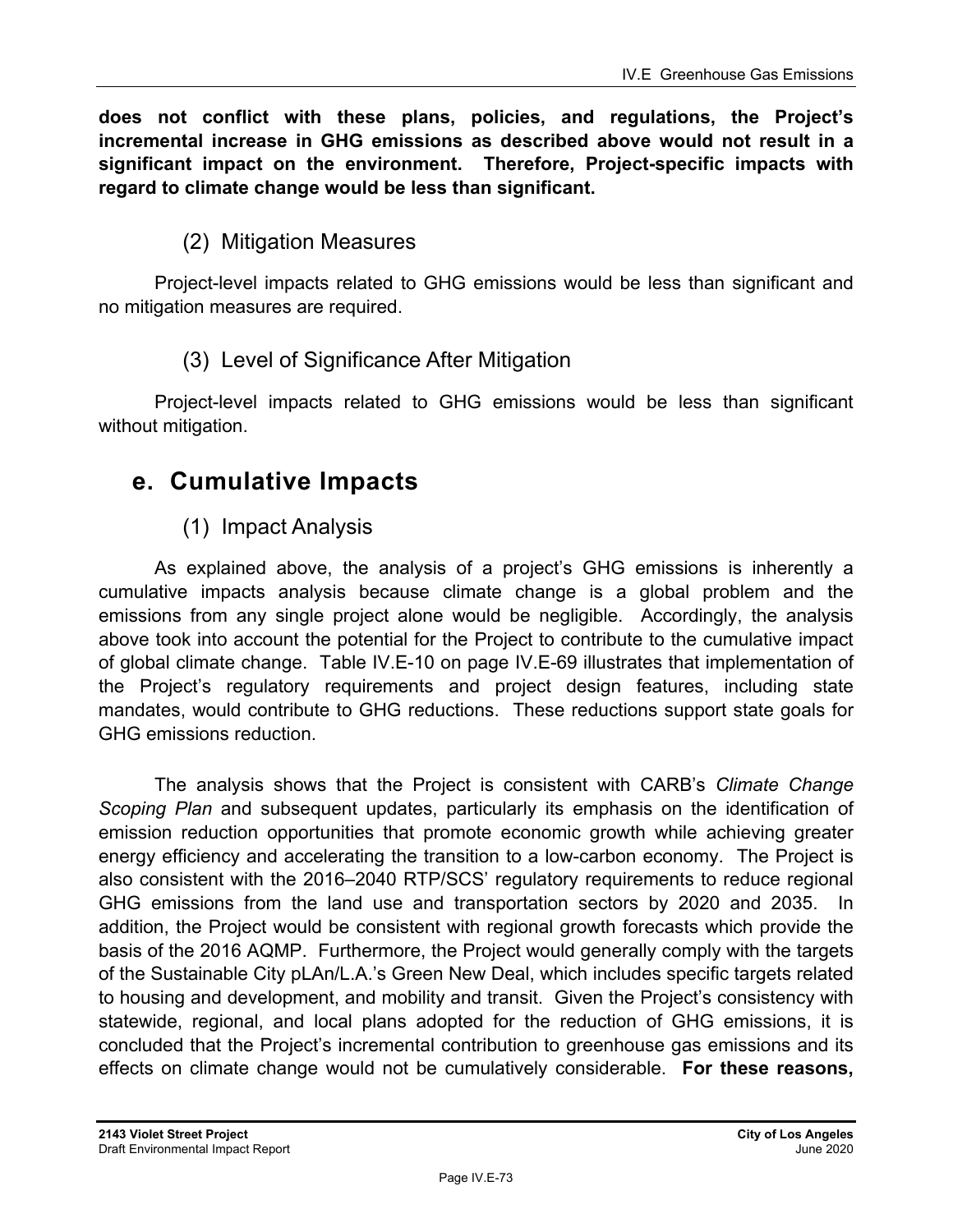**does not conflict with these plans, policies, and regulations, the Project's incremental increase in GHG emissions as described above would not result in a significant impact on the environment. Therefore, Project-specific impacts with regard to climate change would be less than significant.**

### (2) Mitigation Measures

Project-level impacts related to GHG emissions would be less than significant and no mitigation measures are required.

### (3) Level of Significance After Mitigation

Project-level impacts related to GHG emissions would be less than significant without mitigation.

## e. Cumulative Impacts

### (1) Impact Analysis

As explained above, the analysis of a project's GHG emissions is inherently a cumulative impacts analysis because climate change is a global problem and the emissions from any single project alone would be negligible. Accordingly, the analysis above took into account the potential for the Project to contribute to the cumulative impact of global climate change. Table IV.E-10 on page IV.E-69 illustrates that implementation of the Project's regulatory requirements and project design features, including state mandates, would contribute to GHG reductions. These reductions support state goals for GHG emissions reduction.

The analysis shows that the Project is consistent with CARB's *Climate Change Scoping Plan* and subsequent updates, particularly its emphasis on the identification of emission reduction opportunities that promote economic growth while achieving greater energy efficiency and accelerating the transition to a low-carbon economy. The Project is also consistent with the 2016–2040 RTP/SCS' regulatory requirements to reduce regional GHG emissions from the land use and transportation sectors by 2020 and 2035. In addition, the Project would be consistent with regional growth forecasts which provide the basis of the 2016 AQMP. Furthermore, the Project would generally comply with the targets of the Sustainable City pLAn/L.A.'s Green New Deal, which includes specific targets related to housing and development, and mobility and transit. Given the Project's consistency with statewide, regional, and local plans adopted for the reduction of GHG emissions, it is concluded that the Project's incremental contribution to greenhouse gas emissions and its effects on climate change would not be cumulatively considerable. **For these reasons,**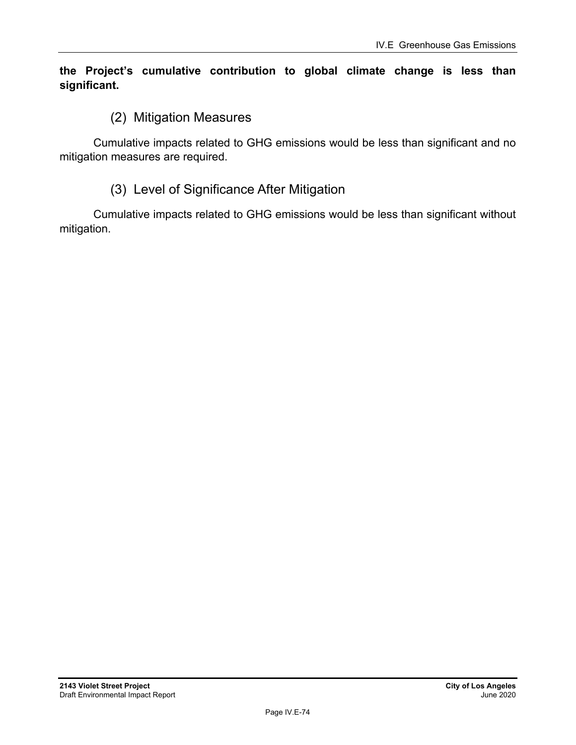**the Project's cumulative contribution to global climate change is less than significant.**

### (2) Mitigation Measures

Cumulative impacts related to GHG emissions would be less than significant and no mitigation measures are required.

### (3) Level of Significance After Mitigation

Cumulative impacts related to GHG emissions would be less than significant without mitigation.